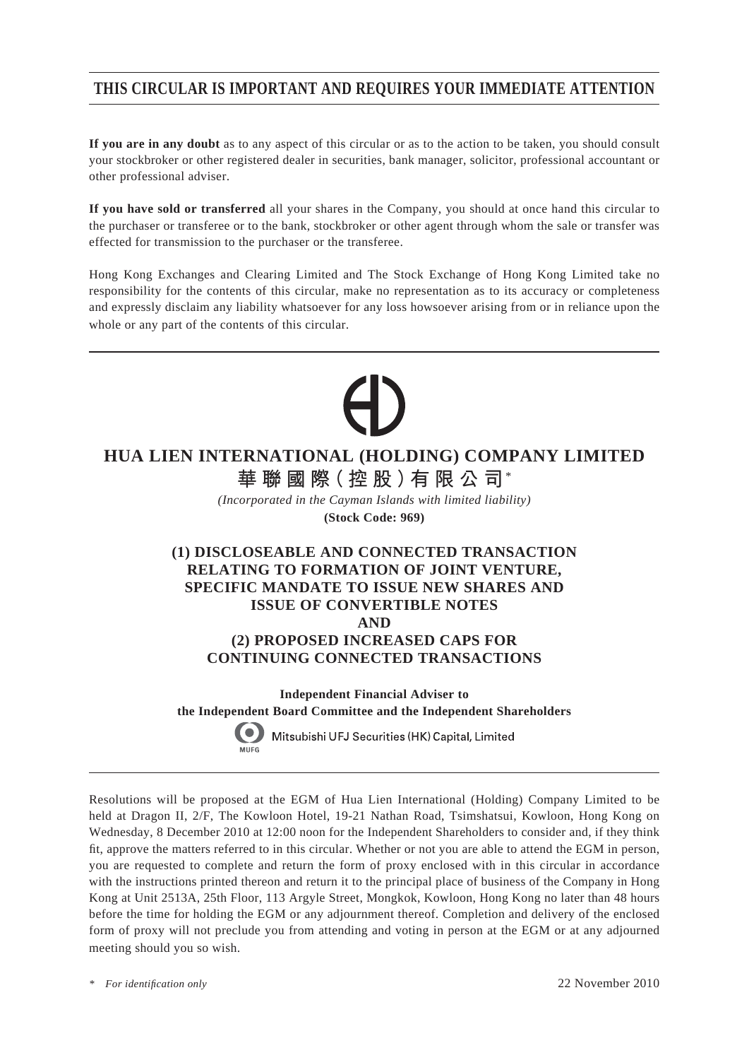**THIS CIRCULAR IS IMPORTANT AND REQUIRES YOUR IMMEDIATE ATTENTION**

**If you are in any doubt** as to any aspect of this circular or as to the action to be taken, you should consult your stockbroker or other registered dealer in securities, bank manager, solicitor, professional accountant or other professional adviser.

**If you have sold or transferred** all your shares in the Company, you should at once hand this circular to the purchaser or transferee or to the bank, stockbroker or other agent through whom the sale or transfer was effected for transmission to the purchaser or the transferee.

Hong Kong Exchanges and Clearing Limited and The Stock Exchange of Hong Kong Limited take no responsibility for the contents of this circular, make no representation as to its accuracy or completeness and expressly disclaim any liability whatsoever for any loss howsoever arising from or in reliance upon the whole or any part of the contents of this circular.

# HUA LIEN INTERNATIONAL (HOLDING) COMPANY LIMITED

# 華聯國際(控股)有限公司*

*(Incorporated in the Cayman Islands with limited liability)*

**(Stock Code: 969)**

## (1) DISCLOSEABLE AND CONNECTED TRANSACTION RELATING TO FORMATION OF JOINT VENTURE, SPECIFIC MANDATE TO ISSUE NEW SHARES AND ISSUE OF CONVERTIBLE NOTES AND (2) PROPOSED INCREASED CAPS FOR CONTINUING CONNECTED TRANSACTIONS

**Independent Financial Adviser to the Independent Board Committee and the Independent Shareholders**

Mitsubishi UFJ Securities (HK) Capital, Limited

Resolutions will be proposed at the EGM of Hua Lien International (Holding) Company Limited to be held at Dragon II, 2/F, The Kowloon Hotel, 19-21 Nathan Road, Tsimshatsui, Kowloon, Hong Kong on Wednesday, 8 December 2010 at 12:00 noon for the Independent Shareholders to consider and, if they think fit, approve the matters referred to in this circular. Whether or not you are able to attend the EGM in person, you are requested to complete and return the form of proxy enclosed with in this circular in accordance with the instructions printed thereon and return it to the principal place of business of the Company in Hong Kong at Unit 2513A, 25th Floor, 113 Argyle Street, Mongkok, Kowloon, Hong Kong no later than 48 hours before the time for holding the EGM or any adjournment thereof. Completion and delivery of the enclosed form of proxy will not preclude you from attending and voting in person at the EGM or at any adjourned meeting should you so wish.

\* *For identification only*

22 November 2010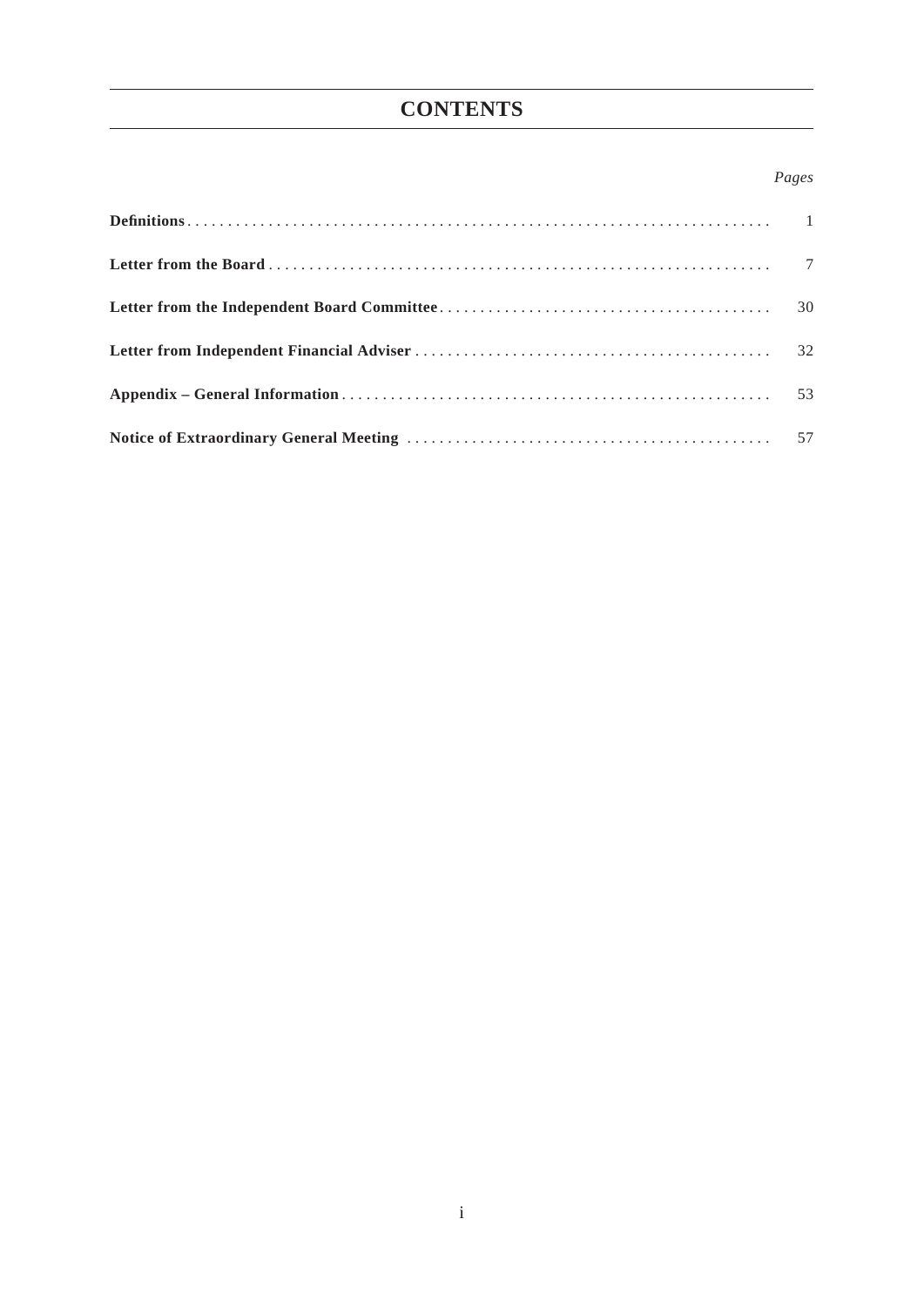# CONTENTS

| | *Pages* |
|---|---|
| **Definitions** | 1 |
| **Letter from the Board** | 7 |
| **Letter from the Independent Board Committee** | 30 |
| **Letter from Independent Financial Adviser** | 32 |
| **Appendix – General Information** | 53 |
| **Notice of Extraordinary General Meeting** | 57 |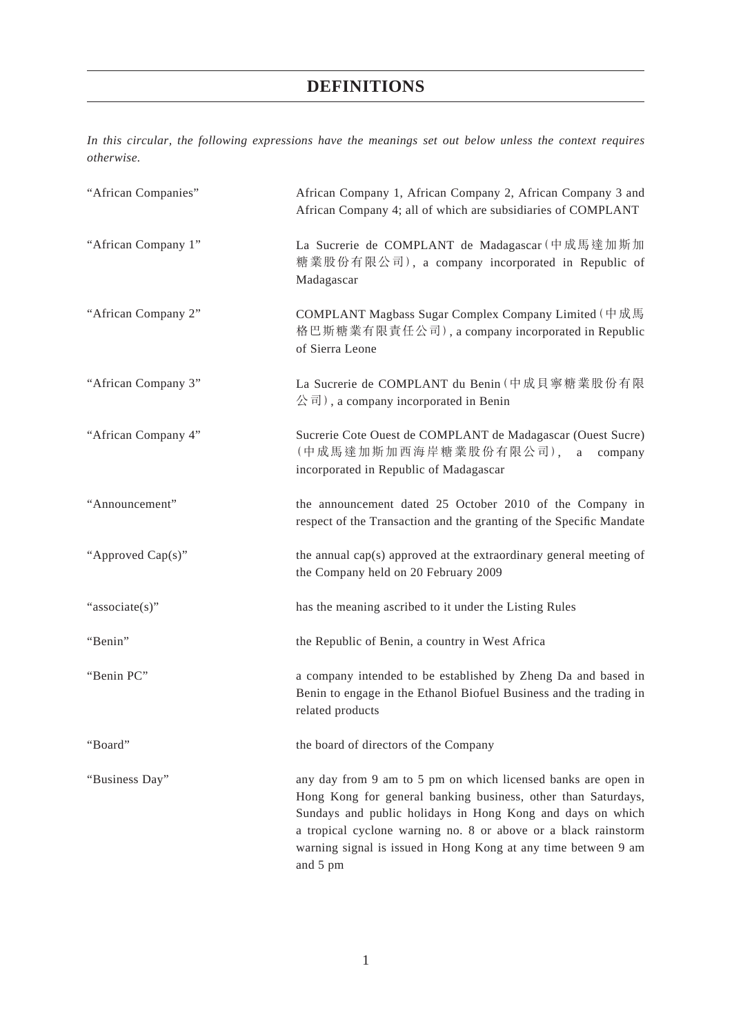# DEFINITIONS

*In this circular, the following expressions have the meanings set out below unless the context requires otherwise.*

| | |
|---|---|
| "African Companies" | African Company 1, African Company 2, African Company 3 and African Company 4; all of which are subsidiaries of COMPLANT |
| "African Company 1" | La Sucrerie de COMPLANT de Madagascar (中成馬達加斯加糖業股份有限公司), a company incorporated in Republic of Madagascar |
| "African Company 2" | COMPLANT Magbass Sugar Complex Company Limited (中成馬格巴斯糖業有限責任公司), a company incorporated in Republic of Sierra Leone |
| "African Company 3" | La Sucrerie de COMPLANT du Benin (中成貝寧糖業股份有限公司), a company incorporated in Benin |
| "African Company 4" | Sucrerie Cote Ouest de COMPLANT de Madagascar (Ouest Sucre) (中成馬達加斯加西海岸糖業股份有限公司), a company incorporated in Republic of Madagascar |
| "Announcement" | the announcement dated 25 October 2010 of the Company in respect of the Transaction and the granting of the Specific Mandate |
| "Approved Cap(s)" | the annual cap(s) approved at the extraordinary general meeting of the Company held on 20 February 2009 |
| "associate(s)" | has the meaning ascribed to it under the Listing Rules |
| "Benin" | the Republic of Benin, a country in West Africa |
| "Benin PC" | a company intended to be established by Zheng Da and based in Benin to engage in the Ethanol Biofuel Business and the trading in related products |
| "Board" | the board of directors of the Company |
| "Business Day" | any day from 9 am to 5 pm on which licensed banks are open in Hong Kong for general banking business, other than Saturdays, Sundays and public holidays in Hong Kong and days on which a tropical cyclone warning no. 8 or above or a black rainstorm warning signal is issued in Hong Kong at any time between 9 am and 5 pm |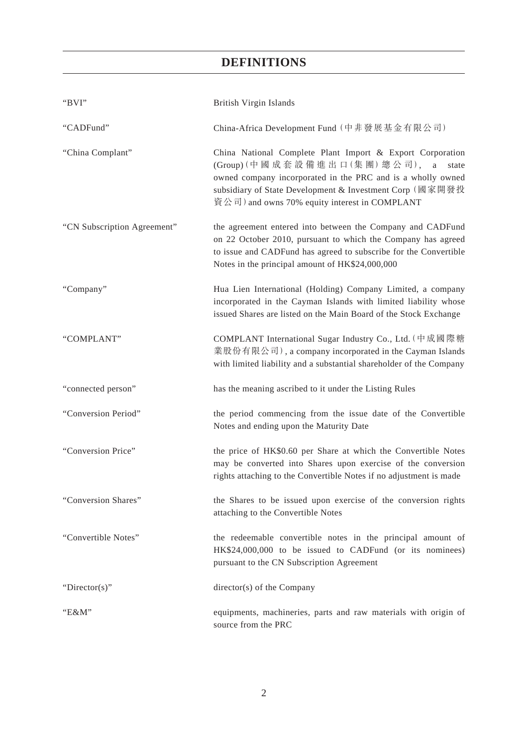# DEFINITIONS

| | |
|---|---|
| "BVI" | British Virgin Islands |
| "CADFund" | China-Africa Development Fund (中非發展基金有限公司) |
| "China Complant" | China National Complete Plant Import & Export Corporation (Group) (中國成套設備進出口(集團)總公司), a state owned company incorporated in the PRC and is a wholly owned subsidiary of State Development & Investment Corp (國家開發投資公司) and owns 70% equity interest in COMPLANT |
| "CN Subscription Agreement" | the agreement entered into between the Company and CADFund on 22 October 2010, pursuant to which the Company has agreed to issue and CADFund has agreed to subscribe for the Convertible Notes in the principal amount of HK$24,000,000 |
| "Company" | Hua Lien International (Holding) Company Limited, a company incorporated in the Cayman Islands with limited liability whose issued Shares are listed on the Main Board of the Stock Exchange |
| "COMPLANT" | COMPLANT International Sugar Industry Co., Ltd. (中成國際糖業股份有限公司), a company incorporated in the Cayman Islands with limited liability and a substantial shareholder of the Company |
| "connected person" | has the meaning ascribed to it under the Listing Rules |
| "Conversion Period" | the period commencing from the issue date of the Convertible Notes and ending upon the Maturity Date |
| "Conversion Price" | the price of HK$0.60 per Share at which the Convertible Notes may be converted into Shares upon exercise of the conversion rights attaching to the Convertible Notes if no adjustment is made |
| "Conversion Shares" | the Shares to be issued upon exercise of the conversion rights attaching to the Convertible Notes |
| "Convertible Notes" | the redeemable convertible notes in the principal amount of HK$24,000,000 to be issued to CADFund (or its nominees) pursuant to the CN Subscription Agreement |
| "Director(s)" | director(s) of the Company |
| "E&M" | equipments, machineries, parts and raw materials with origin of source from the PRC |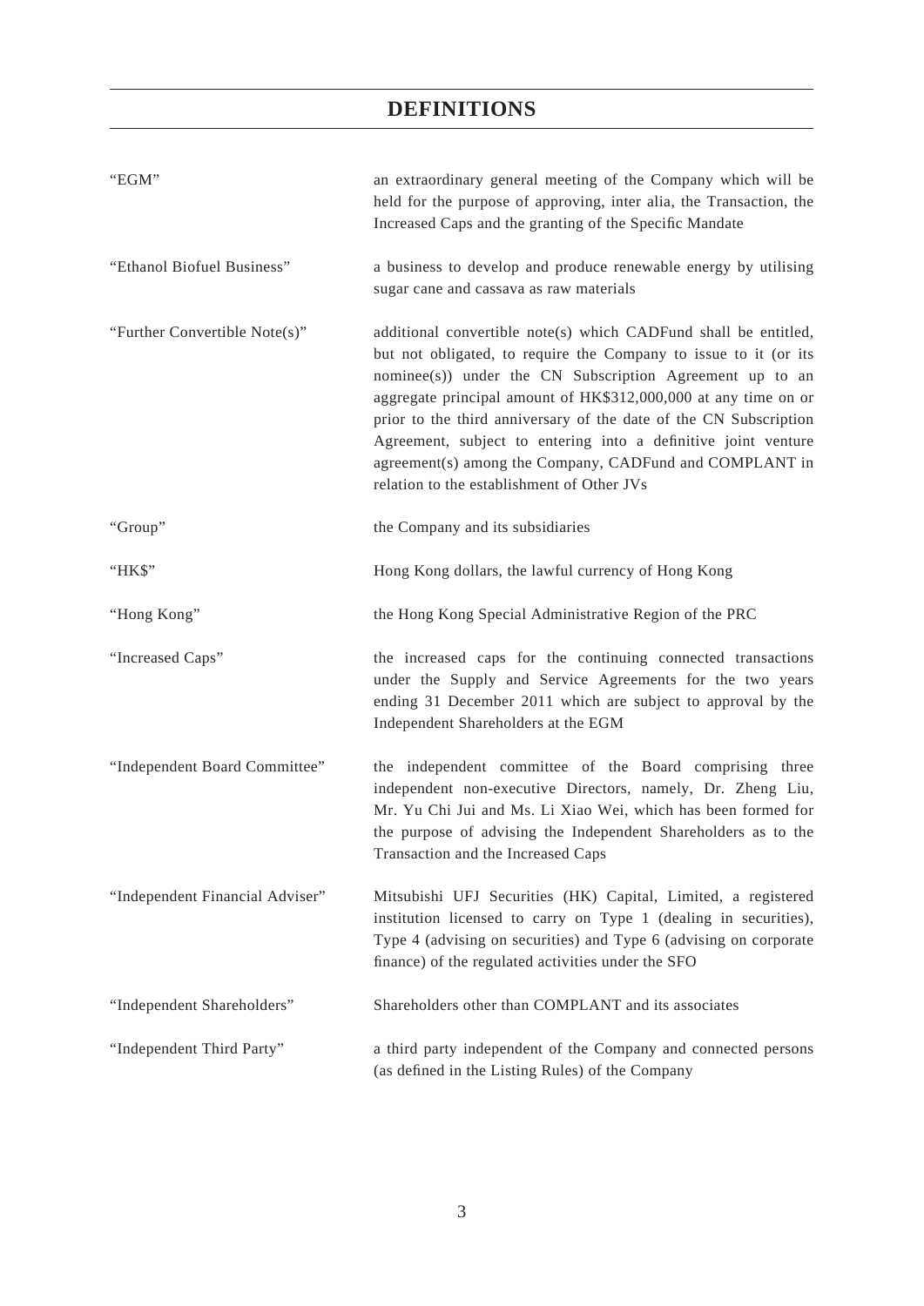# DEFINITIONS

| | |
|---|---|
| "EGM" | an extraordinary general meeting of the Company which will be held for the purpose of approving, inter alia, the Transaction, the Increased Caps and the granting of the Specific Mandate |
| "Ethanol Biofuel Business" | a business to develop and produce renewable energy by utilising sugar cane and cassava as raw materials |
| "Further Convertible Note(s)" | additional convertible note(s) which CADFund shall be entitled, but not obligated, to require the Company to issue to it (or its nominee(s)) under the CN Subscription Agreement up to an aggregate principal amount of HK$312,000,000 at any time on or prior to the third anniversary of the date of the CN Subscription Agreement, subject to entering into a definitive joint venture agreement(s) among the Company, CADFund and COMPLANT in relation to the establishment of Other JVs |
| "Group" | the Company and its subsidiaries |
| "HK$" | Hong Kong dollars, the lawful currency of Hong Kong |
| "Hong Kong" | the Hong Kong Special Administrative Region of the PRC |
| "Increased Caps" | the increased caps for the continuing connected transactions under the Supply and Service Agreements for the two years ending 31 December 2011 which are subject to approval by the Independent Shareholders at the EGM |
| "Independent Board Committee" | the independent committee of the Board comprising three independent non-executive Directors, namely, Dr. Zheng Liu, Mr. Yu Chi Jui and Ms. Li Xiao Wei, which has been formed for the purpose of advising the Independent Shareholders as to the Transaction and the Increased Caps |
| "Independent Financial Adviser" | Mitsubishi UFJ Securities (HK) Capital, Limited, a registered institution licensed to carry on Type 1 (dealing in securities), Type 4 (advising on securities) and Type 6 (advising on corporate finance) of the regulated activities under the SFO |
| "Independent Shareholders" | Shareholders other than COMPLANT and its associates |
| "Independent Third Party" | a third party independent of the Company and connected persons (as defined in the Listing Rules) of the Company |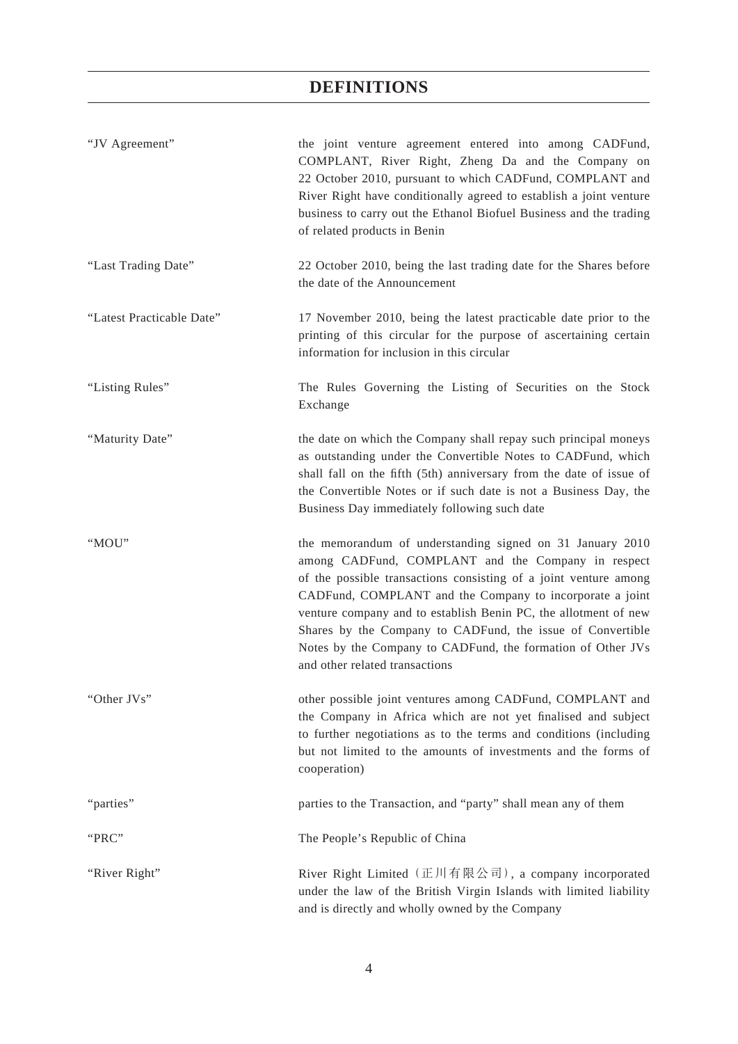# DEFINITIONS

| | |
|---|---|
| "JV Agreement" | the joint venture agreement entered into among CADFund, COMPLANT, River Right, Zheng Da and the Company on 22 October 2010, pursuant to which CADFund, COMPLANT and River Right have conditionally agreed to establish a joint venture business to carry out the Ethanol Biofuel Business and the trading of related products in Benin |
| "Last Trading Date" | 22 October 2010, being the last trading date for the Shares before the date of the Announcement |
| "Latest Practicable Date" | 17 November 2010, being the latest practicable date prior to the printing of this circular for the purpose of ascertaining certain information for inclusion in this circular |
| "Listing Rules" | The Rules Governing the Listing of Securities on the Stock Exchange |
| "Maturity Date" | the date on which the Company shall repay such principal moneys as outstanding under the Convertible Notes to CADFund, which shall fall on the fifth (5th) anniversary from the date of issue of the Convertible Notes or if such date is not a Business Day, the Business Day immediately following such date |
| "MOU" | the memorandum of understanding signed on 31 January 2010 among CADFund, COMPLANT and the Company in respect of the possible transactions consisting of a joint venture among CADFund, COMPLANT and the Company to incorporate a joint venture company and to establish Benin PC, the allotment of new Shares by the Company to CADFund, the issue of Convertible Notes by the Company to CADFund, the formation of Other JVs and other related transactions |
| "Other JVs" | other possible joint ventures among CADFund, COMPLANT and the Company in Africa which are not yet finalised and subject to further negotiations as to the terms and conditions (including but not limited to the amounts of investments and the forms of cooperation) |
| "parties" | parties to the Transaction, and "party" shall mean any of them |
| "PRC" | The People's Republic of China |
| "River Right" | River Right Limited (正川有限公司), a company incorporated under the law of the British Virgin Islands with limited liability and is directly and wholly owned by the Company |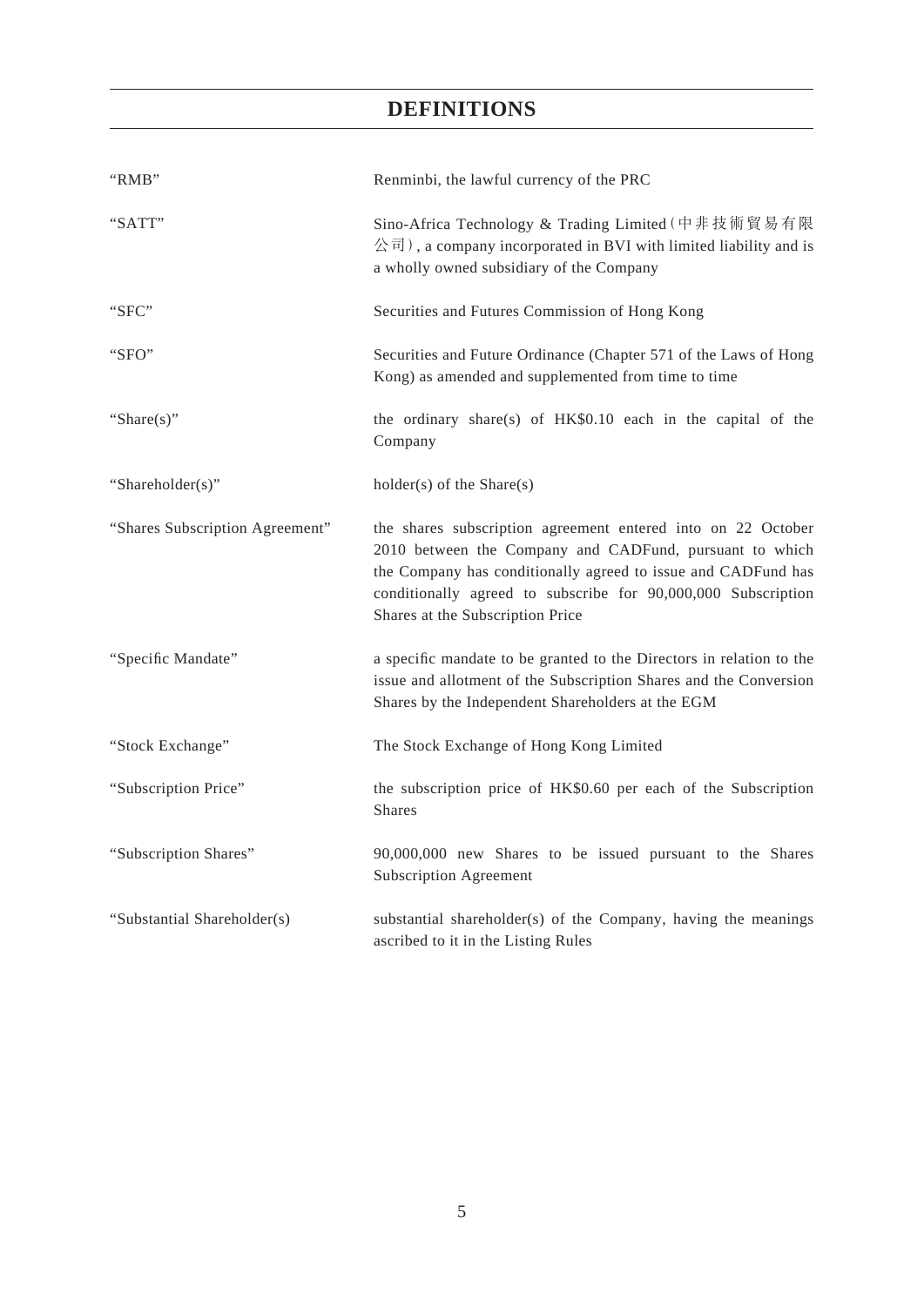# DEFINITIONS

| | |
|---|---|
| "RMB" | Renminbi, the lawful currency of the PRC |
| "SATT" | Sino-Africa Technology & Trading Limited（中非技術貿易有限公司）, a company incorporated in BVI with limited liability and is a wholly owned subsidiary of the Company |
| "SFC" | Securities and Futures Commission of Hong Kong |
| "SFO" | Securities and Future Ordinance (Chapter 571 of the Laws of Hong Kong) as amended and supplemented from time to time |
| "Share(s)" | the ordinary share(s) of HK$0.10 each in the capital of the Company |
| "Shareholder(s)" | holder(s) of the Share(s) |
| "Shares Subscription Agreement" | the shares subscription agreement entered into on 22 October 2010 between the Company and CADFund, pursuant to which the Company has conditionally agreed to issue and CADFund has conditionally agreed to subscribe for 90,000,000 Subscription Shares at the Subscription Price |
| "Specific Mandate" | a specific mandate to be granted to the Directors in relation to the issue and allotment of the Subscription Shares and the Conversion Shares by the Independent Shareholders at the EGM |
| "Stock Exchange" | The Stock Exchange of Hong Kong Limited |
| "Subscription Price" | the subscription price of HK$0.60 per each of the Subscription Shares |
| "Subscription Shares" | 90,000,000 new Shares to be issued pursuant to the Shares Subscription Agreement |
| "Substantial Shareholder(s) | substantial shareholder(s) of the Company, having the meanings ascribed to it in the Listing Rules |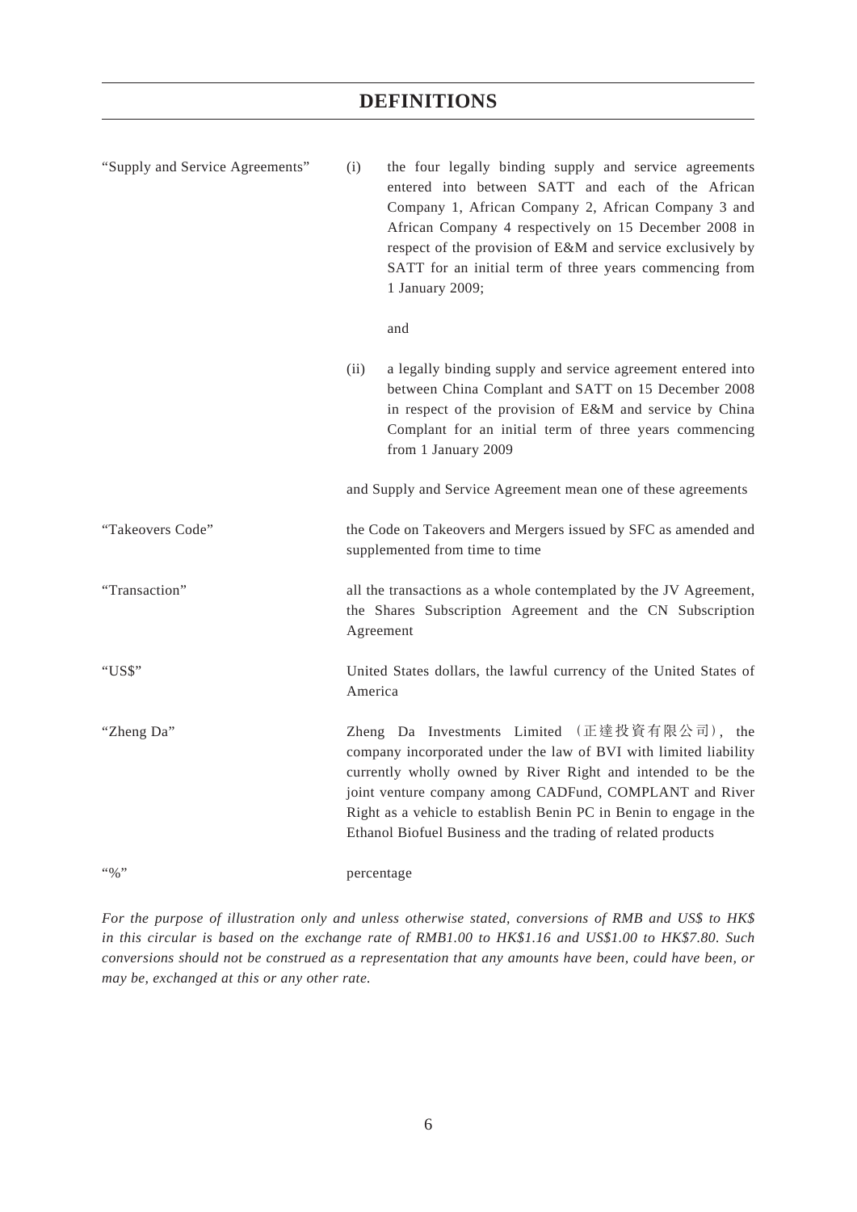# DEFINITIONS

| | |
|---|---|
| "Supply and Service Agreements" | (i) the four legally binding supply and service agreements entered into between SATT and each of the African Company 1, African Company 2, African Company 3 and African Company 4 respectively on 15 December 2008 in respect of the provision of E&M and service exclusively by SATT for an initial term of three years commencing from 1 January 2009;<br><br>and<br><br>(ii) a legally binding supply and service agreement entered into between China Complant and SATT on 15 December 2008 in respect of the provision of E&M and service by China Complant for an initial term of three years commencing from 1 January 2009<br><br>and Supply and Service Agreement mean one of these agreements |
| "Takeovers Code" | the Code on Takeovers and Mergers issued by SFC as amended and supplemented from time to time |
| "Transaction" | all the transactions as a whole contemplated by the JV Agreement, the Shares Subscription Agreement and the CN Subscription Agreement |
| "US$" | United States dollars, the lawful currency of the United States of America |
| "Zheng Da" | Zheng Da Investments Limited (正達投資有限公司), the company incorporated under the law of BVI with limited liability currently wholly owned by River Right and intended to be the joint venture company among CADFund, COMPLANT and River Right as a vehicle to establish Benin PC in Benin to engage in the Ethanol Biofuel Business and the trading of related products |
| "%" | percentage |

*For the purpose of illustration only and unless otherwise stated, conversions of RMB and US$ to HK$ in this circular is based on the exchange rate of RMB1.00 to HK$1.16 and US$1.00 to HK$7.80. Such conversions should not be construed as a representation that any amounts have been, could have been, or may be, exchanged at this or any other rate.*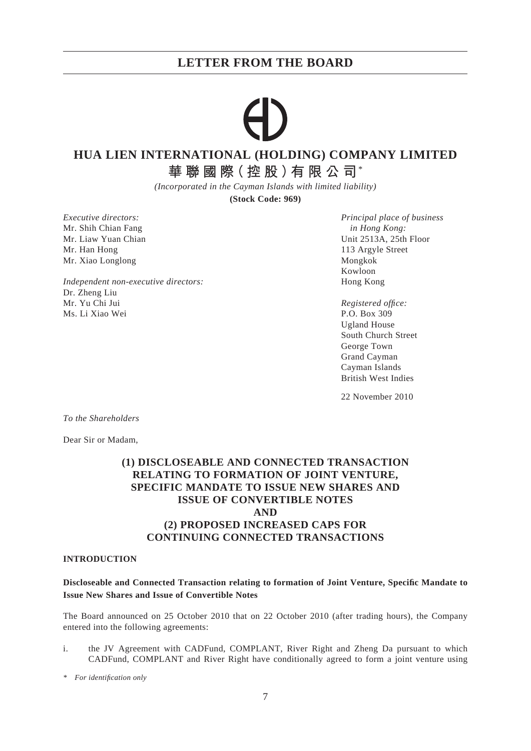# LETTER FROM THE BOARD

## HUA LIEN INTERNATIONAL (HOLDING) COMPANY LIMITED

## 華聯國際（控股）有限公司*

*(Incorporated in the Cayman Islands with limited liability)*

**(Stock Code: 969)**

*Executive directors:*
Mr. Shih Chian Fang
Mr. Liaw Yuan Chian
Mr. Han Hong
Mr. Xiao Longlong

*Independent non-executive directors:*
Dr. Zheng Liu
Mr. Yu Chi Jui
Ms. Li Xiao Wei

*Principal place of business in Hong Kong:*
Unit 2513A, 25th Floor
113 Argyle Street
Mongkok
Kowloon
Hong Kong

*Registered office:*
P.O. Box 309
Ugland House
South Church Street
George Town
Grand Cayman
Cayman Islands
British West Indies

22 November 2010

*To the Shareholders*

Dear Sir or Madam,

**(1) DISCLOSEABLE AND CONNECTED TRANSACTION RELATING TO FORMATION OF JOINT VENTURE, SPECIFIC MANDATE TO ISSUE NEW SHARES AND ISSUE OF CONVERTIBLE NOTES AND (2) PROPOSED INCREASED CAPS FOR CONTINUING CONNECTED TRANSACTIONS**

### INTRODUCTION

**Discloseable and Connected Transaction relating to formation of Joint Venture, Specific Mandate to Issue New Shares and Issue of Convertible Notes**

The Board announced on 25 October 2010 that on 22 October 2010 (after trading hours), the Company entered into the following agreements:

i. the JV Agreement with CADFund, COMPLANT, River Right and Zheng Da pursuant to which CADFund, COMPLANT and River Right have conditionally agreed to form a joint venture using

\* *For identification only*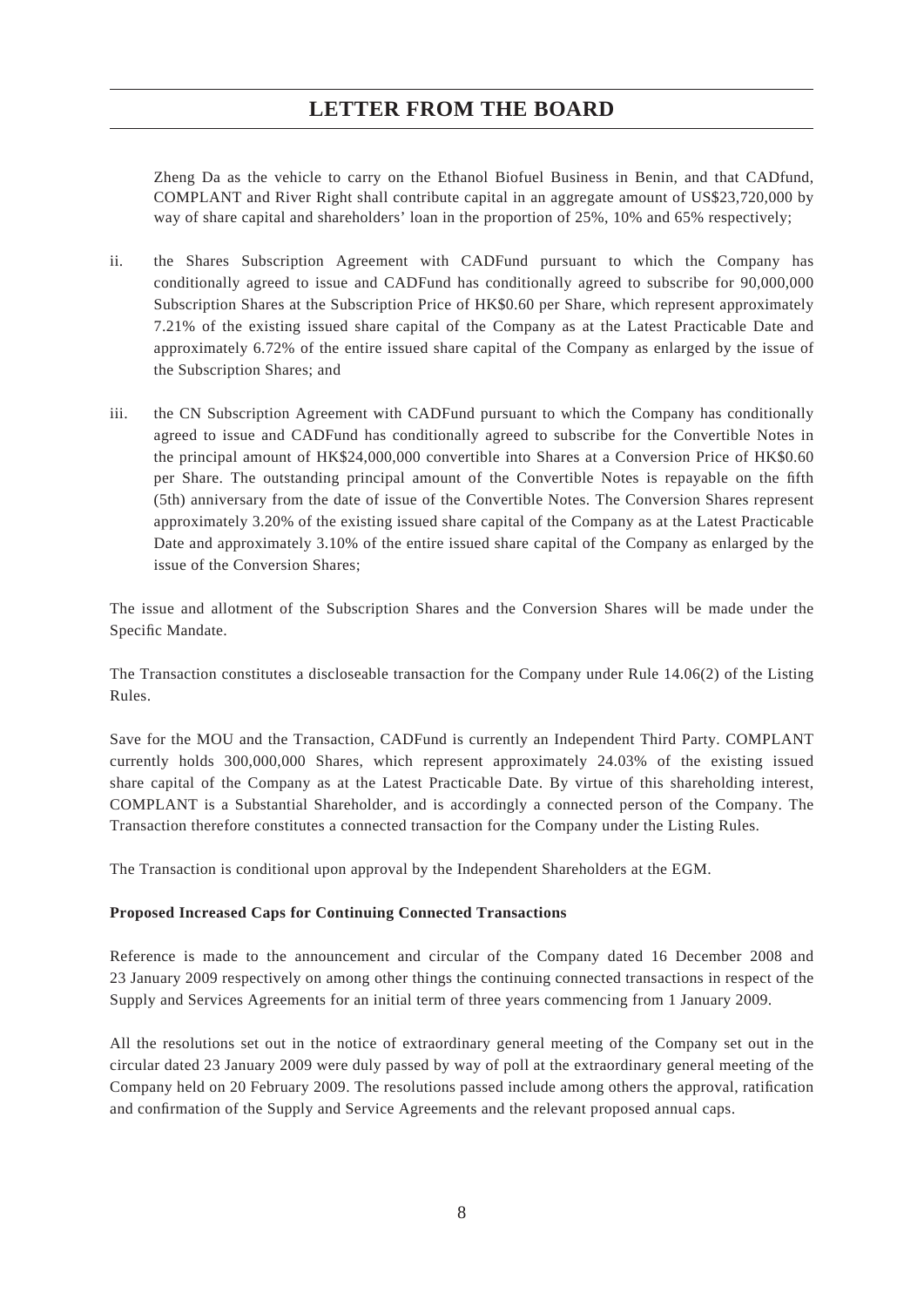Zheng Da as the vehicle to carry on the Ethanol Biofuel Business in Benin, and that CADfund, COMPLANT and River Right shall contribute capital in an aggregate amount of US$23,720,000 by way of share capital and shareholders' loan in the proportion of 25%, 10% and 65% respectively;

ii. the Shares Subscription Agreement with CADFund pursuant to which the Company has conditionally agreed to issue and CADFund has conditionally agreed to subscribe for 90,000,000 Subscription Shares at the Subscription Price of HK$0.60 per Share, which represent approximately 7.21% of the existing issued share capital of the Company as at the Latest Practicable Date and approximately 6.72% of the entire issued share capital of the Company as enlarged by the issue of the Subscription Shares; and

iii. the CN Subscription Agreement with CADFund pursuant to which the Company has conditionally agreed to issue and CADFund has conditionally agreed to subscribe for the Convertible Notes in the principal amount of HK$24,000,000 convertible into Shares at a Conversion Price of HK$0.60 per Share. The outstanding principal amount of the Convertible Notes is repayable on the fifth (5th) anniversary from the date of issue of the Convertible Notes. The Conversion Shares represent approximately 3.20% of the existing issued share capital of the Company as at the Latest Practicable Date and approximately 3.10% of the entire issued share capital of the Company as enlarged by the issue of the Conversion Shares;

The issue and allotment of the Subscription Shares and the Conversion Shares will be made under the Specific Mandate.

The Transaction constitutes a discloseable transaction for the Company under Rule 14.06(2) of the Listing Rules.

Save for the MOU and the Transaction, CADFund is currently an Independent Third Party. COMPLANT currently holds 300,000,000 Shares, which represent approximately 24.03% of the existing issued share capital of the Company as at the Latest Practicable Date. By virtue of this shareholding interest, COMPLANT is a Substantial Shareholder, and is accordingly a connected person of the Company. The Transaction therefore constitutes a connected transaction for the Company under the Listing Rules.

The Transaction is conditional upon approval by the Independent Shareholders at the EGM.

**Proposed Increased Caps for Continuing Connected Transactions**

Reference is made to the announcement and circular of the Company dated 16 December 2008 and 23 January 2009 respectively on among other things the continuing connected transactions in respect of the Supply and Services Agreements for an initial term of three years commencing from 1 January 2009.

All the resolutions set out in the notice of extraordinary general meeting of the Company set out in the circular dated 23 January 2009 were duly passed by way of poll at the extraordinary general meeting of the Company held on 20 February 2009. The resolutions passed include among others the approval, ratification and confirmation of the Supply and Service Agreements and the relevant proposed annual caps.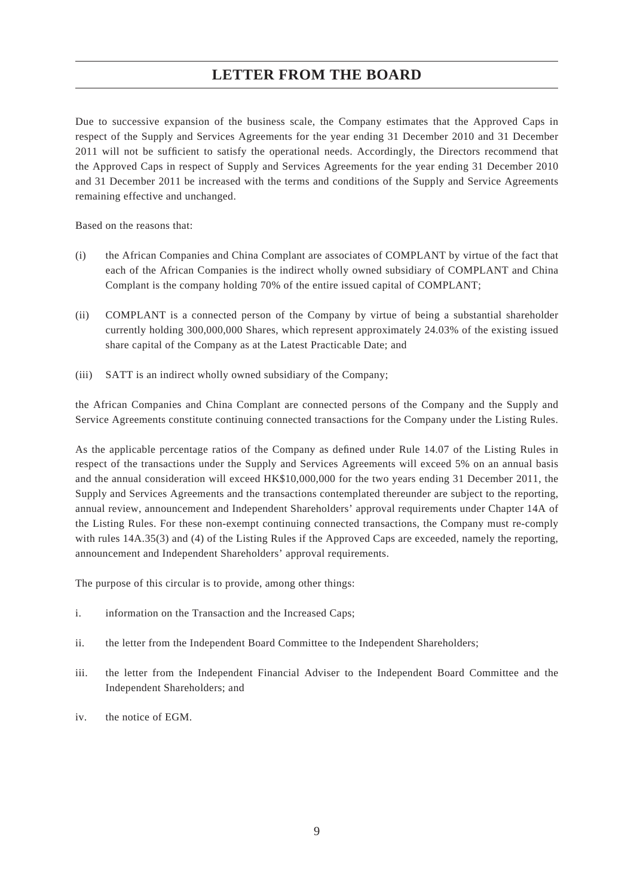# LETTER FROM THE BOARD

Due to successive expansion of the business scale, the Company estimates that the Approved Caps in respect of the Supply and Services Agreements for the year ending 31 December 2010 and 31 December 2011 will not be sufficient to satisfy the operational needs. Accordingly, the Directors recommend that the Approved Caps in respect of Supply and Services Agreements for the year ending 31 December 2010 and 31 December 2011 be increased with the terms and conditions of the Supply and Service Agreements remaining effective and unchanged.

Based on the reasons that:

(i) the African Companies and China Complant are associates of COMPLANT by virtue of the fact that each of the African Companies is the indirect wholly owned subsidiary of COMPLANT and China Complant is the company holding 70% of the entire issued capital of COMPLANT;

(ii) COMPLANT is a connected person of the Company by virtue of being a substantial shareholder currently holding 300,000,000 Shares, which represent approximately 24.03% of the existing issued share capital of the Company as at the Latest Practicable Date; and

(iii) SATT is an indirect wholly owned subsidiary of the Company;

the African Companies and China Complant are connected persons of the Company and the Supply and Service Agreements constitute continuing connected transactions for the Company under the Listing Rules.

As the applicable percentage ratios of the Company as defined under Rule 14.07 of the Listing Rules in respect of the transactions under the Supply and Services Agreements will exceed 5% on an annual basis and the annual consideration will exceed HK$10,000,000 for the two years ending 31 December 2011, the Supply and Services Agreements and the transactions contemplated thereunder are subject to the reporting, annual review, announcement and Independent Shareholders' approval requirements under Chapter 14A of the Listing Rules. For these non-exempt continuing connected transactions, the Company must re-comply with rules 14A.35(3) and (4) of the Listing Rules if the Approved Caps are exceeded, namely the reporting, announcement and Independent Shareholders' approval requirements.

The purpose of this circular is to provide, among other things:

i. information on the Transaction and the Increased Caps;

ii. the letter from the Independent Board Committee to the Independent Shareholders;

iii. the letter from the Independent Financial Adviser to the Independent Board Committee and the Independent Shareholders; and

iv. the notice of EGM.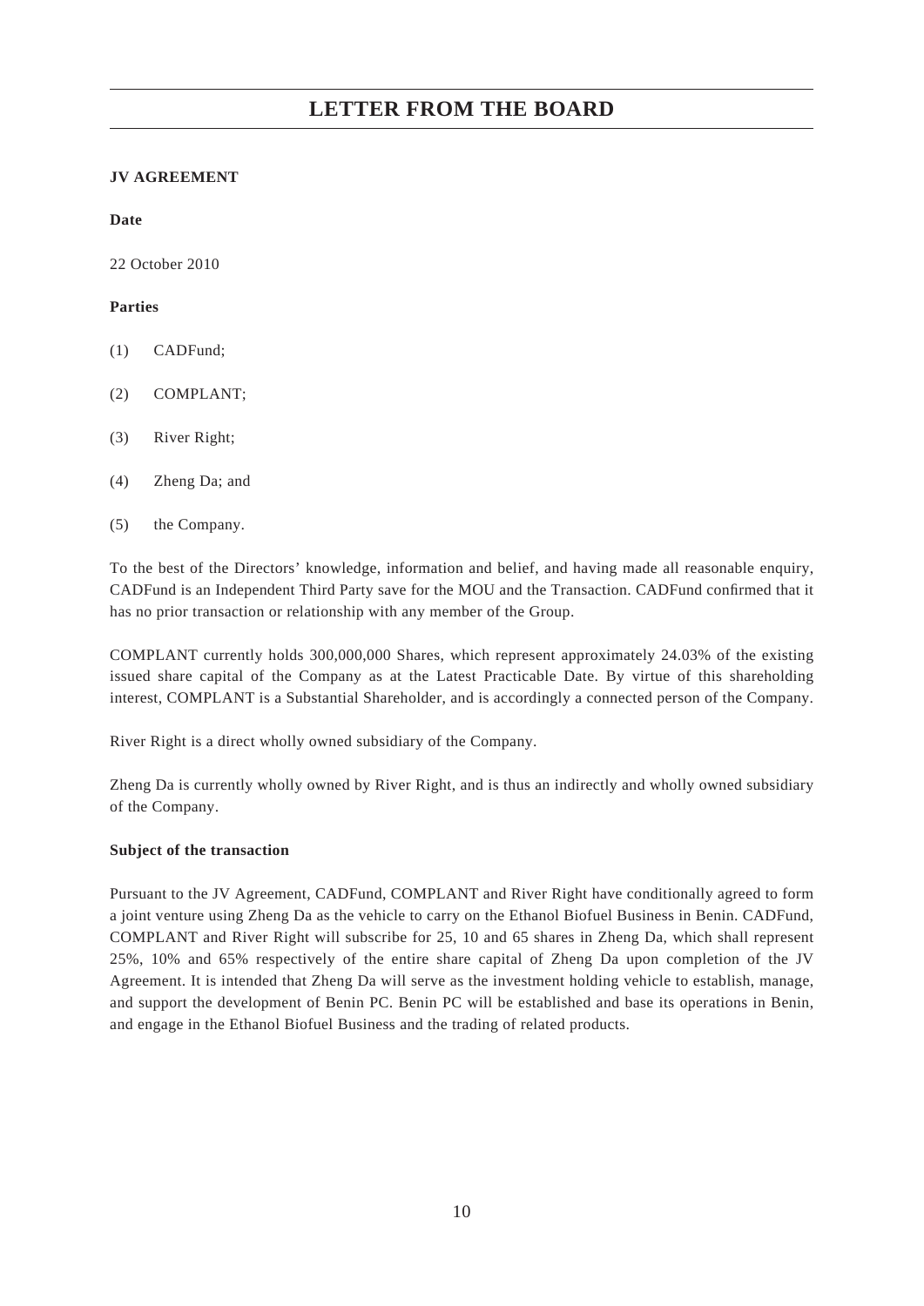# LETTER FROM THE BOARD

**JV AGREEMENT**

**Date**

22 October 2010

**Parties**

(1) CADFund;

(2) COMPLANT;

(3) River Right;

(4) Zheng Da; and

(5) the Company.

To the best of the Directors' knowledge, information and belief, and having made all reasonable enquiry, CADFund is an Independent Third Party save for the MOU and the Transaction. CADFund confirmed that it has no prior transaction or relationship with any member of the Group.

COMPLANT currently holds 300,000,000 Shares, which represent approximately 24.03% of the existing issued share capital of the Company as at the Latest Practicable Date. By virtue of this shareholding interest, COMPLANT is a Substantial Shareholder, and is accordingly a connected person of the Company.

River Right is a direct wholly owned subsidiary of the Company.

Zheng Da is currently wholly owned by River Right, and is thus an indirectly and wholly owned subsidiary of the Company.

**Subject of the transaction**

Pursuant to the JV Agreement, CADFund, COMPLANT and River Right have conditionally agreed to form a joint venture using Zheng Da as the vehicle to carry on the Ethanol Biofuel Business in Benin. CADFund, COMPLANT and River Right will subscribe for 25, 10 and 65 shares in Zheng Da, which shall represent 25%, 10% and 65% respectively of the entire share capital of Zheng Da upon completion of the JV Agreement. It is intended that Zheng Da will serve as the investment holding vehicle to establish, manage, and support the development of Benin PC. Benin PC will be established and base its operations in Benin, and engage in the Ethanol Biofuel Business and the trading of related products.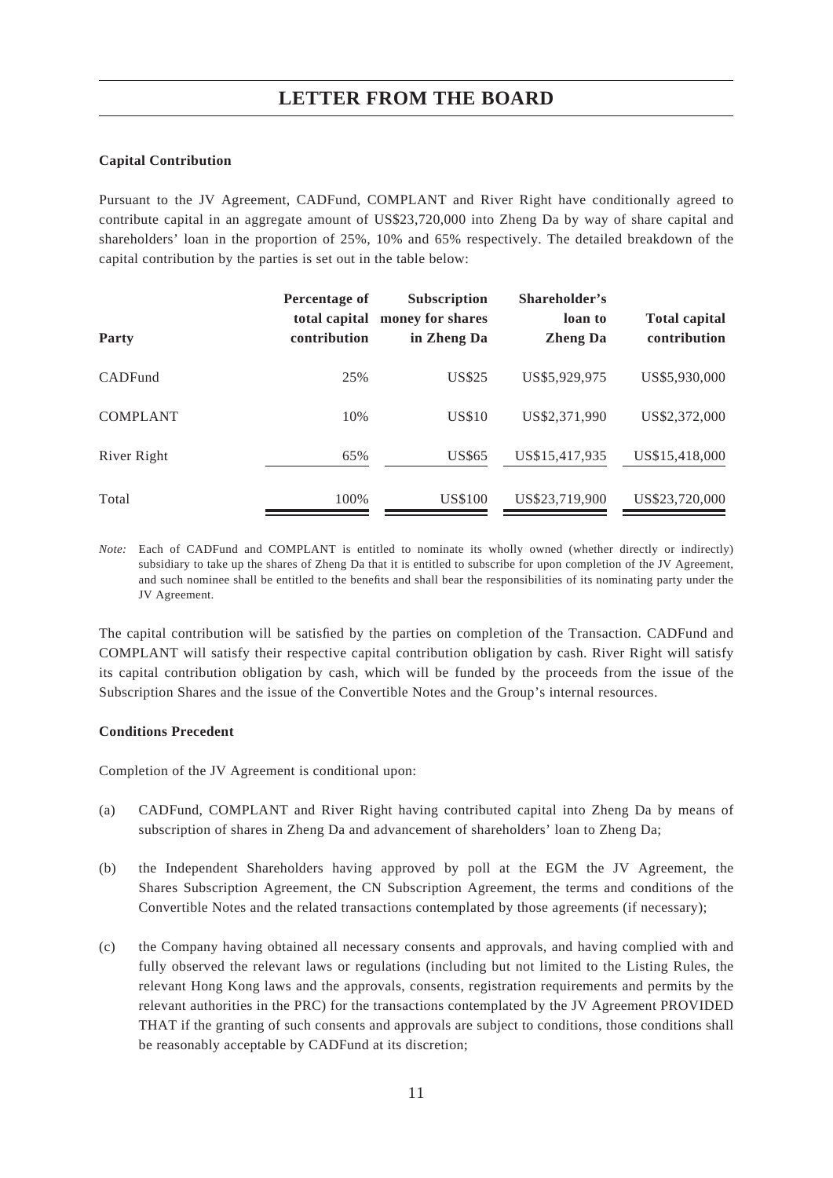# LETTER FROM THE BOARD

**Capital Contribution**

Pursuant to the JV Agreement, CADFund, COMPLANT and River Right have conditionally agreed to contribute capital in an aggregate amount of US$23,720,000 into Zheng Da by way of share capital and shareholders' loan in the proportion of 25%, 10% and 65% respectively. The detailed breakdown of the capital contribution by the parties is set out in the table below:

| Party | Percentage of total capital contribution | Subscription money for shares in Zheng Da | Shareholder's loan to Zheng Da | Total capital contribution |
|---|---|---|---|---|
| CADFund | 25% | US$25 | US$5,929,975 | US$5,930,000 |
| COMPLANT | 10% | US$10 | US$2,371,990 | US$2,372,000 |
| River Right | 65% | US$65 | US$15,417,935 | US$15,418,000 |
| Total | 100% | US$100 | US$23,719,900 | US$23,720,000 |

*Note:* Each of CADFund and COMPLANT is entitled to nominate its wholly owned (whether directly or indirectly) subsidiary to take up the shares of Zheng Da that it is entitled to subscribe for upon completion of the JV Agreement, and such nominee shall be entitled to the benefits and shall bear the responsibilities of its nominating party under the JV Agreement.

The capital contribution will be satisfied by the parties on completion of the Transaction. CADFund and COMPLANT will satisfy their respective capital contribution obligation by cash. River Right will satisfy its capital contribution obligation by cash, which will be funded by the proceeds from the issue of the Subscription Shares and the issue of the Convertible Notes and the Group's internal resources.

**Conditions Precedent**

Completion of the JV Agreement is conditional upon:

(a) CADFund, COMPLANT and River Right having contributed capital into Zheng Da by means of subscription of shares in Zheng Da and advancement of shareholders' loan to Zheng Da;

(b) the Independent Shareholders having approved by poll at the EGM the JV Agreement, the Shares Subscription Agreement, the CN Subscription Agreement, the terms and conditions of the Convertible Notes and the related transactions contemplated by those agreements (if necessary);

(c) the Company having obtained all necessary consents and approvals, and having complied with and fully observed the relevant laws or regulations (including but not limited to the Listing Rules, the relevant Hong Kong laws and the approvals, consents, registration requirements and permits by the relevant authorities in the PRC) for the transactions contemplated by the JV Agreement PROVIDED THAT if the granting of such consents and approvals are subject to conditions, those conditions shall be reasonably acceptable by CADFund at its discretion;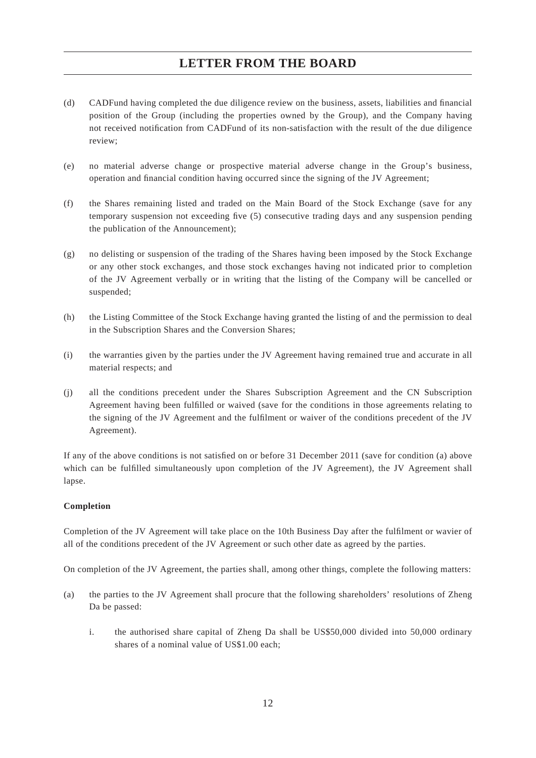(d) CADFund having completed the due diligence review on the business, assets, liabilities and financial position of the Group (including the properties owned by the Group), and the Company having not received notification from CADFund of its non-satisfaction with the result of the due diligence review;

(e) no material adverse change or prospective material adverse change in the Group's business, operation and financial condition having occurred since the signing of the JV Agreement;

(f) the Shares remaining listed and traded on the Main Board of the Stock Exchange (save for any temporary suspension not exceeding five (5) consecutive trading days and any suspension pending the publication of the Announcement);

(g) no delisting or suspension of the trading of the Shares having been imposed by the Stock Exchange or any other stock exchanges, and those stock exchanges having not indicated prior to completion of the JV Agreement verbally or in writing that the listing of the Company will be cancelled or suspended;

(h) the Listing Committee of the Stock Exchange having granted the listing of and the permission to deal in the Subscription Shares and the Conversion Shares;

(i) the warranties given by the parties under the JV Agreement having remained true and accurate in all material respects; and

(j) all the conditions precedent under the Shares Subscription Agreement and the CN Subscription Agreement having been fulfilled or waived (save for the conditions in those agreements relating to the signing of the JV Agreement and the fulfilment or waiver of the conditions precedent of the JV Agreement).

If any of the above conditions is not satisfied on or before 31 December 2011 (save for condition (a) above which can be fulfilled simultaneously upon completion of the JV Agreement), the JV Agreement shall lapse.

**Completion**

Completion of the JV Agreement will take place on the 10th Business Day after the fulfilment or wavier of all of the conditions precedent of the JV Agreement or such other date as agreed by the parties.

On completion of the JV Agreement, the parties shall, among other things, complete the following matters:

(a) the parties to the JV Agreement shall procure that the following shareholders' resolutions of Zheng Da be passed:

    i. the authorised share capital of Zheng Da shall be US$50,000 divided into 50,000 ordinary shares of a nominal value of US$1.00 each;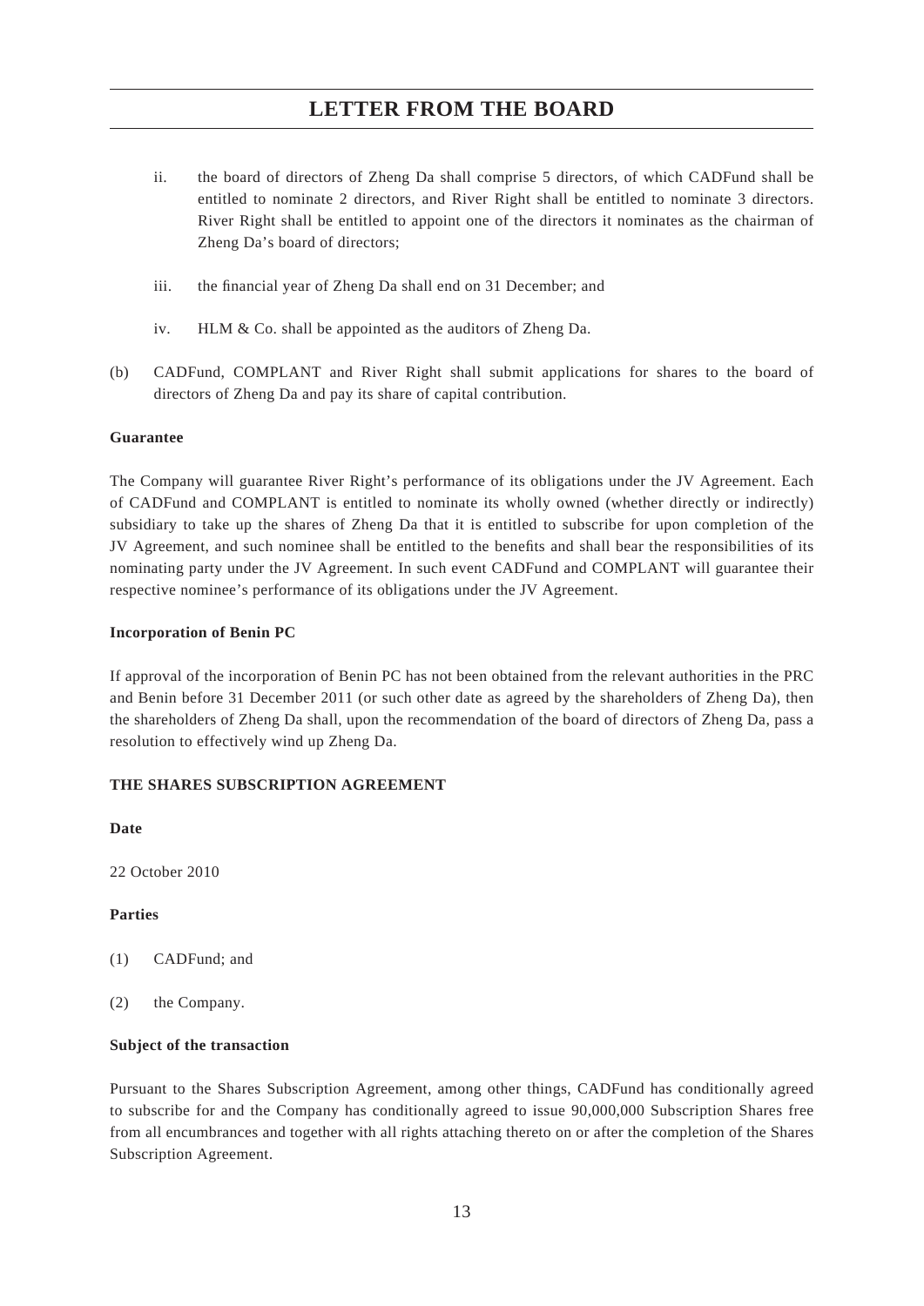ii. the board of directors of Zheng Da shall comprise 5 directors, of which CADFund shall be entitled to nominate 2 directors, and River Right shall be entitled to nominate 3 directors. River Right shall be entitled to appoint one of the directors it nominates as the chairman of Zheng Da's board of directors;

iii. the financial year of Zheng Da shall end on 31 December; and

iv. HLM & Co. shall be appointed as the auditors of Zheng Da.

(b) CADFund, COMPLANT and River Right shall submit applications for shares to the board of directors of Zheng Da and pay its share of capital contribution.

**Guarantee**

The Company will guarantee River Right's performance of its obligations under the JV Agreement. Each of CADFund and COMPLANT is entitled to nominate its wholly owned (whether directly or indirectly) subsidiary to take up the shares of Zheng Da that it is entitled to subscribe for upon completion of the JV Agreement, and such nominee shall be entitled to the benefits and shall bear the responsibilities of its nominating party under the JV Agreement. In such event CADFund and COMPLANT will guarantee their respective nominee's performance of its obligations under the JV Agreement.

**Incorporation of Benin PC**

If approval of the incorporation of Benin PC has not been obtained from the relevant authorities in the PRC and Benin before 31 December 2011 (or such other date as agreed by the shareholders of Zheng Da), then the shareholders of Zheng Da shall, upon the recommendation of the board of directors of Zheng Da, pass a resolution to effectively wind up Zheng Da.

**THE SHARES SUBSCRIPTION AGREEMENT**

**Date**

22 October 2010

**Parties**

(1) CADFund; and

(2) the Company.

**Subject of the transaction**

Pursuant to the Shares Subscription Agreement, among other things, CADFund has conditionally agreed to subscribe for and the Company has conditionally agreed to issue 90,000,000 Subscription Shares free from all encumbrances and together with all rights attaching thereto on or after the completion of the Shares Subscription Agreement.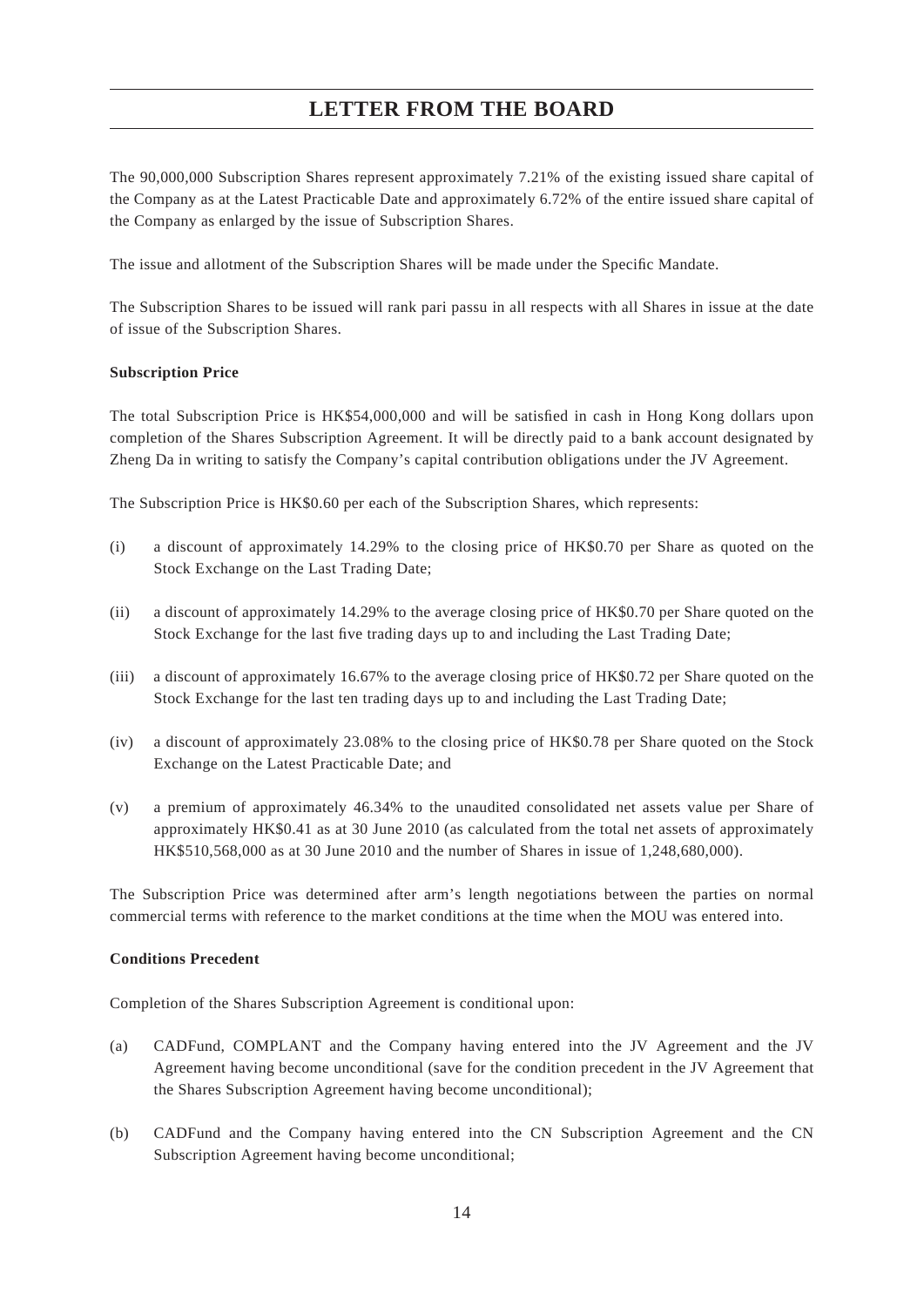# LETTER FROM THE BOARD

The 90,000,000 Subscription Shares represent approximately 7.21% of the existing issued share capital of the Company as at the Latest Practicable Date and approximately 6.72% of the entire issued share capital of the Company as enlarged by the issue of Subscription Shares.

The issue and allotment of the Subscription Shares will be made under the Specific Mandate.

The Subscription Shares to be issued will rank pari passu in all respects with all Shares in issue at the date of issue of the Subscription Shares.

**Subscription Price**

The total Subscription Price is HK$54,000,000 and will be satisfied in cash in Hong Kong dollars upon completion of the Shares Subscription Agreement. It will be directly paid to a bank account designated by Zheng Da in writing to satisfy the Company's capital contribution obligations under the JV Agreement.

The Subscription Price is HK$0.60 per each of the Subscription Shares, which represents:

(i) a discount of approximately 14.29% to the closing price of HK$0.70 per Share as quoted on the Stock Exchange on the Last Trading Date;

(ii) a discount of approximately 14.29% to the average closing price of HK$0.70 per Share quoted on the Stock Exchange for the last five trading days up to and including the Last Trading Date;

(iii) a discount of approximately 16.67% to the average closing price of HK$0.72 per Share quoted on the Stock Exchange for the last ten trading days up to and including the Last Trading Date;

(iv) a discount of approximately 23.08% to the closing price of HK$0.78 per Share quoted on the Stock Exchange on the Latest Practicable Date; and

(v) a premium of approximately 46.34% to the unaudited consolidated net assets value per Share of approximately HK$0.41 as at 30 June 2010 (as calculated from the total net assets of approximately HK$510,568,000 as at 30 June 2010 and the number of Shares in issue of 1,248,680,000).

The Subscription Price was determined after arm's length negotiations between the parties on normal commercial terms with reference to the market conditions at the time when the MOU was entered into.

**Conditions Precedent**

Completion of the Shares Subscription Agreement is conditional upon:

(a) CADFund, COMPLANT and the Company having entered into the JV Agreement and the JV Agreement having become unconditional (save for the condition precedent in the JV Agreement that the Shares Subscription Agreement having become unconditional);

(b) CADFund and the Company having entered into the CN Subscription Agreement and the CN Subscription Agreement having become unconditional;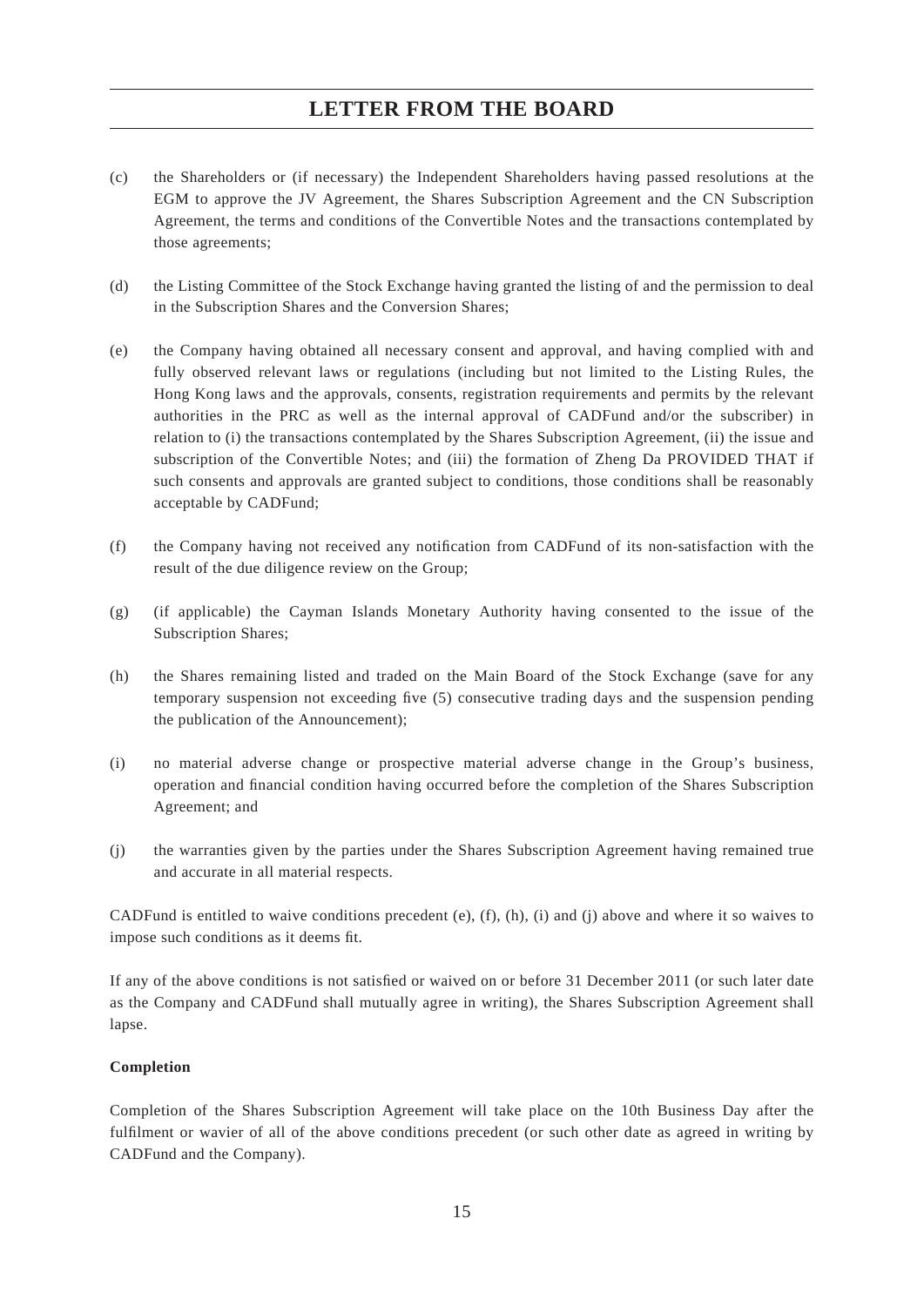(c) the Shareholders or (if necessary) the Independent Shareholders having passed resolutions at the EGM to approve the JV Agreement, the Shares Subscription Agreement and the CN Subscription Agreement, the terms and conditions of the Convertible Notes and the transactions contemplated by those agreements;

(d) the Listing Committee of the Stock Exchange having granted the listing of and the permission to deal in the Subscription Shares and the Conversion Shares;

(e) the Company having obtained all necessary consent and approval, and having complied with and fully observed relevant laws or regulations (including but not limited to the Listing Rules, the Hong Kong laws and the approvals, consents, registration requirements and permits by the relevant authorities in the PRC as well as the internal approval of CADFund and/or the subscriber) in relation to (i) the transactions contemplated by the Shares Subscription Agreement, (ii) the issue and subscription of the Convertible Notes; and (iii) the formation of Zheng Da PROVIDED THAT if such consents and approvals are granted subject to conditions, those conditions shall be reasonably acceptable by CADFund;

(f) the Company having not received any notification from CADFund of its non-satisfaction with the result of the due diligence review on the Group;

(g) (if applicable) the Cayman Islands Monetary Authority having consented to the issue of the Subscription Shares;

(h) the Shares remaining listed and traded on the Main Board of the Stock Exchange (save for any temporary suspension not exceeding five (5) consecutive trading days and the suspension pending the publication of the Announcement);

(i) no material adverse change or prospective material adverse change in the Group's business, operation and financial condition having occurred before the completion of the Shares Subscription Agreement; and

(j) the warranties given by the parties under the Shares Subscription Agreement having remained true and accurate in all material respects.

CADFund is entitled to waive conditions precedent (e), (f), (h), (i) and (j) above and where it so waives to impose such conditions as it deems fit.

If any of the above conditions is not satisfied or waived on or before 31 December 2011 (or such later date as the Company and CADFund shall mutually agree in writing), the Shares Subscription Agreement shall lapse.

**Completion**

Completion of the Shares Subscription Agreement will take place on the 10th Business Day after the fulfilment or wavier of all of the above conditions precedent (or such other date as agreed in writing by CADFund and the Company).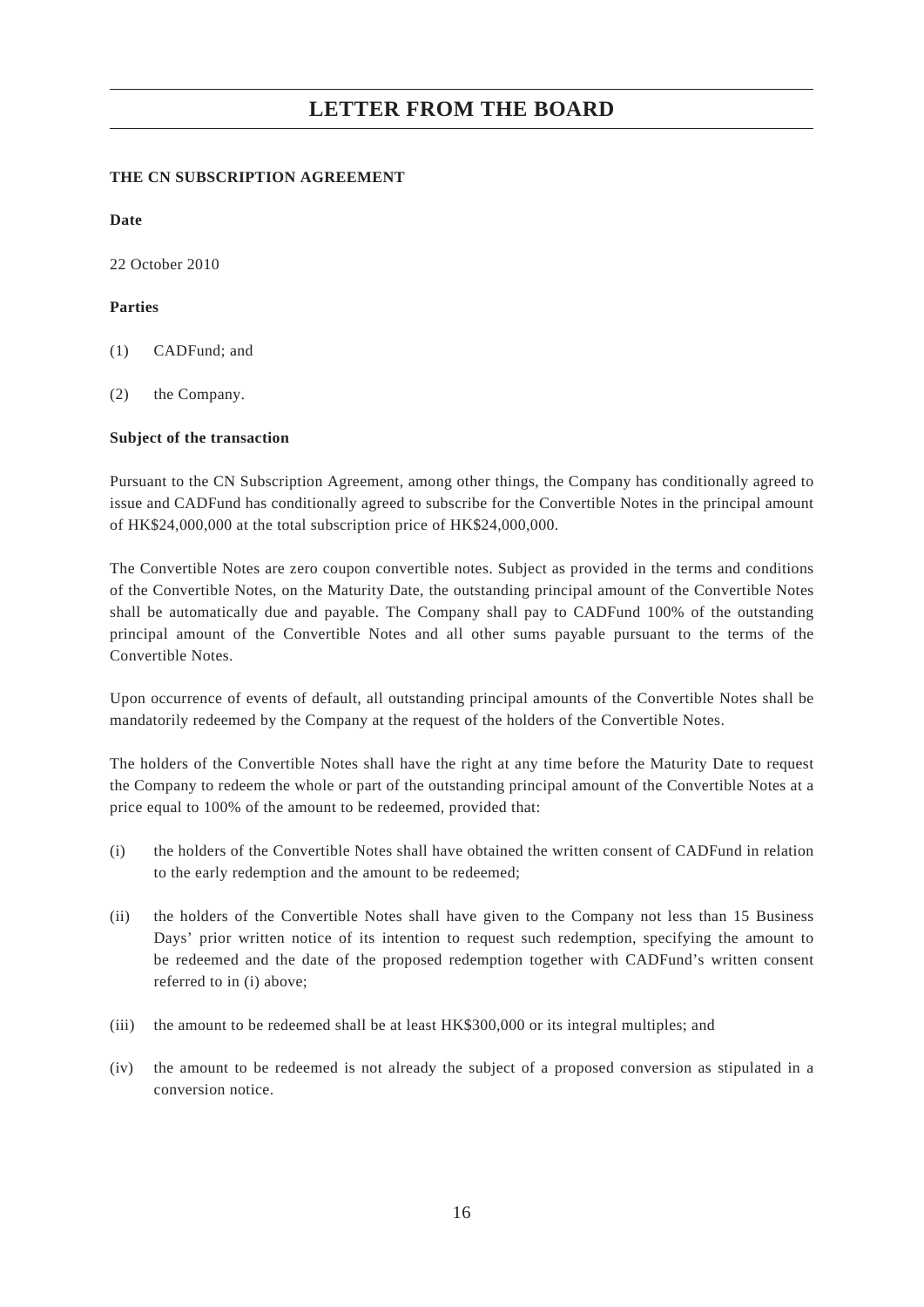# LETTER FROM THE BOARD

**THE CN SUBSCRIPTION AGREEMENT**

**Date**

22 October 2010

**Parties**

(1) CADFund; and

(2) the Company.

**Subject of the transaction**

Pursuant to the CN Subscription Agreement, among other things, the Company has conditionally agreed to issue and CADFund has conditionally agreed to subscribe for the Convertible Notes in the principal amount of HK$24,000,000 at the total subscription price of HK$24,000,000.

The Convertible Notes are zero coupon convertible notes. Subject as provided in the terms and conditions of the Convertible Notes, on the Maturity Date, the outstanding principal amount of the Convertible Notes shall be automatically due and payable. The Company shall pay to CADFund 100% of the outstanding principal amount of the Convertible Notes and all other sums payable pursuant to the terms of the Convertible Notes.

Upon occurrence of events of default, all outstanding principal amounts of the Convertible Notes shall be mandatorily redeemed by the Company at the request of the holders of the Convertible Notes.

The holders of the Convertible Notes shall have the right at any time before the Maturity Date to request the Company to redeem the whole or part of the outstanding principal amount of the Convertible Notes at a price equal to 100% of the amount to be redeemed, provided that:

(i) the holders of the Convertible Notes shall have obtained the written consent of CADFund in relation to the early redemption and the amount to be redeemed;

(ii) the holders of the Convertible Notes shall have given to the Company not less than 15 Business Days' prior written notice of its intention to request such redemption, specifying the amount to be redeemed and the date of the proposed redemption together with CADFund's written consent referred to in (i) above;

(iii) the amount to be redeemed shall be at least HK$300,000 or its integral multiples; and

(iv) the amount to be redeemed is not already the subject of a proposed conversion as stipulated in a conversion notice.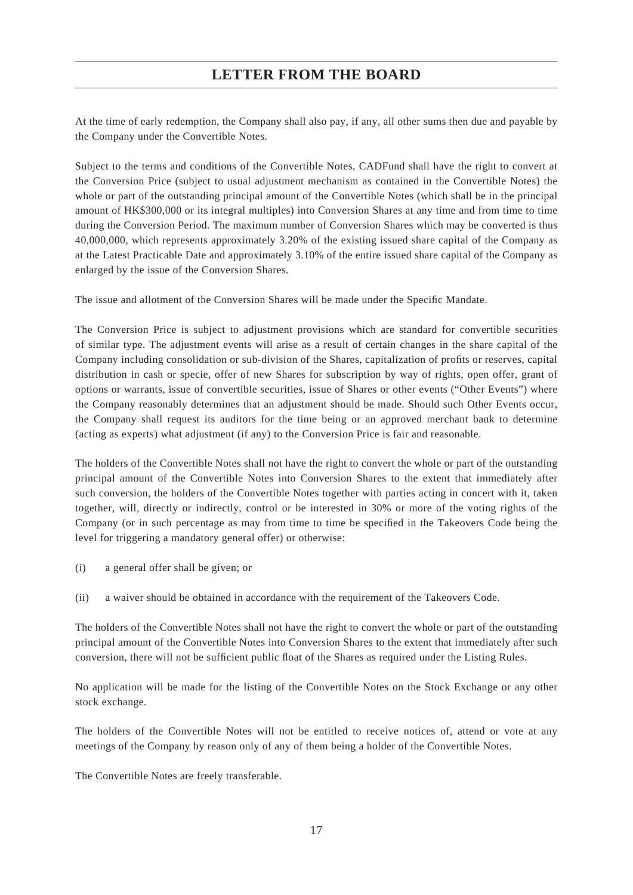At the time of early redemption, the Company shall also pay, if any, all other sums then due and payable by the Company under the Convertible Notes.

Subject to the terms and conditions of the Convertible Notes, CADFund shall have the right to convert at the Conversion Price (subject to usual adjustment mechanism as contained in the Convertible Notes) the whole or part of the outstanding principal amount of the Convertible Notes (which shall be in the principal amount of HK$300,000 or its integral multiples) into Conversion Shares at any time and from time to time during the Conversion Period. The maximum number of Conversion Shares which may be converted is thus 40,000,000, which represents approximately 3.20% of the existing issued share capital of the Company as at the Latest Practicable Date and approximately 3.10% of the entire issued share capital of the Company as enlarged by the issue of the Conversion Shares.

The issue and allotment of the Conversion Shares will be made under the Specific Mandate.

The Conversion Price is subject to adjustment provisions which are standard for convertible securities of similar type. The adjustment events will arise as a result of certain changes in the share capital of the Company including consolidation or sub-division of the Shares, capitalization of profits or reserves, capital distribution in cash or specie, offer of new Shares for subscription by way of rights, open offer, grant of options or warrants, issue of convertible securities, issue of Shares or other events ("Other Events") where the Company reasonably determines that an adjustment should be made. Should such Other Events occur, the Company shall request its auditors for the time being or an approved merchant bank to determine (acting as experts) what adjustment (if any) to the Conversion Price is fair and reasonable.

The holders of the Convertible Notes shall not have the right to convert the whole or part of the outstanding principal amount of the Convertible Notes into Conversion Shares to the extent that immediately after such conversion, the holders of the Convertible Notes together with parties acting in concert with it, taken together, will, directly or indirectly, control or be interested in 30% or more of the voting rights of the Company (or in such percentage as may from time to time be specified in the Takeovers Code being the level for triggering a mandatory general offer) or otherwise:

(i) a general offer shall be given; or

(ii) a waiver should be obtained in accordance with the requirement of the Takeovers Code.

The holders of the Convertible Notes shall not have the right to convert the whole or part of the outstanding principal amount of the Convertible Notes into Conversion Shares to the extent that immediately after such conversion, there will not be sufficient public float of the Shares as required under the Listing Rules.

No application will be made for the listing of the Convertible Notes on the Stock Exchange or any other stock exchange.

The holders of the Convertible Notes will not be entitled to receive notices of, attend or vote at any meetings of the Company by reason only of any of them being a holder of the Convertible Notes.

The Convertible Notes are freely transferable.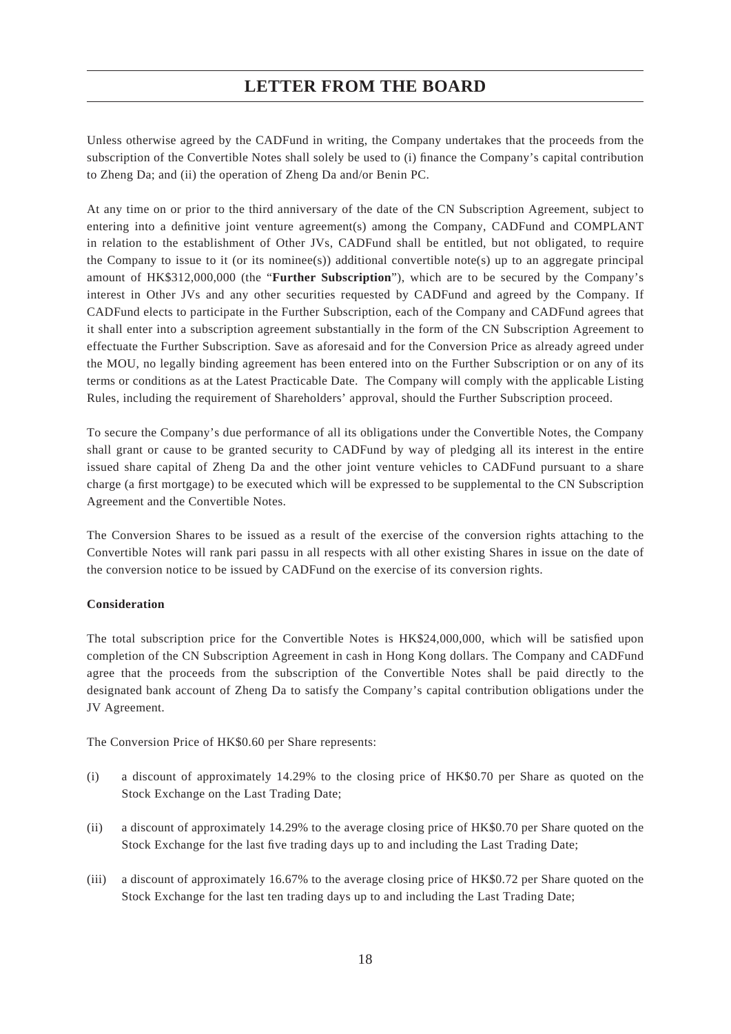Unless otherwise agreed by the CADFund in writing, the Company undertakes that the proceeds from the subscription of the Convertible Notes shall solely be used to (i) finance the Company's capital contribution to Zheng Da; and (ii) the operation of Zheng Da and/or Benin PC.

At any time on or prior to the third anniversary of the date of the CN Subscription Agreement, subject to entering into a definitive joint venture agreement(s) among the Company, CADFund and COMPLANT in relation to the establishment of Other JVs, CADFund shall be entitled, but not obligated, to require the Company to issue to it (or its nominee(s)) additional convertible note(s) up to an aggregate principal amount of HK$312,000,000 (the "**Further Subscription**"), which are to be secured by the Company's interest in Other JVs and any other securities requested by CADFund and agreed by the Company. If CADFund elects to participate in the Further Subscription, each of the Company and CADFund agrees that it shall enter into a subscription agreement substantially in the form of the CN Subscription Agreement to effectuate the Further Subscription. Save as aforesaid and for the Conversion Price as already agreed under the MOU, no legally binding agreement has been entered into on the Further Subscription or on any of its terms or conditions as at the Latest Practicable Date. The Company will comply with the applicable Listing Rules, including the requirement of Shareholders' approval, should the Further Subscription proceed.

To secure the Company's due performance of all its obligations under the Convertible Notes, the Company shall grant or cause to be granted security to CADFund by way of pledging all its interest in the entire issued share capital of Zheng Da and the other joint venture vehicles to CADFund pursuant to a share charge (a first mortgage) to be executed which will be expressed to be supplemental to the CN Subscription Agreement and the Convertible Notes.

The Conversion Shares to be issued as a result of the exercise of the conversion rights attaching to the Convertible Notes will rank pari passu in all respects with all other existing Shares in issue on the date of the conversion notice to be issued by CADFund on the exercise of its conversion rights.

**Consideration**

The total subscription price for the Convertible Notes is HK$24,000,000, which will be satisfied upon completion of the CN Subscription Agreement in cash in Hong Kong dollars. The Company and CADFund agree that the proceeds from the subscription of the Convertible Notes shall be paid directly to the designated bank account of Zheng Da to satisfy the Company's capital contribution obligations under the JV Agreement.

The Conversion Price of HK$0.60 per Share represents:

(i) a discount of approximately 14.29% to the closing price of HK$0.70 per Share as quoted on the Stock Exchange on the Last Trading Date;

(ii) a discount of approximately 14.29% to the average closing price of HK$0.70 per Share quoted on the Stock Exchange for the last five trading days up to and including the Last Trading Date;

(iii) a discount of approximately 16.67% to the average closing price of HK$0.72 per Share quoted on the Stock Exchange for the last ten trading days up to and including the Last Trading Date;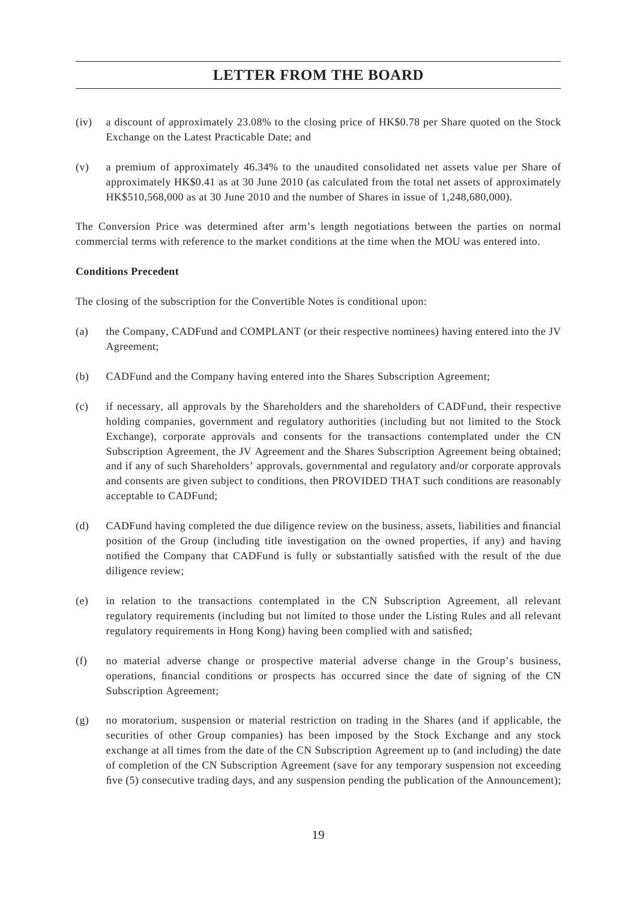(iv) a discount of approximately 23.08% to the closing price of HK$0.78 per Share quoted on the Stock Exchange on the Latest Practicable Date; and

(v) a premium of approximately 46.34% to the unaudited consolidated net assets value per Share of approximately HK$0.41 as at 30 June 2010 (as calculated from the total net assets of approximately HK$510,568,000 as at 30 June 2010 and the number of Shares in issue of 1,248,680,000).

The Conversion Price was determined after arm's length negotiations between the parties on normal commercial terms with reference to the market conditions at the time when the MOU was entered into.

**Conditions Precedent**

The closing of the subscription for the Convertible Notes is conditional upon:

(a) the Company, CADFund and COMPLANT (or their respective nominees) having entered into the JV Agreement;

(b) CADFund and the Company having entered into the Shares Subscription Agreement;

(c) if necessary, all approvals by the Shareholders and the shareholders of CADFund, their respective holding companies, government and regulatory authorities (including but not limited to the Stock Exchange), corporate approvals and consents for the transactions contemplated under the CN Subscription Agreement, the JV Agreement and the Shares Subscription Agreement being obtained; and if any of such Shareholders' approvals, governmental and regulatory and/or corporate approvals and consents are given subject to conditions, then PROVIDED THAT such conditions are reasonably acceptable to CADFund;

(d) CADFund having completed the due diligence review on the business, assets, liabilities and financial position of the Group (including title investigation on the owned properties, if any) and having notified the Company that CADFund is fully or substantially satisfied with the result of the due diligence review;

(e) in relation to the transactions contemplated in the CN Subscription Agreement, all relevant regulatory requirements (including but not limited to those under the Listing Rules and all relevant regulatory requirements in Hong Kong) having been complied with and satisfied;

(f) no material adverse change or prospective material adverse change in the Group's business, operations, financial conditions or prospects has occurred since the date of signing of the CN Subscription Agreement;

(g) no moratorium, suspension or material restriction on trading in the Shares (and if applicable, the securities of other Group companies) has been imposed by the Stock Exchange and any stock exchange at all times from the date of the CN Subscription Agreement up to (and including) the date of completion of the CN Subscription Agreement (save for any temporary suspension not exceeding five (5) consecutive trading days, and any suspension pending the publication of the Announcement);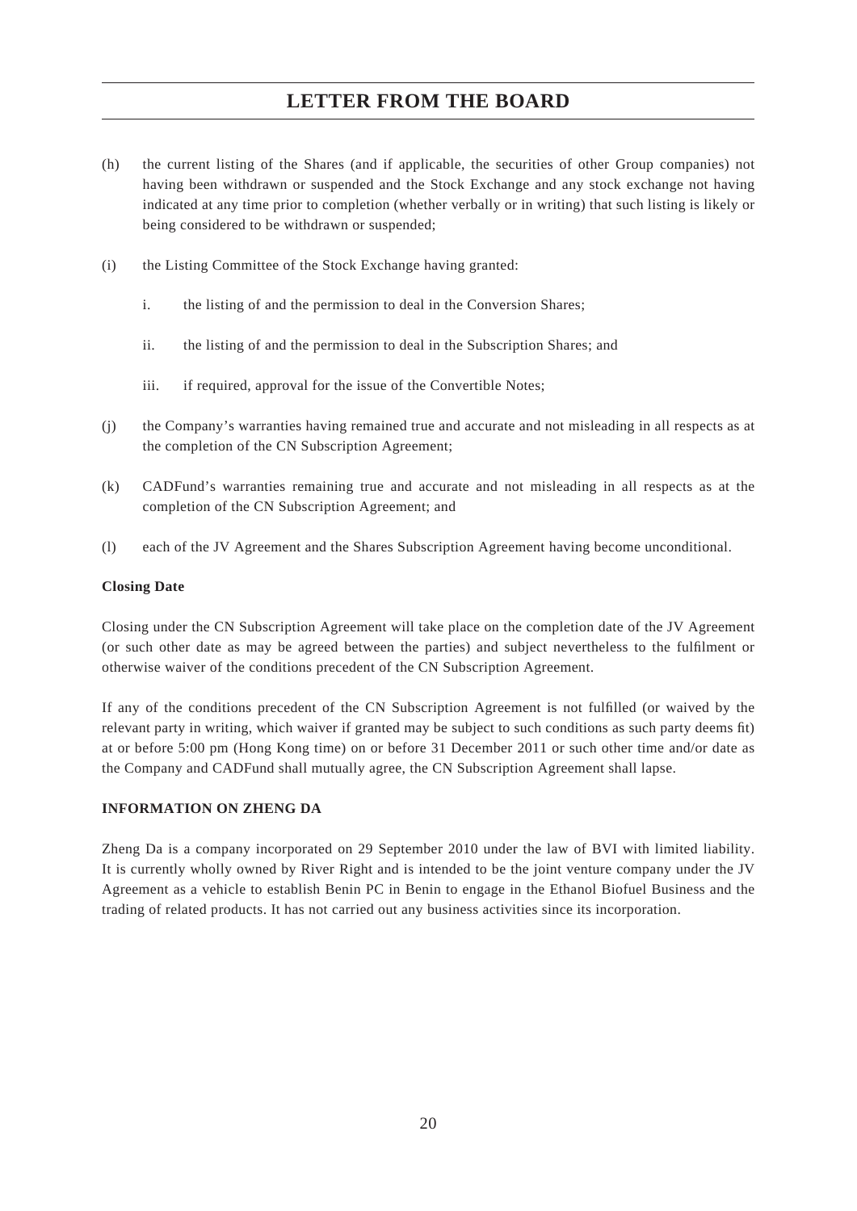(h) the current listing of the Shares (and if applicable, the securities of other Group companies) not having been withdrawn or suspended and the Stock Exchange and any stock exchange not having indicated at any time prior to completion (whether verbally or in writing) that such listing is likely or being considered to be withdrawn or suspended;

(i) the Listing Committee of the Stock Exchange having granted:

   i. the listing of and the permission to deal in the Conversion Shares;

   ii. the listing of and the permission to deal in the Subscription Shares; and

   iii. if required, approval for the issue of the Convertible Notes;

(j) the Company's warranties having remained true and accurate and not misleading in all respects as at the completion of the CN Subscription Agreement;

(k) CADFund's warranties remaining true and accurate and not misleading in all respects as at the completion of the CN Subscription Agreement; and

(l) each of the JV Agreement and the Shares Subscription Agreement having become unconditional.

**Closing Date**

Closing under the CN Subscription Agreement will take place on the completion date of the JV Agreement (or such other date as may be agreed between the parties) and subject nevertheless to the fulfilment or otherwise waiver of the conditions precedent of the CN Subscription Agreement.

If any of the conditions precedent of the CN Subscription Agreement is not fulfilled (or waived by the relevant party in writing, which waiver if granted may be subject to such conditions as such party deems fit) at or before 5:00 pm (Hong Kong time) on or before 31 December 2011 or such other time and/or date as the Company and CADFund shall mutually agree, the CN Subscription Agreement shall lapse.

**INFORMATION ON ZHENG DA**

Zheng Da is a company incorporated on 29 September 2010 under the law of BVI with limited liability. It is currently wholly owned by River Right and is intended to be the joint venture company under the JV Agreement as a vehicle to establish Benin PC in Benin to engage in the Ethanol Biofuel Business and the trading of related products. It has not carried out any business activities since its incorporation.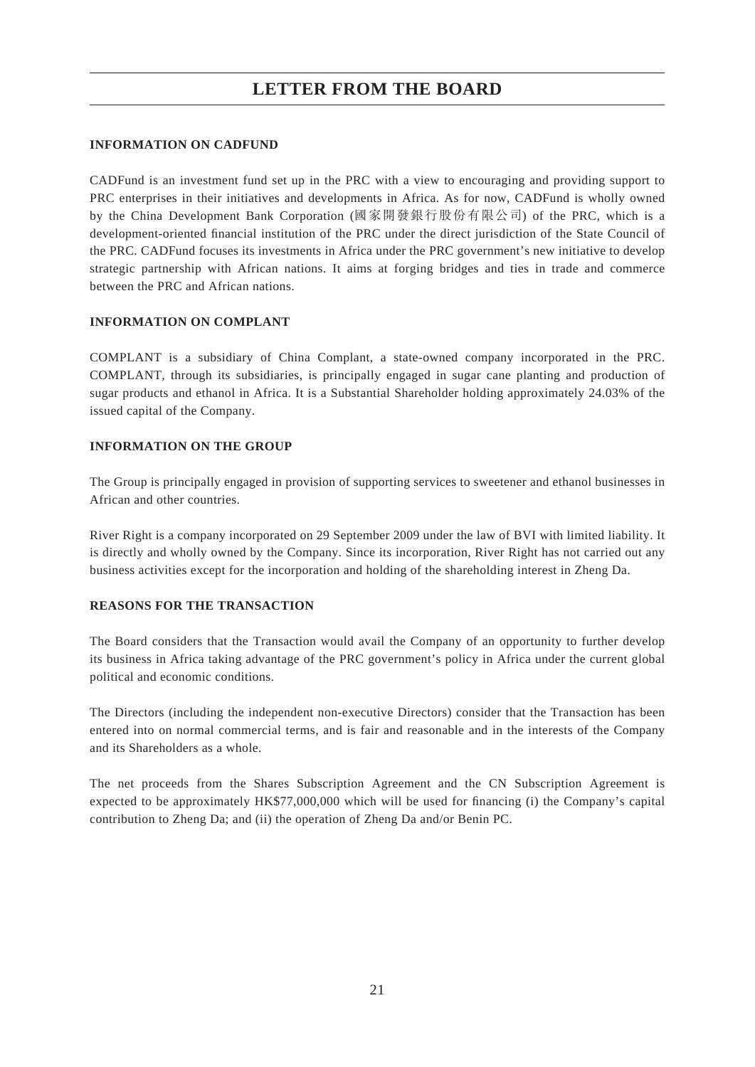# LETTER FROM THE BOARD

**INFORMATION ON CADFUND**

CADFund is an investment fund set up in the PRC with a view to encouraging and providing support to PRC enterprises in their initiatives and developments in Africa. As for now, CADFund is wholly owned by the China Development Bank Corporation (國家開發銀行股份有限公司) of the PRC, which is a development-oriented financial institution of the PRC under the direct jurisdiction of the State Council of the PRC. CADFund focuses its investments in Africa under the PRC government's new initiative to develop strategic partnership with African nations. It aims at forging bridges and ties in trade and commerce between the PRC and African nations.

**INFORMATION ON COMPLANT**

COMPLANT is a subsidiary of China Complant, a state-owned company incorporated in the PRC. COMPLANT, through its subsidiaries, is principally engaged in sugar cane planting and production of sugar products and ethanol in Africa. It is a Substantial Shareholder holding approximately 24.03% of the issued capital of the Company.

**INFORMATION ON THE GROUP**

The Group is principally engaged in provision of supporting services to sweetener and ethanol businesses in African and other countries.

River Right is a company incorporated on 29 September 2009 under the law of BVI with limited liability. It is directly and wholly owned by the Company. Since its incorporation, River Right has not carried out any business activities except for the incorporation and holding of the shareholding interest in Zheng Da.

**REASONS FOR THE TRANSACTION**

The Board considers that the Transaction would avail the Company of an opportunity to further develop its business in Africa taking advantage of the PRC government's policy in Africa under the current global political and economic conditions.

The Directors (including the independent non-executive Directors) consider that the Transaction has been entered into on normal commercial terms, and is fair and reasonable and in the interests of the Company and its Shareholders as a whole.

The net proceeds from the Shares Subscription Agreement and the CN Subscription Agreement is expected to be approximately HK$77,000,000 which will be used for financing (i) the Company's capital contribution to Zheng Da; and (ii) the operation of Zheng Da and/or Benin PC.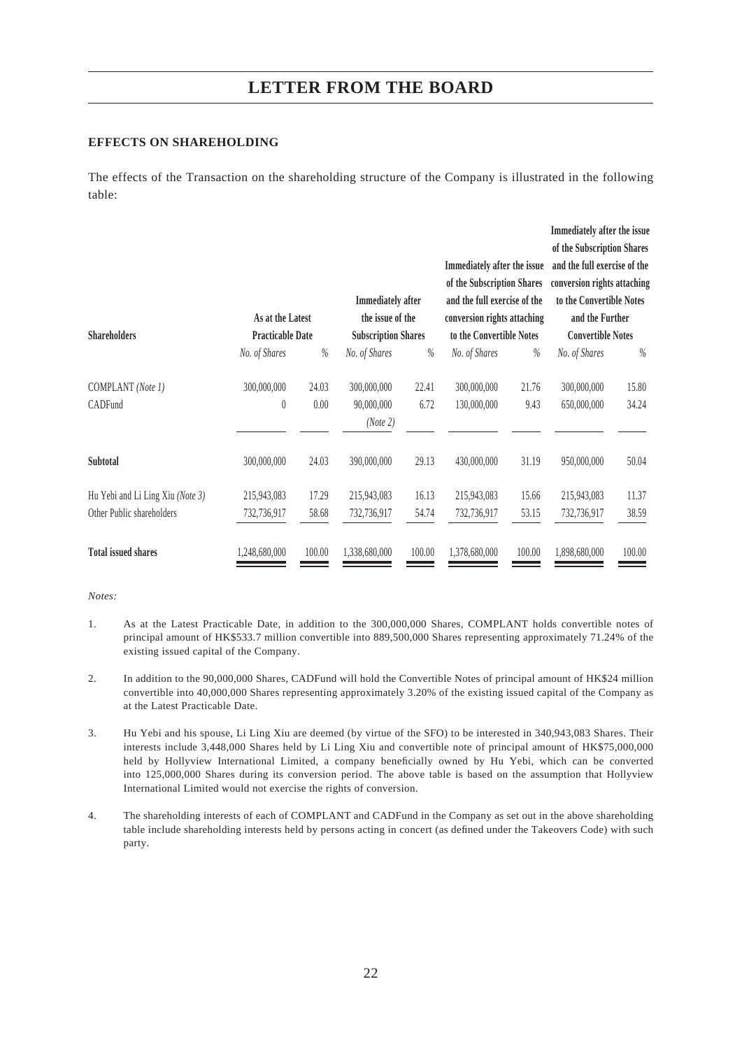# LETTER FROM THE BOARD

## EFFECTS ON SHAREHOLDING

The effects of the Transaction on the shareholding structure of the Company is illustrated in the following table:

| Shareholders | As at the Latest Practicable Date | | Immediately after the issue of the Subscription Shares | | Immediately after the issue of the Subscription Shares and the full exercise of the conversion rights attaching to the Convertible Notes | | Immediately after the issue of the Subscription Shares and the full exercise of the conversion rights attaching to the Convertible Notes and the Further Convertible Notes | |
|---|---|---|---|---|---|---|---|---|
| | *No. of Shares* | *%* | *No. of Shares* | *%* | *No. of Shares* | *%* | *No. of Shares* | *%* |
| COMPLANT *(Note 1)* | 300,000,000 | 24.03 | 300,000,000 | 22.41 | 300,000,000 | 21.76 | 300,000,000 | 15.80 |
| CADFund | 0 | 0.00 | 90,000,000 *(Note 2)* | 6.72 | 130,000,000 | 9.43 | 650,000,000 | 34.24 |
| **Subtotal** | 300,000,000 | 24.03 | 390,000,000 | 29.13 | 430,000,000 | 31.19 | 950,000,000 | 50.04 |
| Hu Yebi and Li Ling Xiu *(Note 3)* | 215,943,083 | 17.29 | 215,943,083 | 16.13 | 215,943,083 | 15.66 | 215,943,083 | 11.37 |
| Other Public shareholders | 732,736,917 | 58.68 | 732,736,917 | 54.74 | 732,736,917 | 53.15 | 732,736,917 | 38.59 |
| **Total issued shares** | 1,248,680,000 | 100.00 | 1,338,680,000 | 100.00 | 1,378,680,000 | 100.00 | 1,898,680,000 | 100.00 |

*Notes:*

1. As at the Latest Practicable Date, in addition to the 300,000,000 Shares, COMPLANT holds convertible notes of principal amount of HK$533.7 million convertible into 889,500,000 Shares representing approximately 71.24% of the existing issued capital of the Company.

2. In addition to the 90,000,000 Shares, CADFund will hold the Convertible Notes of principal amount of HK$24 million convertible into 40,000,000 Shares representing approximately 3.20% of the existing issued capital of the Company as at the Latest Practicable Date.

3. Hu Yebi and his spouse, Li Ling Xiu are deemed (by virtue of the SFO) to be interested in 340,943,083 Shares. Their interests include 3,448,000 Shares held by Li Ling Xiu and convertible note of principal amount of HK$75,000,000 held by Hollyview International Limited, a company beneficially owned by Hu Yebi, which can be converted into 125,000,000 Shares during its conversion period. The above table is based on the assumption that Hollyview International Limited would not exercise the rights of conversion.

4. The shareholding interests of each of COMPLANT and CADFund in the Company as set out in the above shareholding table include shareholding interests held by persons acting in concert (as defined under the Takeovers Code) with such party.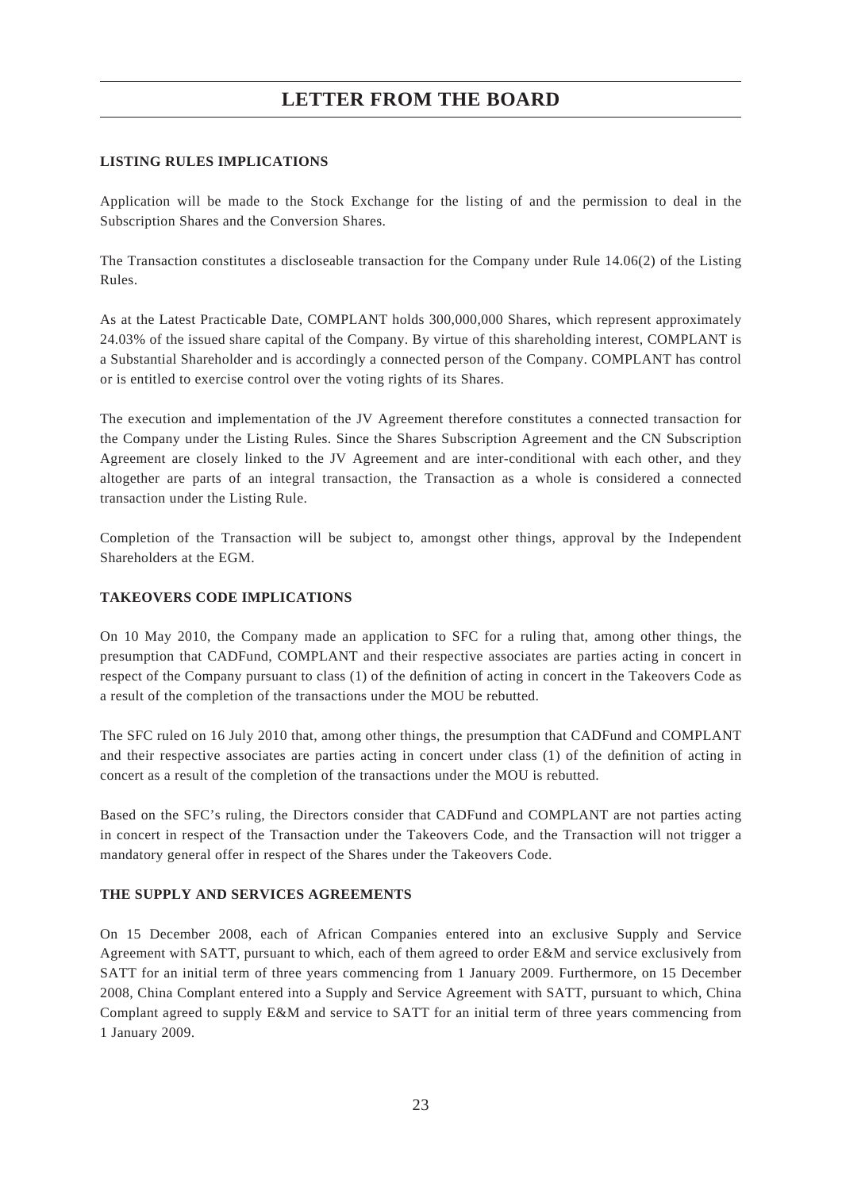# LETTER FROM THE BOARD

## LISTING RULES IMPLICATIONS

Application will be made to the Stock Exchange for the listing of and the permission to deal in the Subscription Shares and the Conversion Shares.

The Transaction constitutes a discloseable transaction for the Company under Rule 14.06(2) of the Listing Rules.

As at the Latest Practicable Date, COMPLANT holds 300,000,000 Shares, which represent approximately 24.03% of the issued share capital of the Company. By virtue of this shareholding interest, COMPLANT is a Substantial Shareholder and is accordingly a connected person of the Company. COMPLANT has control or is entitled to exercise control over the voting rights of its Shares.

The execution and implementation of the JV Agreement therefore constitutes a connected transaction for the Company under the Listing Rules. Since the Shares Subscription Agreement and the CN Subscription Agreement are closely linked to the JV Agreement and are inter-conditional with each other, and they altogether are parts of an integral transaction, the Transaction as a whole is considered a connected transaction under the Listing Rule.

Completion of the Transaction will be subject to, amongst other things, approval by the Independent Shareholders at the EGM.

## TAKEOVERS CODE IMPLICATIONS

On 10 May 2010, the Company made an application to SFC for a ruling that, among other things, the presumption that CADFund, COMPLANT and their respective associates are parties acting in concert in respect of the Company pursuant to class (1) of the definition of acting in concert in the Takeovers Code as a result of the completion of the transactions under the MOU be rebutted.

The SFC ruled on 16 July 2010 that, among other things, the presumption that CADFund and COMPLANT and their respective associates are parties acting in concert under class (1) of the definition of acting in concert as a result of the completion of the transactions under the MOU is rebutted.

Based on the SFC's ruling, the Directors consider that CADFund and COMPLANT are not parties acting in concert in respect of the Transaction under the Takeovers Code, and the Transaction will not trigger a mandatory general offer in respect of the Shares under the Takeovers Code.

## THE SUPPLY AND SERVICES AGREEMENTS

On 15 December 2008, each of African Companies entered into an exclusive Supply and Service Agreement with SATT, pursuant to which, each of them agreed to order E&M and service exclusively from SATT for an initial term of three years commencing from 1 January 2009. Furthermore, on 15 December 2008, China Complant entered into a Supply and Service Agreement with SATT, pursuant to which, China Complant agreed to supply E&M and service to SATT for an initial term of three years commencing from 1 January 2009.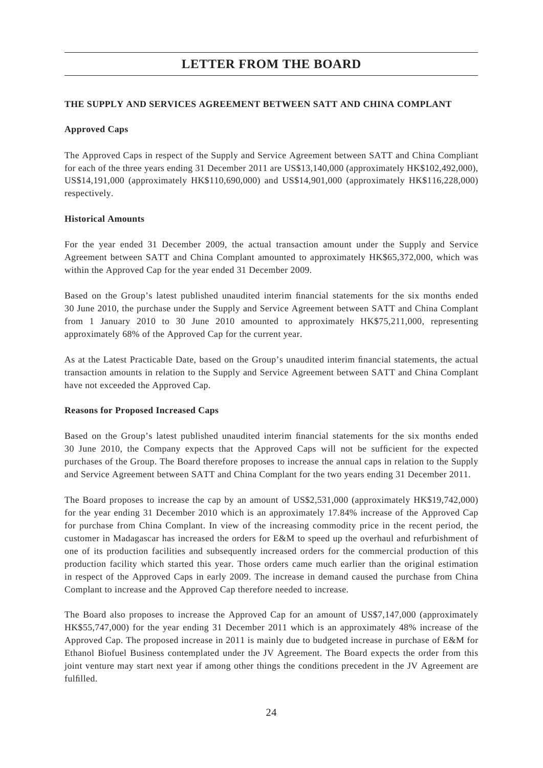# LETTER FROM THE BOARD

**THE SUPPLY AND SERVICES AGREEMENT BETWEEN SATT AND CHINA COMPLANT**

**Approved Caps**

The Approved Caps in respect of the Supply and Service Agreement between SATT and China Compliant for each of the three years ending 31 December 2011 are US$13,140,000 (approximately HK$102,492,000), US$14,191,000 (approximately HK$110,690,000) and US$14,901,000 (approximately HK$116,228,000) respectively.

**Historical Amounts**

For the year ended 31 December 2009, the actual transaction amount under the Supply and Service Agreement between SATT and China Complant amounted to approximately HK$65,372,000, which was within the Approved Cap for the year ended 31 December 2009.

Based on the Group's latest published unaudited interim financial statements for the six months ended 30 June 2010, the purchase under the Supply and Service Agreement between SATT and China Complant from 1 January 2010 to 30 June 2010 amounted to approximately HK$75,211,000, representing approximately 68% of the Approved Cap for the current year.

As at the Latest Practicable Date, based on the Group's unaudited interim financial statements, the actual transaction amounts in relation to the Supply and Service Agreement between SATT and China Complant have not exceeded the Approved Cap.

**Reasons for Proposed Increased Caps**

Based on the Group's latest published unaudited interim financial statements for the six months ended 30 June 2010, the Company expects that the Approved Caps will not be sufficient for the expected purchases of the Group. The Board therefore proposes to increase the annual caps in relation to the Supply and Service Agreement between SATT and China Complant for the two years ending 31 December 2011.

The Board proposes to increase the cap by an amount of US$2,531,000 (approximately HK$19,742,000) for the year ending 31 December 2010 which is an approximately 17.84% increase of the Approved Cap for purchase from China Complant. In view of the increasing commodity price in the recent period, the customer in Madagascar has increased the orders for E&M to speed up the overhaul and refurbishment of one of its production facilities and subsequently increased orders for the commercial production of this production facility which started this year. Those orders came much earlier than the original estimation in respect of the Approved Caps in early 2009. The increase in demand caused the purchase from China Complant to increase and the Approved Cap therefore needed to increase.

The Board also proposes to increase the Approved Cap for an amount of US$7,147,000 (approximately HK$55,747,000) for the year ending 31 December 2011 which is an approximately 48% increase of the Approved Cap. The proposed increase in 2011 is mainly due to budgeted increase in purchase of E&M for Ethanol Biofuel Business contemplated under the JV Agreement. The Board expects the order from this joint venture may start next year if among other things the conditions precedent in the JV Agreement are fulfilled.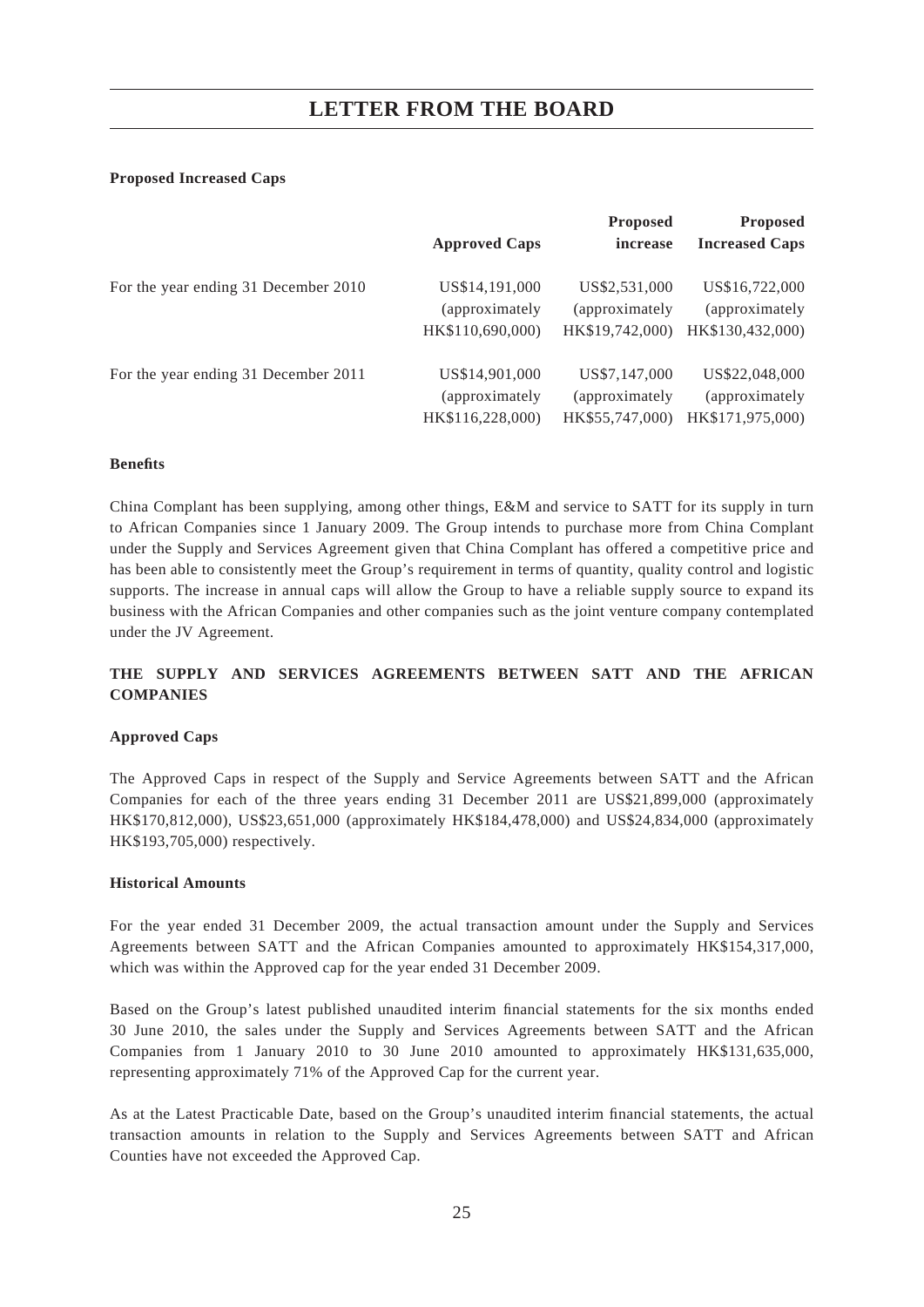**Proposed Increased Caps**

| | Approved Caps | Proposed increase | Proposed Increased Caps |
|---|---|---|---|
| For the year ending 31 December 2010 | US$14,191,000 (approximately HK$110,690,000) | US$2,531,000 (approximately HK$19,742,000) | US$16,722,000 (approximately HK$130,432,000) |
| For the year ending 31 December 2011 | US$14,901,000 (approximately HK$116,228,000) | US$7,147,000 (approximately HK$55,747,000) | US$22,048,000 (approximately HK$171,975,000) |

**Benefits**

China Complant has been supplying, among other things, E&M and service to SATT for its supply in turn to African Companies since 1 January 2009. The Group intends to purchase more from China Complant under the Supply and Services Agreement given that China Complant has offered a competitive price and has been able to consistently meet the Group's requirement in terms of quantity, quality control and logistic supports. The increase in annual caps will allow the Group to have a reliable supply source to expand its business with the African Companies and other companies such as the joint venture company contemplated under the JV Agreement.

## THE SUPPLY AND SERVICES AGREEMENTS BETWEEN SATT AND THE AFRICAN COMPANIES

**Approved Caps**

The Approved Caps in respect of the Supply and Service Agreements between SATT and the African Companies for each of the three years ending 31 December 2011 are US$21,899,000 (approximately HK$170,812,000), US$23,651,000 (approximately HK$184,478,000) and US$24,834,000 (approximately HK$193,705,000) respectively.

**Historical Amounts**

For the year ended 31 December 2009, the actual transaction amount under the Supply and Services Agreements between SATT and the African Companies amounted to approximately HK$154,317,000, which was within the Approved cap for the year ended 31 December 2009.

Based on the Group's latest published unaudited interim financial statements for the six months ended 30 June 2010, the sales under the Supply and Services Agreements between SATT and the African Companies from 1 January 2010 to 30 June 2010 amounted to approximately HK$131,635,000, representing approximately 71% of the Approved Cap for the current year.

As at the Latest Practicable Date, based on the Group's unaudited interim financial statements, the actual transaction amounts in relation to the Supply and Services Agreements between SATT and African Counties have not exceeded the Approved Cap.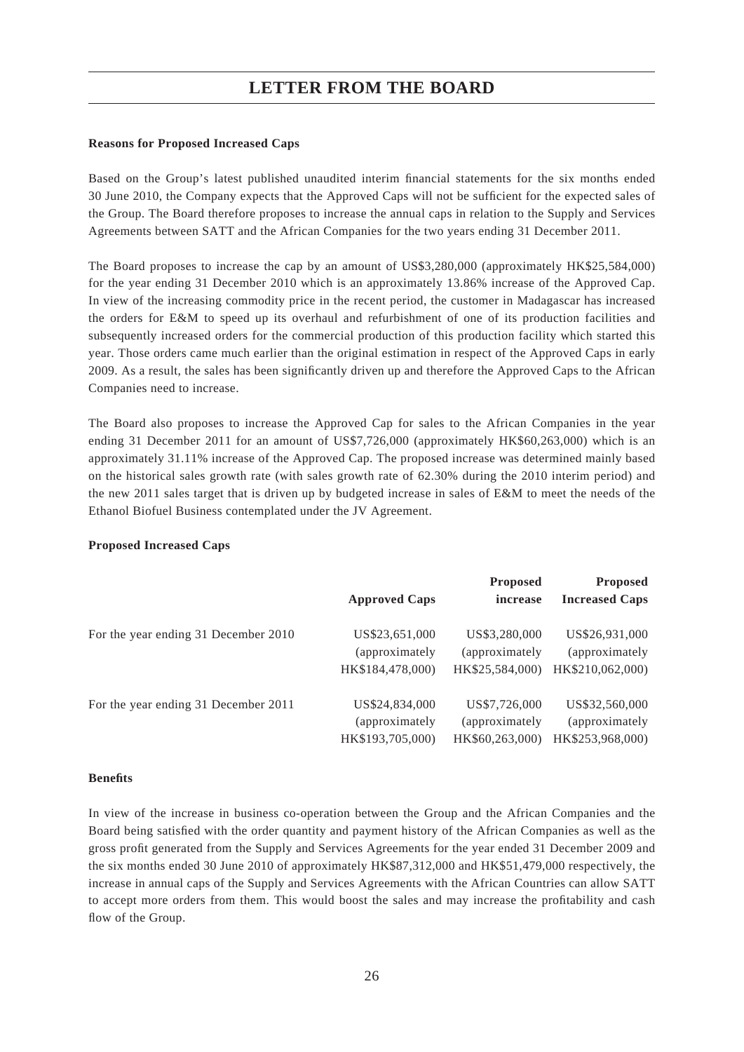## LETTER FROM THE BOARD

**Reasons for Proposed Increased Caps**

Based on the Group's latest published unaudited interim financial statements for the six months ended 30 June 2010, the Company expects that the Approved Caps will not be sufficient for the expected sales of the Group. The Board therefore proposes to increase the annual caps in relation to the Supply and Services Agreements between SATT and the African Companies for the two years ending 31 December 2011.

The Board proposes to increase the cap by an amount of US$3,280,000 (approximately HK$25,584,000) for the year ending 31 December 2010 which is an approximately 13.86% increase of the Approved Cap. In view of the increasing commodity price in the recent period, the customer in Madagascar has increased the orders for E&M to speed up its overhaul and refurbishment of one of its production facilities and subsequently increased orders for the commercial production of this production facility which started this year. Those orders came much earlier than the original estimation in respect of the Approved Caps in early 2009. As a result, the sales has been significantly driven up and therefore the Approved Caps to the African Companies need to increase.

The Board also proposes to increase the Approved Cap for sales to the African Companies in the year ending 31 December 2011 for an amount of US$7,726,000 (approximately HK$60,263,000) which is an approximately 31.11% increase of the Approved Cap. The proposed increase was determined mainly based on the historical sales growth rate (with sales growth rate of 62.30% during the 2010 interim period) and the new 2011 sales target that is driven up by budgeted increase in sales of E&M to meet the needs of the Ethanol Biofuel Business contemplated under the JV Agreement.

**Proposed Increased Caps**

| | Approved Caps | Proposed increase | Proposed Increased Caps |
|---|---|---|---|
| For the year ending 31 December 2010 | US$23,651,000 (approximately HK$184,478,000) | US$3,280,000 (approximately HK$25,584,000) | US$26,931,000 (approximately HK$210,062,000) |
| For the year ending 31 December 2011 | US$24,834,000 (approximately HK$193,705,000) | US$7,726,000 (approximately HK$60,263,000) | US$32,560,000 (approximately HK$253,968,000) |

**Benefits**

In view of the increase in business co-operation between the Group and the African Companies and the Board being satisfied with the order quantity and payment history of the African Companies as well as the gross profit generated from the Supply and Services Agreements for the year ended 31 December 2009 and the six months ended 30 June 2010 of approximately HK$87,312,000 and HK$51,479,000 respectively, the increase in annual caps of the Supply and Services Agreements with the African Countries can allow SATT to accept more orders from them. This would boost the sales and may increase the profitability and cash flow of the Group.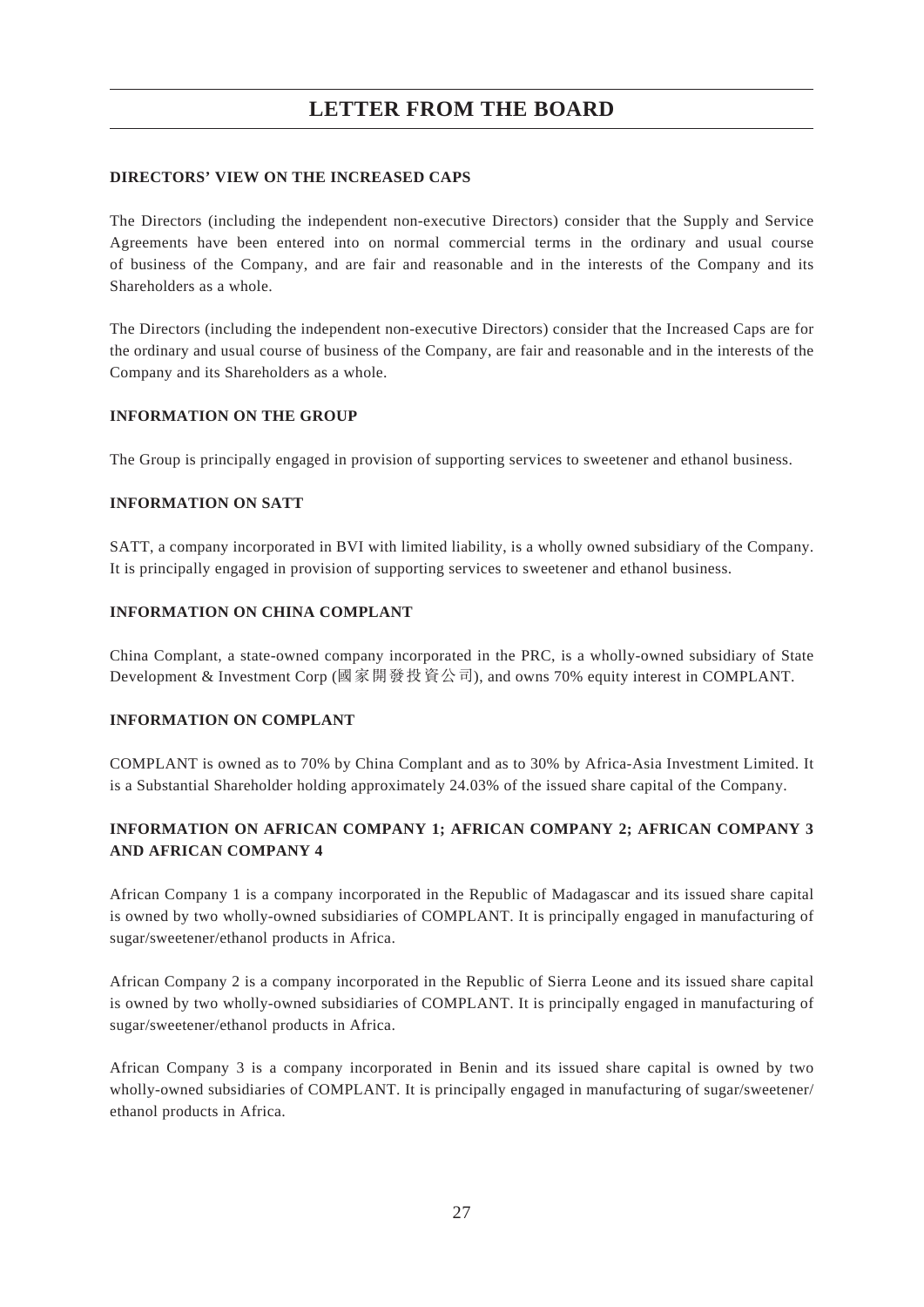## LETTER FROM THE BOARD

**DIRECTORS' VIEW ON THE INCREASED CAPS**

The Directors (including the independent non-executive Directors) consider that the Supply and Service Agreements have been entered into on normal commercial terms in the ordinary and usual course of business of the Company, and are fair and reasonable and in the interests of the Company and its Shareholders as a whole.

The Directors (including the independent non-executive Directors) consider that the Increased Caps are for the ordinary and usual course of business of the Company, are fair and reasonable and in the interests of the Company and its Shareholders as a whole.

**INFORMATION ON THE GROUP**

The Group is principally engaged in provision of supporting services to sweetener and ethanol business.

**INFORMATION ON SATT**

SATT, a company incorporated in BVI with limited liability, is a wholly owned subsidiary of the Company. It is principally engaged in provision of supporting services to sweetener and ethanol business.

**INFORMATION ON CHINA COMPLANT**

China Complant, a state-owned company incorporated in the PRC, is a wholly-owned subsidiary of State Development & Investment Corp (國家開發投資公司), and owns 70% equity interest in COMPLANT.

**INFORMATION ON COMPLANT**

COMPLANT is owned as to 70% by China Complant and as to 30% by Africa-Asia Investment Limited. It is a Substantial Shareholder holding approximately 24.03% of the issued share capital of the Company.

**INFORMATION ON AFRICAN COMPANY 1; AFRICAN COMPANY 2; AFRICAN COMPANY 3 AND AFRICAN COMPANY 4**

African Company 1 is a company incorporated in the Republic of Madagascar and its issued share capital is owned by two wholly-owned subsidiaries of COMPLANT. It is principally engaged in manufacturing of sugar/sweetener/ethanol products in Africa.

African Company 2 is a company incorporated in the Republic of Sierra Leone and its issued share capital is owned by two wholly-owned subsidiaries of COMPLANT. It is principally engaged in manufacturing of sugar/sweetener/ethanol products in Africa.

African Company 3 is a company incorporated in Benin and its issued share capital is owned by two wholly-owned subsidiaries of COMPLANT. It is principally engaged in manufacturing of sugar/sweetener/ethanol products in Africa.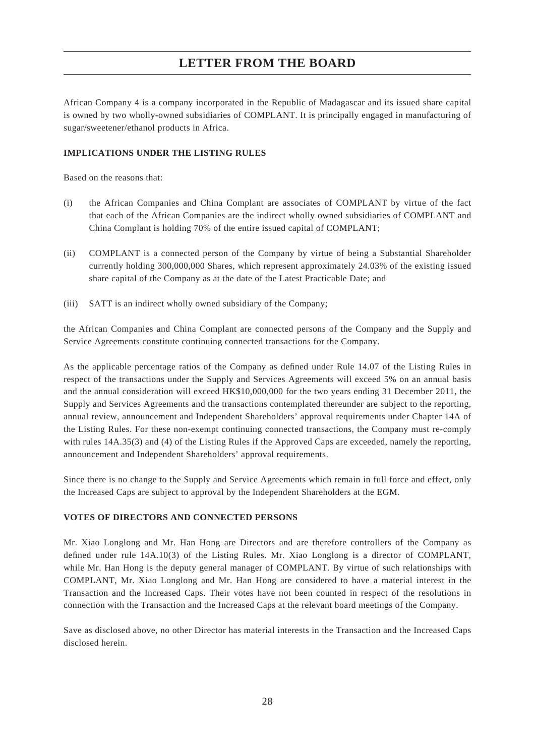# LETTER FROM THE BOARD

African Company 4 is a company incorporated in the Republic of Madagascar and its issued share capital is owned by two wholly-owned subsidiaries of COMPLANT. It is principally engaged in manufacturing of sugar/sweetener/ethanol products in Africa.

**IMPLICATIONS UNDER THE LISTING RULES**

Based on the reasons that:

(i) the African Companies and China Complant are associates of COMPLANT by virtue of the fact that each of the African Companies are the indirect wholly owned subsidiaries of COMPLANT and China Complant is holding 70% of the entire issued capital of COMPLANT;

(ii) COMPLANT is a connected person of the Company by virtue of being a Substantial Shareholder currently holding 300,000,000 Shares, which represent approximately 24.03% of the existing issued share capital of the Company as at the date of the Latest Practicable Date; and

(iii) SATT is an indirect wholly owned subsidiary of the Company;

the African Companies and China Complant are connected persons of the Company and the Supply and Service Agreements constitute continuing connected transactions for the Company.

As the applicable percentage ratios of the Company as defined under Rule 14.07 of the Listing Rules in respect of the transactions under the Supply and Services Agreements will exceed 5% on an annual basis and the annual consideration will exceed HK$10,000,000 for the two years ending 31 December 2011, the Supply and Services Agreements and the transactions contemplated thereunder are subject to the reporting, annual review, announcement and Independent Shareholders' approval requirements under Chapter 14A of the Listing Rules. For these non-exempt continuing connected transactions, the Company must re-comply with rules 14A.35(3) and (4) of the Listing Rules if the Approved Caps are exceeded, namely the reporting, announcement and Independent Shareholders' approval requirements.

Since there is no change to the Supply and Service Agreements which remain in full force and effect, only the Increased Caps are subject to approval by the Independent Shareholders at the EGM.

**VOTES OF DIRECTORS AND CONNECTED PERSONS**

Mr. Xiao Longlong and Mr. Han Hong are Directors and are therefore controllers of the Company as defined under rule 14A.10(3) of the Listing Rules. Mr. Xiao Longlong is a director of COMPLANT, while Mr. Han Hong is the deputy general manager of COMPLANT. By virtue of such relationships with COMPLANT, Mr. Xiao Longlong and Mr. Han Hong are considered to have a material interest in the Transaction and the Increased Caps. Their votes have not been counted in respect of the resolutions in connection with the Transaction and the Increased Caps at the relevant board meetings of the Company.

Save as disclosed above, no other Director has material interests in the Transaction and the Increased Caps disclosed herein.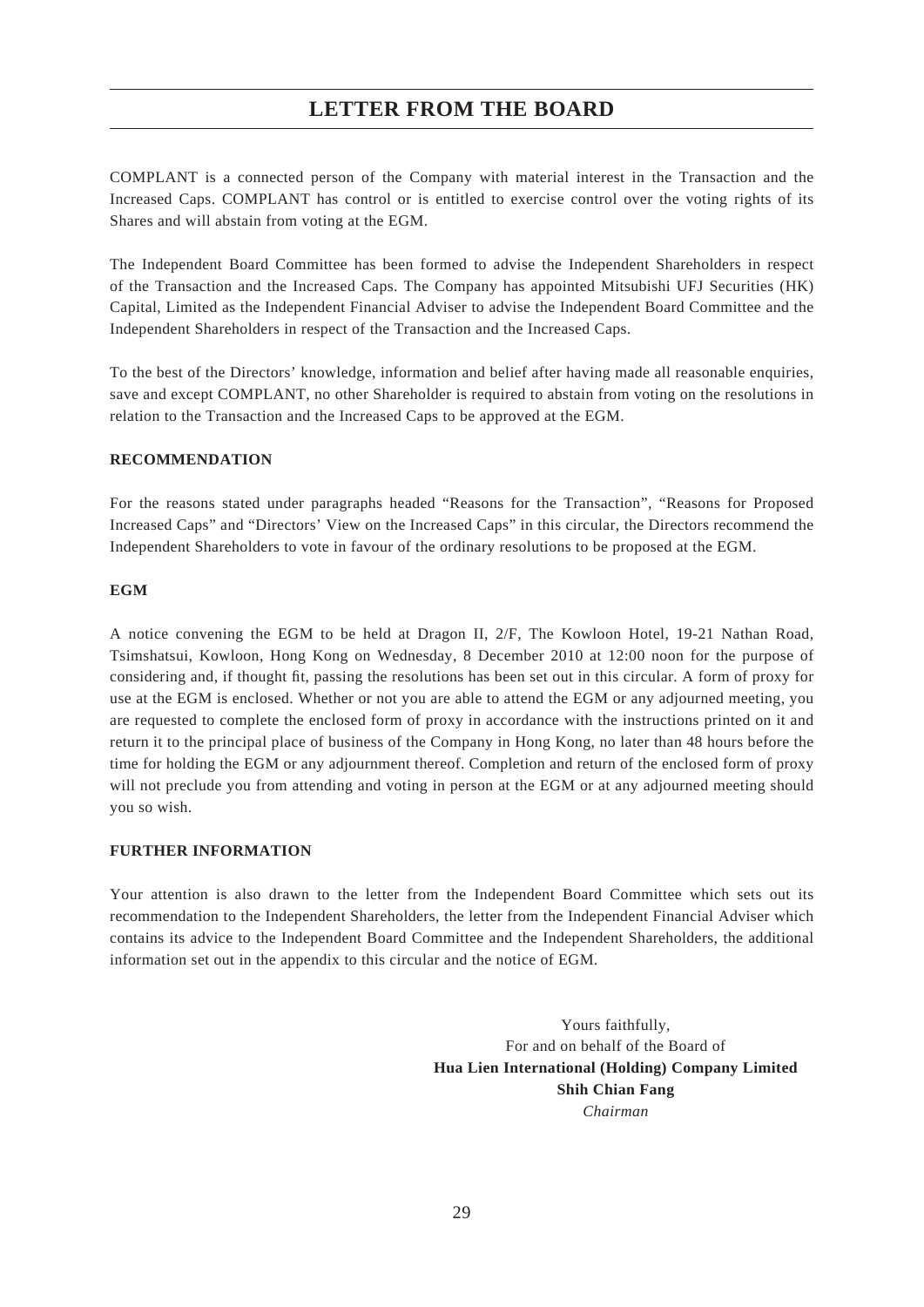COMPLANT is a connected person of the Company with material interest in the Transaction and the Increased Caps. COMPLANT has control or is entitled to exercise control over the voting rights of its Shares and will abstain from voting at the EGM.

The Independent Board Committee has been formed to advise the Independent Shareholders in respect of the Transaction and the Increased Caps. The Company has appointed Mitsubishi UFJ Securities (HK) Capital, Limited as the Independent Financial Adviser to advise the Independent Board Committee and the Independent Shareholders in respect of the Transaction and the Increased Caps.

To the best of the Directors' knowledge, information and belief after having made all reasonable enquiries, save and except COMPLANT, no other Shareholder is required to abstain from voting on the resolutions in relation to the Transaction and the Increased Caps to be approved at the EGM.

## RECOMMENDATION

For the reasons stated under paragraphs headed "Reasons for the Transaction", "Reasons for Proposed Increased Caps" and "Directors' View on the Increased Caps" in this circular, the Directors recommend the Independent Shareholders to vote in favour of the ordinary resolutions to be proposed at the EGM.

## EGM

A notice convening the EGM to be held at Dragon II, 2/F, The Kowloon Hotel, 19-21 Nathan Road, Tsimshatsui, Kowloon, Hong Kong on Wednesday, 8 December 2010 at 12:00 noon for the purpose of considering and, if thought fit, passing the resolutions has been set out in this circular. A form of proxy for use at the EGM is enclosed. Whether or not you are able to attend the EGM or any adjourned meeting, you are requested to complete the enclosed form of proxy in accordance with the instructions printed on it and return it to the principal place of business of the Company in Hong Kong, no later than 48 hours before the time for holding the EGM or any adjournment thereof. Completion and return of the enclosed form of proxy will not preclude you from attending and voting in person at the EGM or at any adjourned meeting should you so wish.

## FURTHER INFORMATION

Your attention is also drawn to the letter from the Independent Board Committee which sets out its recommendation to the Independent Shareholders, the letter from the Independent Financial Adviser which contains its advice to the Independent Board Committee and the Independent Shareholders, the additional information set out in the appendix to this circular and the notice of EGM.

Yours faithfully,
For and on behalf of the Board of
**Hua Lien International (Holding) Company Limited**
**Shih Chian Fang**
*Chairman*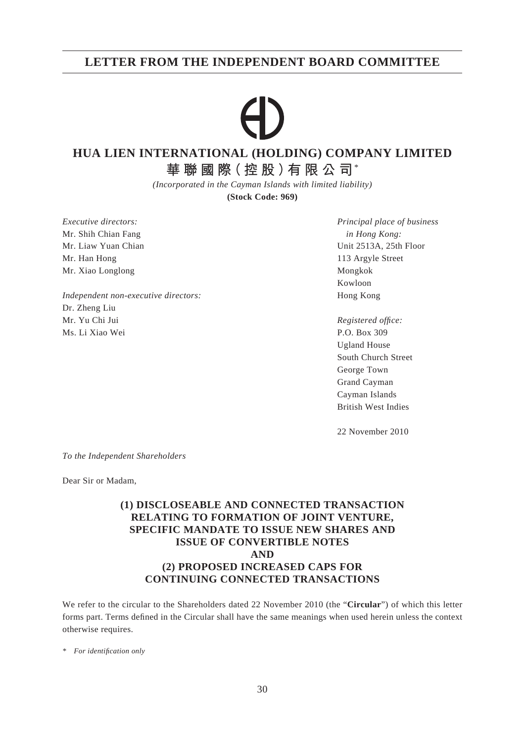# LETTER FROM THE INDEPENDENT BOARD COMMITTEE

## HUA LIEN INTERNATIONAL (HOLDING) COMPANY LIMITED
## 華聯國際（控股）有限公司*

*(Incorporated in the Cayman Islands with limited liability)*

**(Stock Code: 969)**

*Executive directors:*
Mr. Shih Chian Fang
Mr. Liaw Yuan Chian
Mr. Han Hong
Mr. Xiao Longlong

*Independent non-executive directors:*
Dr. Zheng Liu
Mr. Yu Chi Jui
Ms. Li Xiao Wei

*Principal place of business in Hong Kong:*
Unit 2513A, 25th Floor
113 Argyle Street
Mongkok
Kowloon
Hong Kong

*Registered office:*
P.O. Box 309
Ugland House
South Church Street
George Town
Grand Cayman
Cayman Islands
British West Indies

22 November 2010

*To the Independent Shareholders*

Dear Sir or Madam,

**(1) DISCLOSEABLE AND CONNECTED TRANSACTION RELATING TO FORMATION OF JOINT VENTURE, SPECIFIC MANDATE TO ISSUE NEW SHARES AND ISSUE OF CONVERTIBLE NOTES AND (2) PROPOSED INCREASED CAPS FOR CONTINUING CONNECTED TRANSACTIONS**

We refer to the circular to the Shareholders dated 22 November 2010 (the "**Circular**") of which this letter forms part. Terms defined in the Circular shall have the same meanings when used herein unless the context otherwise requires.

\* *For identification only*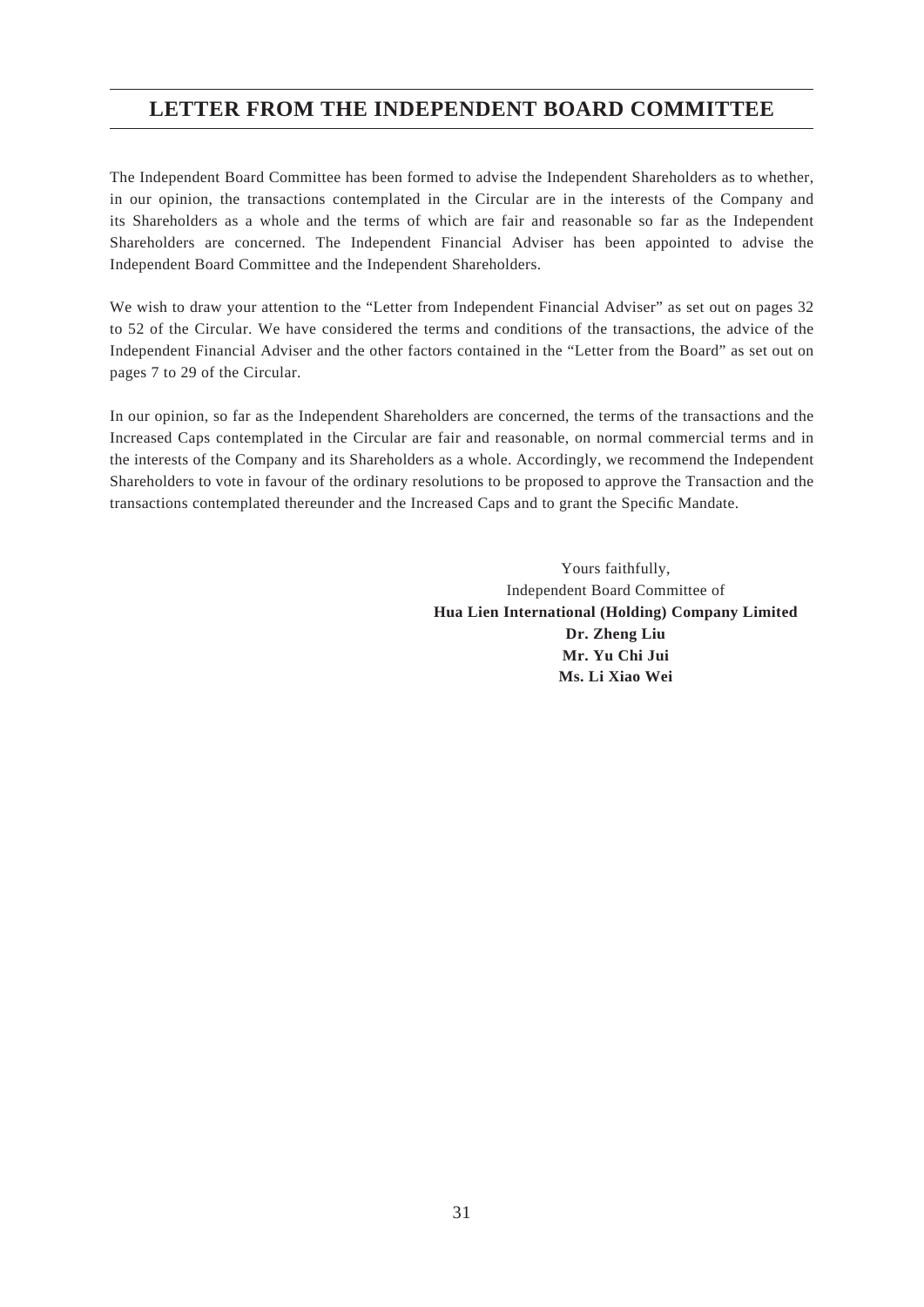# LETTER FROM THE INDEPENDENT BOARD COMMITTEE

The Independent Board Committee has been formed to advise the Independent Shareholders as to whether, in our opinion, the transactions contemplated in the Circular are in the interests of the Company and its Shareholders as a whole and the terms of which are fair and reasonable so far as the Independent Shareholders are concerned. The Independent Financial Adviser has been appointed to advise the Independent Board Committee and the Independent Shareholders.

We wish to draw your attention to the "Letter from Independent Financial Adviser" as set out on pages 32 to 52 of the Circular. We have considered the terms and conditions of the transactions, the advice of the Independent Financial Adviser and the other factors contained in the "Letter from the Board" as set out on pages 7 to 29 of the Circular.

In our opinion, so far as the Independent Shareholders are concerned, the terms of the transactions and the Increased Caps contemplated in the Circular are fair and reasonable, on normal commercial terms and in the interests of the Company and its Shareholders as a whole. Accordingly, we recommend the Independent Shareholders to vote in favour of the ordinary resolutions to be proposed to approve the Transaction and the transactions contemplated thereunder and the Increased Caps and to grant the Specific Mandate.

Yours faithfully,
Independent Board Committee of
**Hua Lien International (Holding) Company Limited**
**Dr. Zheng Liu**
**Mr. Yu Chi Jui**
**Ms. Li Xiao Wei**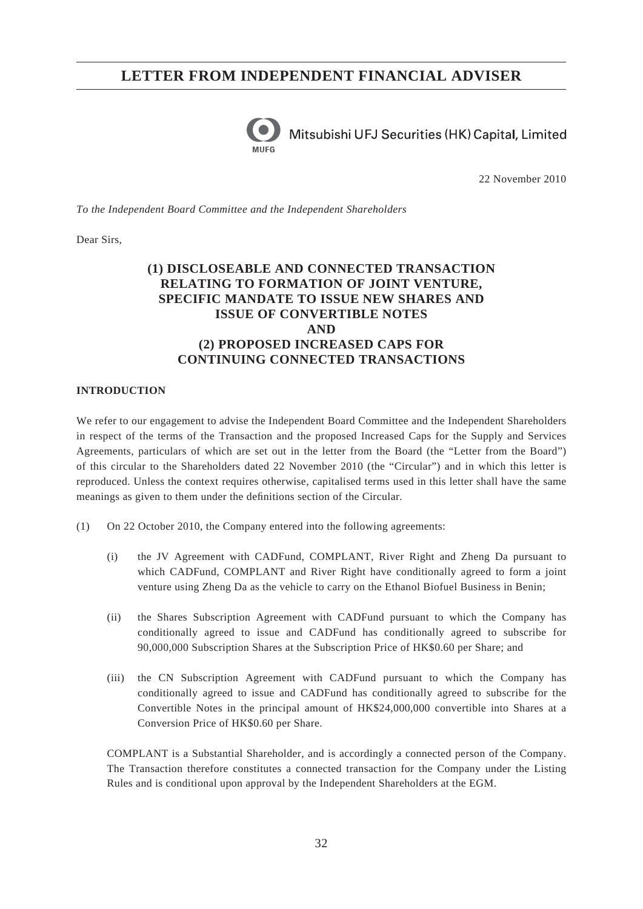# LETTER FROM INDEPENDENT FINANCIAL ADVISER

Mitsubishi UFJ Securities (HK) Capital, Limited

22 November 2010

*To the Independent Board Committee and the Independent Shareholders*

Dear Sirs,

## (1) DISCLOSEABLE AND CONNECTED TRANSACTION RELATING TO FORMATION OF JOINT VENTURE, SPECIFIC MANDATE TO ISSUE NEW SHARES AND ISSUE OF CONVERTIBLE NOTES AND (2) PROPOSED INCREASED CAPS FOR CONTINUING CONNECTED TRANSACTIONS

### INTRODUCTION

We refer to our engagement to advise the Independent Board Committee and the Independent Shareholders in respect of the terms of the Transaction and the proposed Increased Caps for the Supply and Services Agreements, particulars of which are set out in the letter from the Board (the "Letter from the Board") of this circular to the Shareholders dated 22 November 2010 (the "Circular") and in which this letter is reproduced. Unless the context requires otherwise, capitalised terms used in this letter shall have the same meanings as given to them under the definitions section of the Circular.

(1) On 22 October 2010, the Company entered into the following agreements:

   (i) the JV Agreement with CADFund, COMPLANT, River Right and Zheng Da pursuant to which CADFund, COMPLANT and River Right have conditionally agreed to form a joint venture using Zheng Da as the vehicle to carry on the Ethanol Biofuel Business in Benin;

   (ii) the Shares Subscription Agreement with CADFund pursuant to which the Company has conditionally agreed to issue and CADFund has conditionally agreed to subscribe for 90,000,000 Subscription Shares at the Subscription Price of HK$0.60 per Share; and

   (iii) the CN Subscription Agreement with CADFund pursuant to which the Company has conditionally agreed to issue and CADFund has conditionally agreed to subscribe for the Convertible Notes in the principal amount of HK$24,000,000 convertible into Shares at a Conversion Price of HK$0.60 per Share.

   COMPLANT is a Substantial Shareholder, and is accordingly a connected person of the Company. The Transaction therefore constitutes a connected transaction for the Company under the Listing Rules and is conditional upon approval by the Independent Shareholders at the EGM.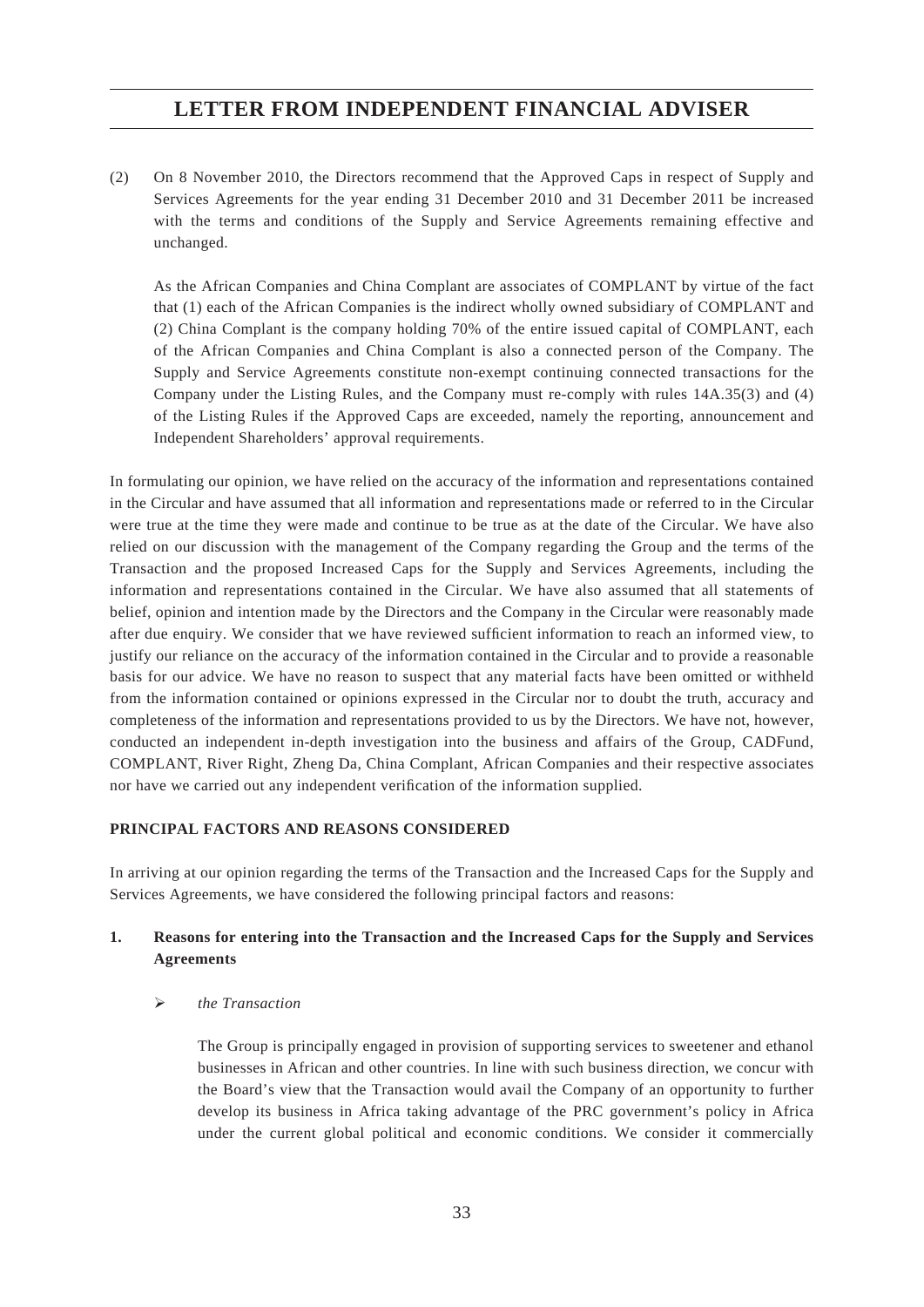(2) On 8 November 2010, the Directors recommend that the Approved Caps in respect of Supply and Services Agreements for the year ending 31 December 2010 and 31 December 2011 be increased with the terms and conditions of the Supply and Service Agreements remaining effective and unchanged.

As the African Companies and China Complant are associates of COMPLANT by virtue of the fact that (1) each of the African Companies is the indirect wholly owned subsidiary of COMPLANT and (2) China Complant is the company holding 70% of the entire issued capital of COMPLANT, each of the African Companies and China Complant is also a connected person of the Company. The Supply and Service Agreements constitute non-exempt continuing connected transactions for the Company under the Listing Rules, and the Company must re-comply with rules 14A.35(3) and (4) of the Listing Rules if the Approved Caps are exceeded, namely the reporting, announcement and Independent Shareholders' approval requirements.

In formulating our opinion, we have relied on the accuracy of the information and representations contained in the Circular and have assumed that all information and representations made or referred to in the Circular were true at the time they were made and continue to be true as at the date of the Circular. We have also relied on our discussion with the management of the Company regarding the Group and the terms of the Transaction and the proposed Increased Caps for the Supply and Services Agreements, including the information and representations contained in the Circular. We have also assumed that all statements of belief, opinion and intention made by the Directors and the Company in the Circular were reasonably made after due enquiry. We consider that we have reviewed sufficient information to reach an informed view, to justify our reliance on the accuracy of the information contained in the Circular and to provide a reasonable basis for our advice. We have no reason to suspect that any material facts have been omitted or withheld from the information contained or opinions expressed in the Circular nor to doubt the truth, accuracy and completeness of the information and representations provided to us by the Directors. We have not, however, conducted an independent in-depth investigation into the business and affairs of the Group, CADFund, COMPLANT, River Right, Zheng Da, China Complant, African Companies and their respective associates nor have we carried out any independent verification of the information supplied.

## PRINCIPAL FACTORS AND REASONS CONSIDERED

In arriving at our opinion regarding the terms of the Transaction and the Increased Caps for the Supply and Services Agreements, we have considered the following principal factors and reasons:

### 1. Reasons for entering into the Transaction and the Increased Caps for the Supply and Services Agreements

- *the Transaction*

  The Group is principally engaged in provision of supporting services to sweetener and ethanol businesses in African and other countries. In line with such business direction, we concur with the Board's view that the Transaction would avail the Company of an opportunity to further develop its business in Africa taking advantage of the PRC government's policy in Africa under the current global political and economic conditions. We consider it commercially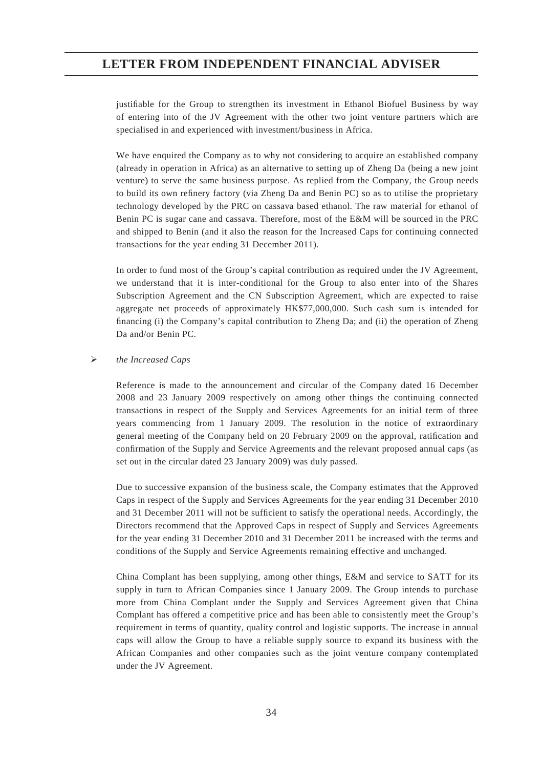justifiable for the Group to strengthen its investment in Ethanol Biofuel Business by way of entering into of the JV Agreement with the other two joint venture partners which are specialised in and experienced with investment/business in Africa.

We have enquired the Company as to why not considering to acquire an established company (already in operation in Africa) as an alternative to setting up of Zheng Da (being a new joint venture) to serve the same business purpose. As replied from the Company, the Group needs to build its own refinery factory (via Zheng Da and Benin PC) so as to utilise the proprietary technology developed by the PRC on cassava based ethanol. The raw material for ethanol of Benin PC is sugar cane and cassava. Therefore, most of the E&M will be sourced in the PRC and shipped to Benin (and it also the reason for the Increased Caps for continuing connected transactions for the year ending 31 December 2011).

In order to fund most of the Group's capital contribution as required under the JV Agreement, we understand that it is inter-conditional for the Group to also enter into of the Shares Subscription Agreement and the CN Subscription Agreement, which are expected to raise aggregate net proceeds of approximately HK$77,000,000. Such cash sum is intended for financing (i) the Company's capital contribution to Zheng Da; and (ii) the operation of Zheng Da and/or Benin PC.

- *the Increased Caps*

  Reference is made to the announcement and circular of the Company dated 16 December 2008 and 23 January 2009 respectively on among other things the continuing connected transactions in respect of the Supply and Services Agreements for an initial term of three years commencing from 1 January 2009. The resolution in the notice of extraordinary general meeting of the Company held on 20 February 2009 on the approval, ratification and confirmation of the Supply and Service Agreements and the relevant proposed annual caps (as set out in the circular dated 23 January 2009) was duly passed.

  Due to successive expansion of the business scale, the Company estimates that the Approved Caps in respect of the Supply and Services Agreements for the year ending 31 December 2010 and 31 December 2011 will not be sufficient to satisfy the operational needs. Accordingly, the Directors recommend that the Approved Caps in respect of Supply and Services Agreements for the year ending 31 December 2010 and 31 December 2011 be increased with the terms and conditions of the Supply and Service Agreements remaining effective and unchanged.

  China Complant has been supplying, among other things, E&M and service to SATT for its supply in turn to African Companies since 1 January 2009. The Group intends to purchase more from China Complant under the Supply and Services Agreement given that China Complant has offered a competitive price and has been able to consistently meet the Group's requirement in terms of quantity, quality control and logistic supports. The increase in annual caps will allow the Group to have a reliable supply source to expand its business with the African Companies and other companies such as the joint venture company contemplated under the JV Agreement.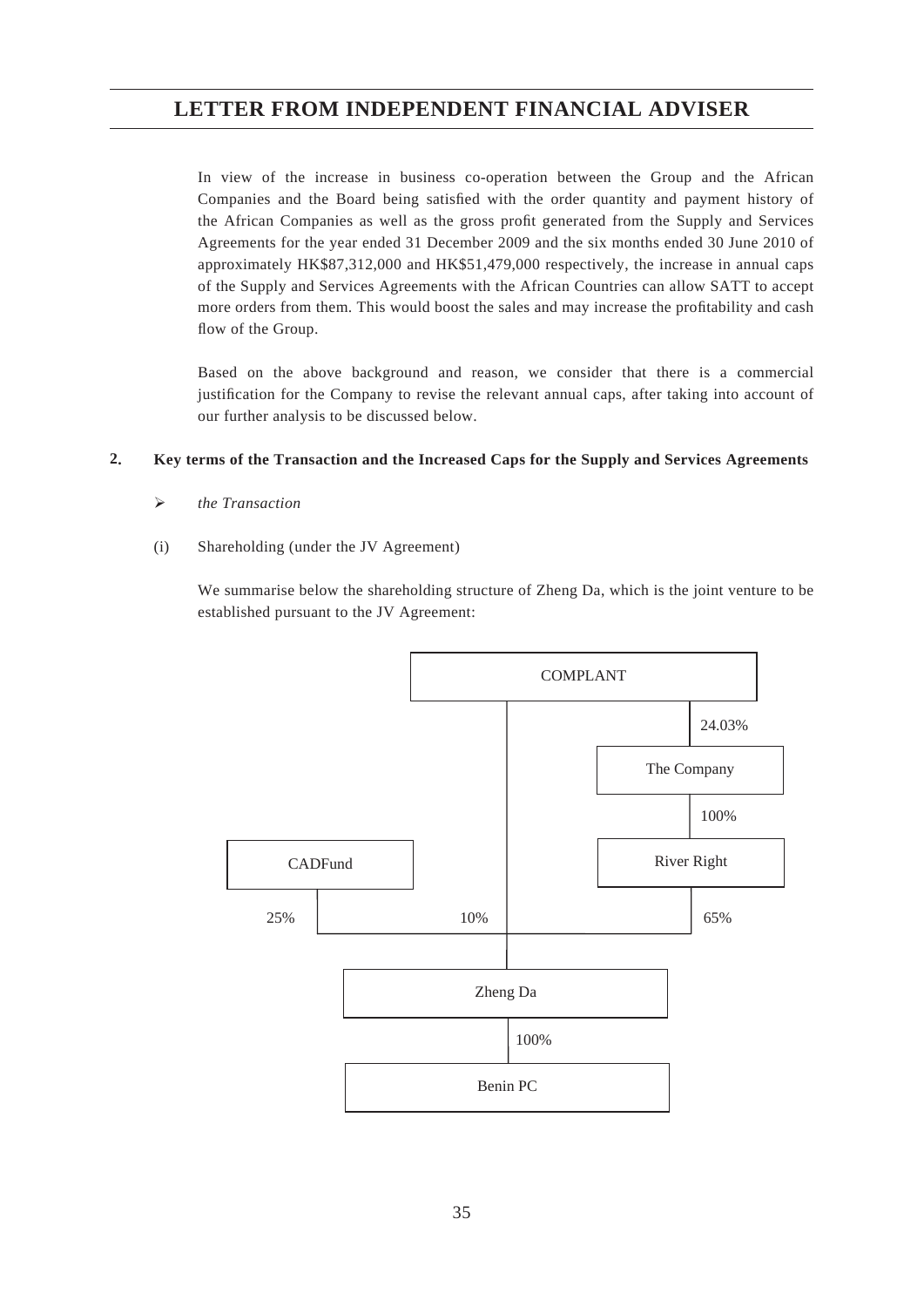# LETTER FROM INDEPENDENT FINANCIAL ADVISER

In view of the increase in business co-operation between the Group and the African Companies and the Board being satisfied with the order quantity and payment history of the African Companies as well as the gross profit generated from the Supply and Services Agreements for the year ended 31 December 2009 and the six months ended 30 June 2010 of approximately HK$87,312,000 and HK$51,479,000 respectively, the increase in annual caps of the Supply and Services Agreements with the African Countries can allow SATT to accept more orders from them. This would boost the sales and may increase the profitability and cash flow of the Group.

Based on the above background and reason, we consider that there is a commercial justification for the Company to revise the relevant annual caps, after taking into account of our further analysis to be discussed below.

## 2. Key terms of the Transaction and the Increased Caps for the Supply and Services Agreements

- *the Transaction*

(i) Shareholding (under the JV Agreement)

We summarise below the shareholding structure of Zheng Da, which is the joint venture to be established pursuant to the JV Agreement:

```
                    COMPLANT
                       |            | 24.03%
                       |        The Company
                       |            | 100%
   CADFund             |        River Right
      | 25%            | 10%        | 65%
      +----------------+------------+
                       |
                   Zheng Da
                       | 100%
                   Benin PC
```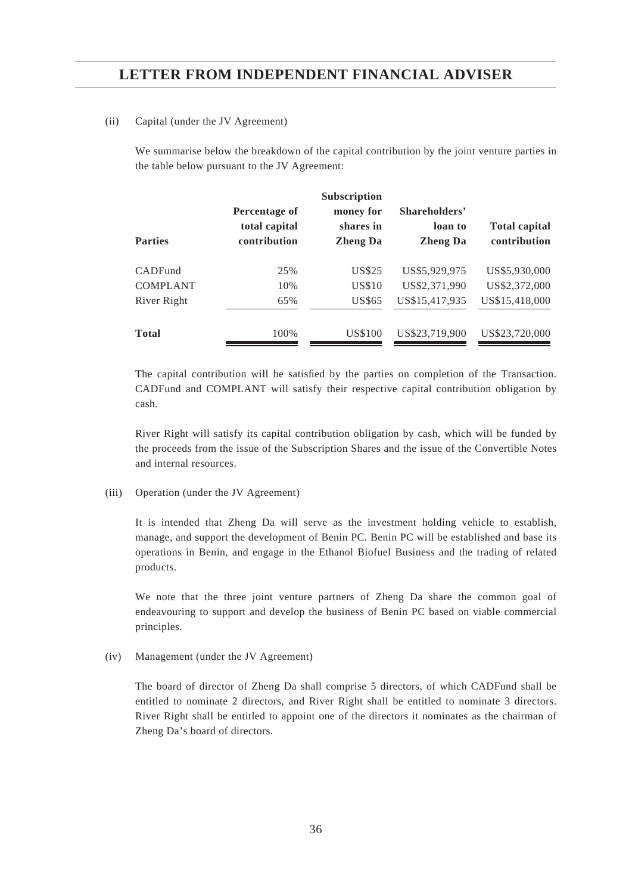(ii) Capital (under the JV Agreement)

We summarise below the breakdown of the capital contribution by the joint venture parties in the table below pursuant to the JV Agreement:

| Parties | Percentage of total capital contribution | Subscription money for shares in Zheng Da | Shareholders' loan to Zheng Da | Total capital contribution |
|---|---|---|---|---|
| CADFund | 25% | US$25 | US$5,929,975 | US$5,930,000 |
| COMPLANT | 10% | US$10 | US$2,371,990 | US$2,372,000 |
| River Right | 65% | US$65 | US$15,417,935 | US$15,418,000 |
| **Total** | 100% | US$100 | US$23,719,900 | US$23,720,000 |

The capital contribution will be satisfied by the parties on completion of the Transaction. CADFund and COMPLANT will satisfy their respective capital contribution obligation by cash.

River Right will satisfy its capital contribution obligation by cash, which will be funded by the proceeds from the issue of the Subscription Shares and the issue of the Convertible Notes and internal resources.

(iii) Operation (under the JV Agreement)

It is intended that Zheng Da will serve as the investment holding vehicle to establish, manage, and support the development of Benin PC. Benin PC will be established and base its operations in Benin, and engage in the Ethanol Biofuel Business and the trading of related products.

We note that the three joint venture partners of Zheng Da share the common goal of endeavouring to support and develop the business of Benin PC based on viable commercial principles.

(iv) Management (under the JV Agreement)

The board of director of Zheng Da shall comprise 5 directors, of which CADFund shall be entitled to nominate 2 directors, and River Right shall be entitled to nominate 3 directors. River Right shall be entitled to appoint one of the directors it nominates as the chairman of Zheng Da's board of directors.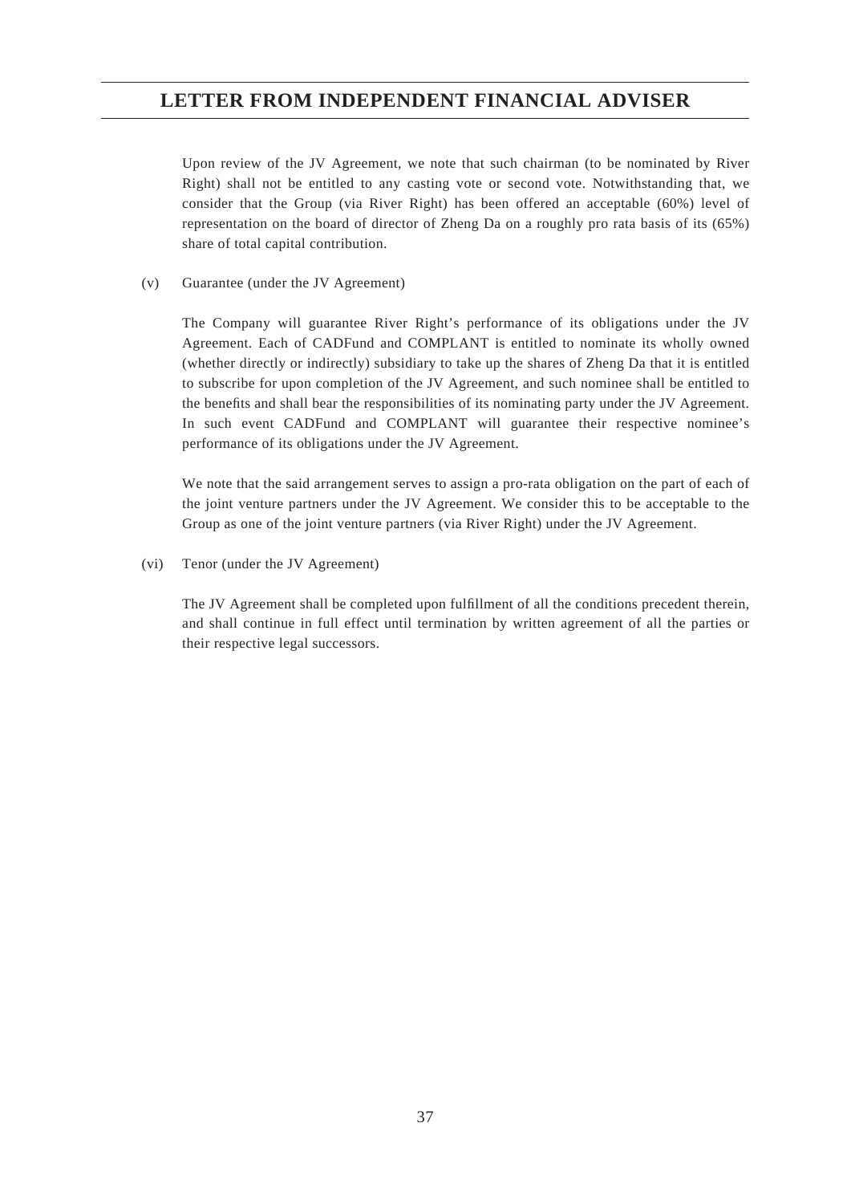Upon review of the JV Agreement, we note that such chairman (to be nominated by River Right) shall not be entitled to any casting vote or second vote. Notwithstanding that, we consider that the Group (via River Right) has been offered an acceptable (60%) level of representation on the board of director of Zheng Da on a roughly pro rata basis of its (65%) share of total capital contribution.

(v) Guarantee (under the JV Agreement)

The Company will guarantee River Right's performance of its obligations under the JV Agreement. Each of CADFund and COMPLANT is entitled to nominate its wholly owned (whether directly or indirectly) subsidiary to take up the shares of Zheng Da that it is entitled to subscribe for upon completion of the JV Agreement, and such nominee shall be entitled to the benefits and shall bear the responsibilities of its nominating party under the JV Agreement. In such event CADFund and COMPLANT will guarantee their respective nominee's performance of its obligations under the JV Agreement.

We note that the said arrangement serves to assign a pro-rata obligation on the part of each of the joint venture partners under the JV Agreement. We consider this to be acceptable to the Group as one of the joint venture partners (via River Right) under the JV Agreement.

(vi) Tenor (under the JV Agreement)

The JV Agreement shall be completed upon fulfillment of all the conditions precedent therein, and shall continue in full effect until termination by written agreement of all the parties or their respective legal successors.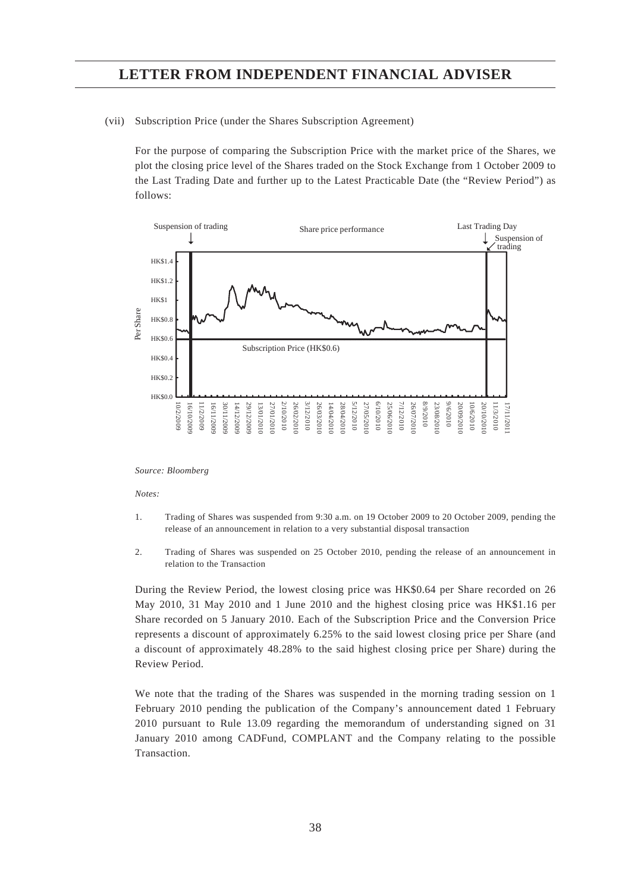## LETTER FROM INDEPENDENT FINANCIAL ADVISER

(vii) Subscription Price (under the Shares Subscription Agreement)

For the purpose of comparing the Subscription Price with the market price of the Shares, we plot the closing price level of the Shares traded on the Stock Exchange from 1 October 2009 to the Last Trading Date and further up to the Latest Practicable Date (the "Review Period") as follows:

*Source: Bloomberg*

*Notes:*

1. Trading of Shares was suspended from 9:30 a.m. on 19 October 2009 to 20 October 2009, pending the release of an announcement in relation to a very substantial disposal transaction

2. Trading of Shares was suspended on 25 October 2010, pending the release of an announcement in relation to the Transaction

During the Review Period, the lowest closing price was HK$0.64 per Share recorded on 26 May 2010, 31 May 2010 and 1 June 2010 and the highest closing price was HK$1.16 per Share recorded on 5 January 2010. Each of the Subscription Price and the Conversion Price represents a discount of approximately 6.25% to the said lowest closing price per Share (and a discount of approximately 48.28% to the said highest closing price per Share) during the Review Period.

We note that the trading of the Shares was suspended in the morning trading session on 1 February 2010 pending the publication of the Company's announcement dated 1 February 2010 pursuant to Rule 13.09 regarding the memorandum of understanding signed on 31 January 2010 among CADFund, COMPLANT and the Company relating to the possible Transaction.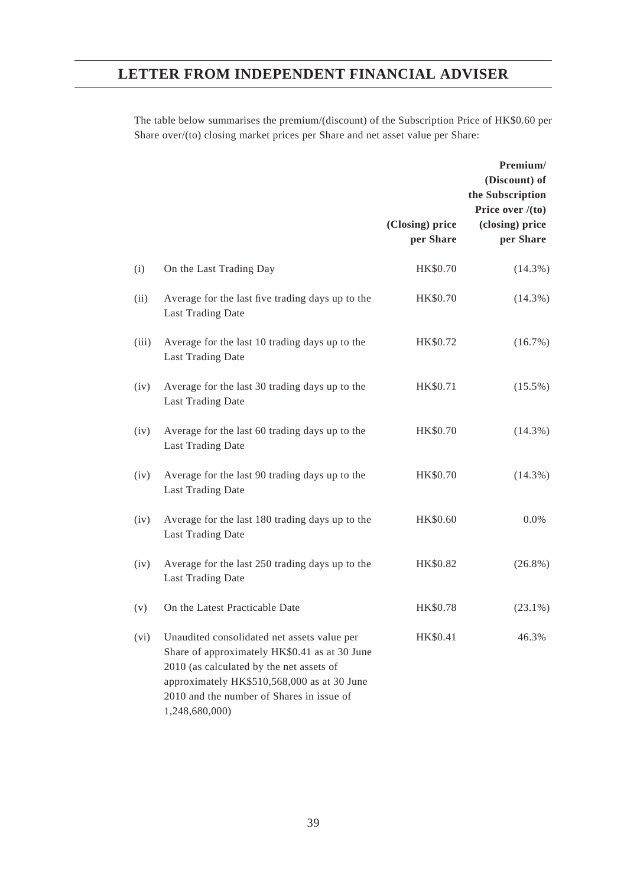# LETTER FROM INDEPENDENT FINANCIAL ADVISER

The table below summarises the premium/(discount) of the Subscription Price of HK$0.60 per Share over/(to) closing market prices per Share and net asset value per Share:

| | | (Closing) price per Share | Premium/ (Discount) of the Subscription Price over /(to) (closing) price per Share |
|---|---|---|---|
| (i) | On the Last Trading Day | HK$0.70 | (14.3%) |
| (ii) | Average for the last five trading days up to the Last Trading Date | HK$0.70 | (14.3%) |
| (iii) | Average for the last 10 trading days up to the Last Trading Date | HK$0.72 | (16.7%) |
| (iv) | Average for the last 30 trading days up to the Last Trading Date | HK$0.71 | (15.5%) |
| (iv) | Average for the last 60 trading days up to the Last Trading Date | HK$0.70 | (14.3%) |
| (iv) | Average for the last 90 trading days up to the Last Trading Date | HK$0.70 | (14.3%) |
| (iv) | Average for the last 180 trading days up to the Last Trading Date | HK$0.60 | 0.0% |
| (iv) | Average for the last 250 trading days up to the Last Trading Date | HK$0.82 | (26.8%) |
| (v) | On the Latest Practicable Date | HK$0.78 | (23.1%) |
| (vi) | Unaudited consolidated net assets value per Share of approximately HK$0.41 as at 30 June 2010 (as calculated by the net assets of approximately HK$510,568,000 as at 30 June 2010 and the number of Shares in issue of 1,248,680,000) | HK$0.41 | 46.3% |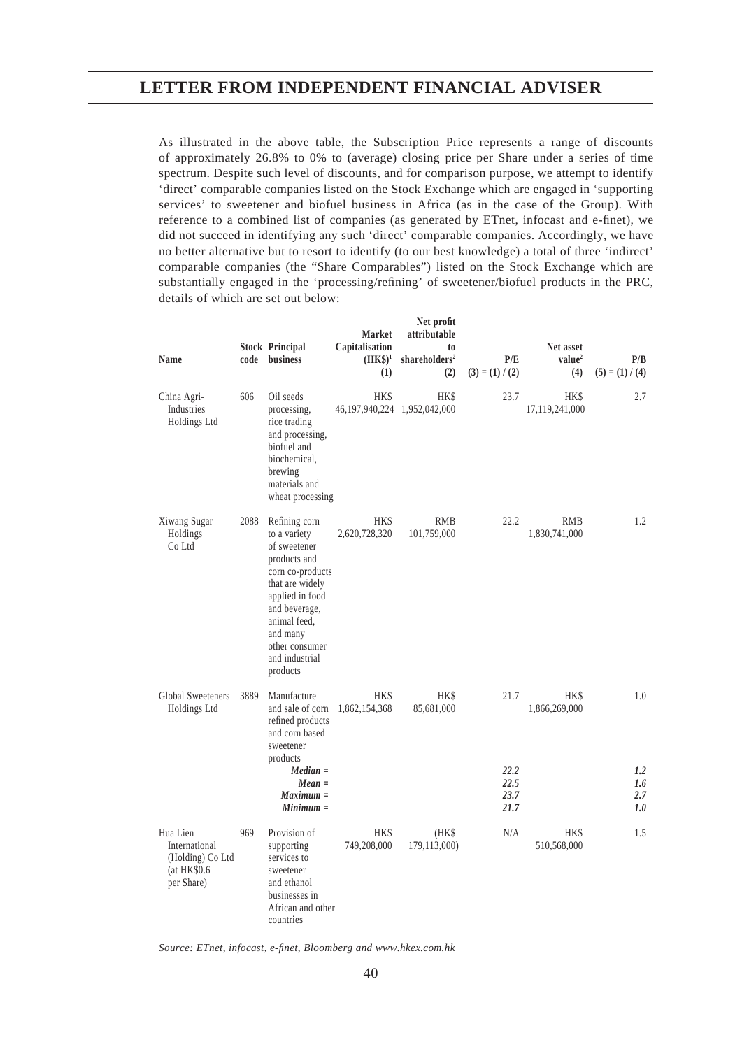## LETTER FROM INDEPENDENT FINANCIAL ADVISER

As illustrated in the above table, the Subscription Price represents a range of discounts of approximately 26.8% to 0% to (average) closing price per Share under a series of time spectrum. Despite such level of discounts, and for comparison purpose, we attempt to identify 'direct' comparable companies listed on the Stock Exchange which are engaged in 'supporting services' to sweetener and biofuel business in Africa (as in the case of the Group). With reference to a combined list of companies (as generated by ETnet, infocast and e-finet), we did not succeed in identifying any such 'direct' comparable companies. Accordingly, we have no better alternative but to resort to identify (to our best knowledge) a total of three 'indirect' comparable companies (the "Share Comparables") listed on the Stock Exchange which are substantially engaged in the 'processing/refining' of sweetener/biofuel products in the PRC, details of which are set out below:

| Name | Stock code | Principal business | Market Capitalisation (HK$)[1] (1) | Net profit attributable to shareholders[2] (2) | P/E (3) = (1) / (2) | Net asset value[2] (4) | P/B (5) = (1) / (4) |
|---|---|---|---|---|---|---|---|
| China Agri-Industries Holdings Ltd | 606 | Oil seeds processing, rice trading and processing, biofuel and biochemical, brewing materials and wheat processing | HK$ 46,197,940,224 | HK$ 1,952,042,000 | 23.7 | HK$ 17,119,241,000 | 2.7 |
| Xiwang Sugar Holdings Co Ltd | 2088 | Refining corn to a variety of sweetener products and corn co-products that are widely applied in food and beverage, animal feed, and many other consumer and industrial products | HK$ 2,620,728,320 | RMB 101,759,000 | 22.2 | RMB 1,830,741,000 | 1.2 |
| Global Sweeteners Holdings Ltd | 3889 | Manufacture and sale of corn refined products and corn based sweetener products | HK$ 1,862,154,368 | HK$ 85,681,000 | 21.7 | HK$ 1,866,269,000 | 1.0 |
| | | ***Median =*** | | | ***22.2*** | | ***1.2*** |
| | | ***Mean =*** | | | ***22.5*** | | ***1.6*** |
| | | ***Maximum =*** | | | ***23.7*** | | ***2.7*** |
| | | ***Minimum =*** | | | ***21.7*** | | ***1.0*** |
| Hua Lien International (Holding) Co Ltd (at HK$0.6 per Share) | 969 | Provision of supporting services to sweetener and ethanol businesses in African and other countries | HK$ 749,208,000 | (HK$ 179,113,000) | N/A | HK$ 510,568,000 | 1.5 |

*Source: ETnet, infocast, e-finet, Bloomberg and www.hkex.com.hk*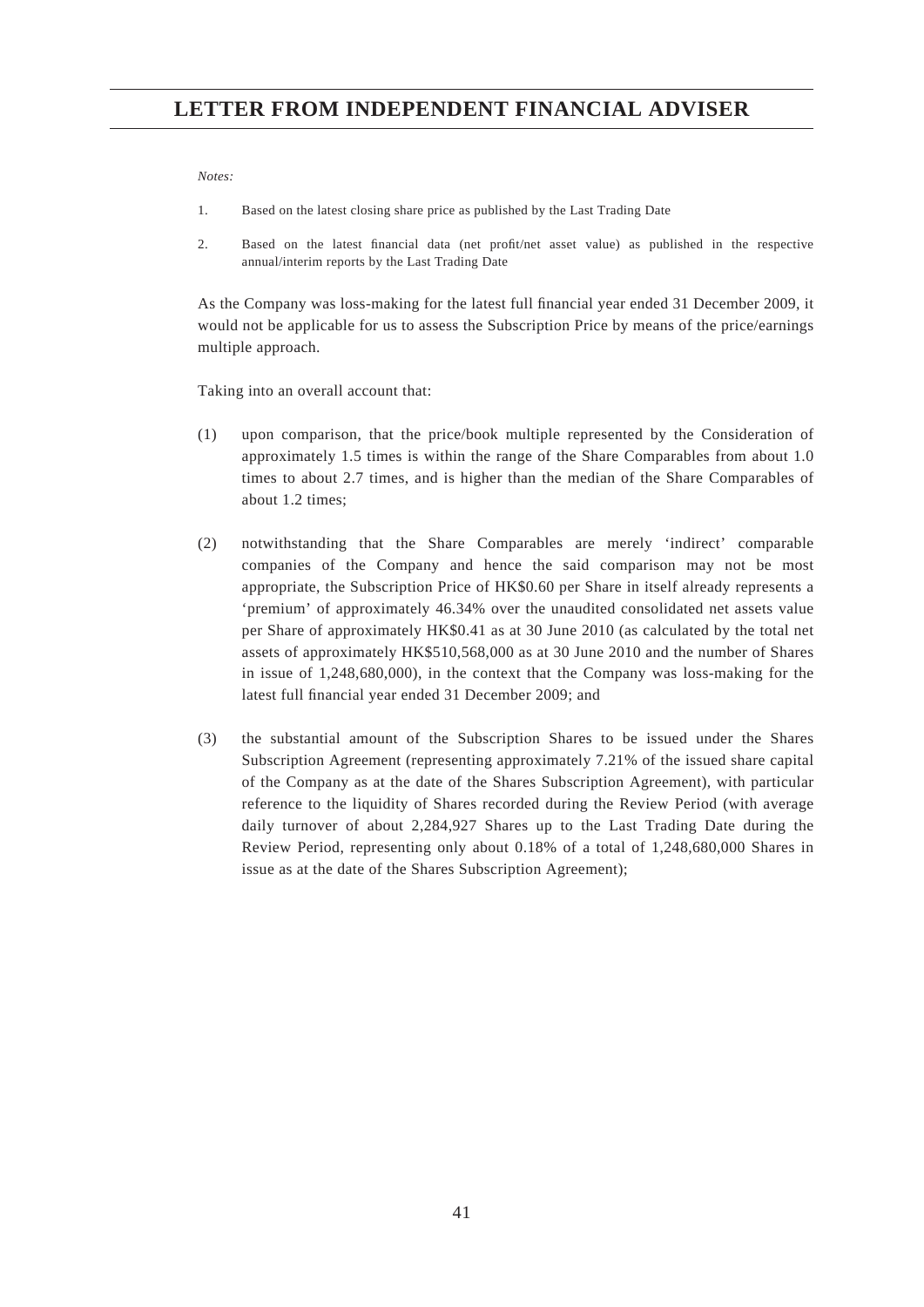*Notes:*

1. Based on the latest closing share price as published by the Last Trading Date
2. Based on the latest financial data (net profit/net asset value) as published in the respective annual/interim reports by the Last Trading Date

As the Company was loss-making for the latest full financial year ended 31 December 2009, it would not be applicable for us to assess the Subscription Price by means of the price/earnings multiple approach.

Taking into an overall account that:

(1) upon comparison, that the price/book multiple represented by the Consideration of approximately 1.5 times is within the range of the Share Comparables from about 1.0 times to about 2.7 times, and is higher than the median of the Share Comparables of about 1.2 times;

(2) notwithstanding that the Share Comparables are merely 'indirect' comparable companies of the Company and hence the said comparison may not be most appropriate, the Subscription Price of HK$0.60 per Share in itself already represents a 'premium' of approximately 46.34% over the unaudited consolidated net assets value per Share of approximately HK$0.41 as at 30 June 2010 (as calculated by the total net assets of approximately HK$510,568,000 as at 30 June 2010 and the number of Shares in issue of 1,248,680,000), in the context that the Company was loss-making for the latest full financial year ended 31 December 2009; and

(3) the substantial amount of the Subscription Shares to be issued under the Shares Subscription Agreement (representing approximately 7.21% of the issued share capital of the Company as at the date of the Shares Subscription Agreement), with particular reference to the liquidity of Shares recorded during the Review Period (with average daily turnover of about 2,284,927 Shares up to the Last Trading Date during the Review Period, representing only about 0.18% of a total of 1,248,680,000 Shares in issue as at the date of the Shares Subscription Agreement);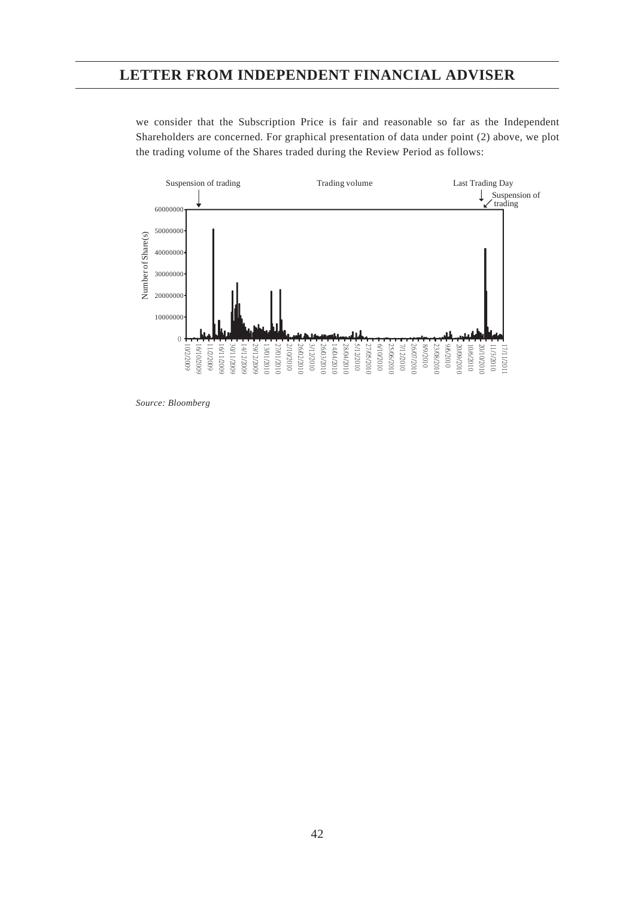we consider that the Subscription Price is fair and reasonable so far as the Independent Shareholders are concerned. For graphical presentation of data under point (2) above, we plot the trading volume of the Shares traded during the Review Period as follows:

Suspension of trading — Trading volume — Last Trading Day — Suspension of trading

Number of Share(s): 0, 10000000, 20000000, 30000000, 40000000, 50000000, 60000000

10/02/2009, 16/10/2009, 11/2/2009, 16/11/2009, 30/11/2009, 14/12/2009, 29/12/2009, 13/01/2010, 27/01/2010, 2/10/2010, 26/02/2010, 3/12/2010, 26/03/2010, 14/04/2010, 28/04/2010, 5/12/2010, 27/05/2010, 6/10/2010, 25/06/2010, 7/12/2010, 26/07/2010, 8/9/2010, 23/08/2010, 9/6/2010, 20/09/2010, 10/6/2010, 20/10/2010, 11/3/2010, 17/11/2011

*Source: Bloomberg*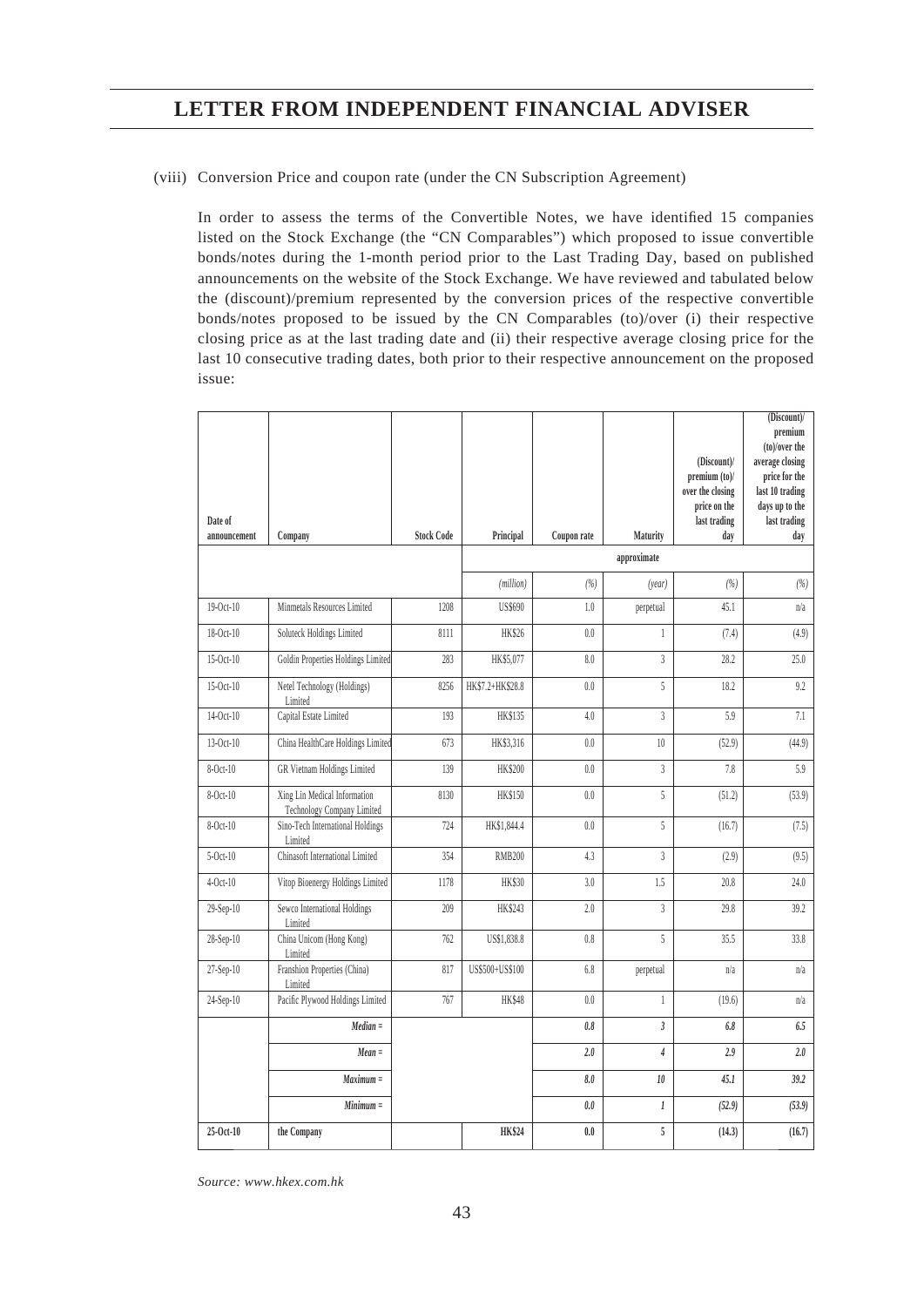(viii) Conversion Price and coupon rate (under the CN Subscription Agreement)

In order to assess the terms of the Convertible Notes, we have identified 15 companies listed on the Stock Exchange (the "CN Comparables") which proposed to issue convertible bonds/notes during the 1-month period prior to the Last Trading Day, based on published announcements on the website of the Stock Exchange. We have reviewed and tabulated below the (discount)/premium represented by the conversion prices of the respective convertible bonds/notes proposed to be issued by the CN Comparables (to)/over (i) their respective closing price as at the last trading date and (ii) their respective average closing price for the last 10 consecutive trading dates, both prior to their respective announcement on the proposed issue:

| Date of announcement | Company | Stock Code | Principal | Coupon rate | Maturity | (Discount)/ premium (to)/ over the closing price on the last trading day | (Discount)/ premium (to)/over the average closing price for the last 10 trading days up to the last trading day |
|---|---|---|---|---|---|---|---|
| | | | | | approximate | | |
| | | | *(million)* | *(%)* | *(year)* | *(%)* | *(%)* |
| 19-Oct-10 | Minmetals Resources Limited | 1208 | US$690 | 1.0 | perpetual | 45.1 | n/a |
| 18-Oct-10 | Soluteck Holdings Limited | 8111 | HK$26 | 0.0 | 1 | (7.4) | (4.9) |
| 15-Oct-10 | Goldin Properties Holdings Limited | 283 | HK$5,077 | 8.0 | 3 | 28.2 | 25.0 |
| 15-Oct-10 | Netel Technology (Holdings) Limited | 8256 | HK$7.2+HK$28.8 | 0.0 | 5 | 18.2 | 9.2 |
| 14-Oct-10 | Capital Estate Limited | 193 | HK$135 | 4.0 | 3 | 5.9 | 7.1 |
| 13-Oct-10 | China HealthCare Holdings Limited | 673 | HK$3,316 | 0.0 | 10 | (52.9) | (44.9) |
| 8-Oct-10 | GR Vietnam Holdings Limited | 139 | HK$200 | 0.0 | 3 | 7.8 | 5.9 |
| 8-Oct-10 | Xing Lin Medical Information Technology Company Limited | 8130 | HK$150 | 0.0 | 5 | (51.2) | (53.9) |
| 8-Oct-10 | Sino-Tech International Holdings Limited | 724 | HK$1,844.4 | 0.0 | 5 | (16.7) | (7.5) |
| 5-Oct-10 | Chinasoft International Limited | 354 | RMB200 | 4.3 | 3 | (2.9) | (9.5) |
| 4-Oct-10 | Vitop Bioenergy Holdings Limited | 1178 | HK$30 | 3.0 | 1.5 | 20.8 | 24.0 |
| 29-Sep-10 | Sewco International Holdings Limited | 209 | HK$243 | 2.0 | 3 | 29.8 | 39.2 |
| 28-Sep-10 | China Unicom (Hong Kong) Limited | 762 | US$1,838.8 | 0.8 | 5 | 35.5 | 33.8 |
| 27-Sep-10 | Franshion Properties (China) Limited | 817 | US$500+US$100 | 6.8 | perpetual | n/a | n/a |
| 24-Sep-10 | Pacific Plywood Holdings Limited | 767 | HK$48 | 0.0 | 1 | (19.6) | n/a |
| | ***Median =*** | | | ***0.8*** | ***3*** | ***6.8*** | ***6.5*** |
| | ***Mean =*** | | | ***2.0*** | ***4*** | ***2.9*** | ***2.0*** |
| | ***Maximum =*** | | | ***8.0*** | ***10*** | ***45.1*** | ***39.2*** |
| | ***Minimum =*** | | | ***0.0*** | ***1*** | ***(52.9)*** | ***(53.9)*** |
| **25-Oct-10** | **the Company** | | **HK$24** | **0.0** | **5** | **(14.3)** | **(16.7)** |

*Source: www.hkex.com.hk*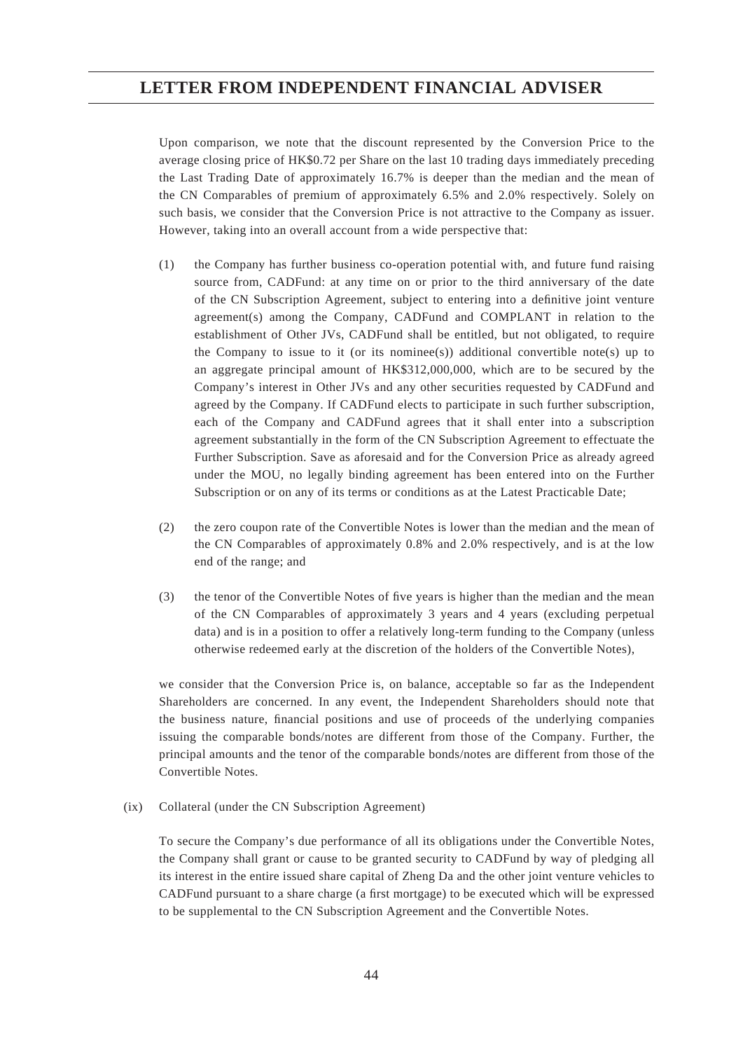Upon comparison, we note that the discount represented by the Conversion Price to the average closing price of HK$0.72 per Share on the last 10 trading days immediately preceding the Last Trading Date of approximately 16.7% is deeper than the median and the mean of the CN Comparables of premium of approximately 6.5% and 2.0% respectively. Solely on such basis, we consider that the Conversion Price is not attractive to the Company as issuer. However, taking into an overall account from a wide perspective that:

(1) the Company has further business co-operation potential with, and future fund raising source from, CADFund: at any time on or prior to the third anniversary of the date of the CN Subscription Agreement, subject to entering into a definitive joint venture agreement(s) among the Company, CADFund and COMPLANT in relation to the establishment of Other JVs, CADFund shall be entitled, but not obligated, to require the Company to issue to it (or its nominee(s)) additional convertible note(s) up to an aggregate principal amount of HK$312,000,000, which are to be secured by the Company's interest in Other JVs and any other securities requested by CADFund and agreed by the Company. If CADFund elects to participate in such further subscription, each of the Company and CADFund agrees that it shall enter into a subscription agreement substantially in the form of the CN Subscription Agreement to effectuate the Further Subscription. Save as aforesaid and for the Conversion Price as already agreed under the MOU, no legally binding agreement has been entered into on the Further Subscription or on any of its terms or conditions as at the Latest Practicable Date;

(2) the zero coupon rate of the Convertible Notes is lower than the median and the mean of the CN Comparables of approximately 0.8% and 2.0% respectively, and is at the low end of the range; and

(3) the tenor of the Convertible Notes of five years is higher than the median and the mean of the CN Comparables of approximately 3 years and 4 years (excluding perpetual data) and is in a position to offer a relatively long-term funding to the Company (unless otherwise redeemed early at the discretion of the holders of the Convertible Notes),

we consider that the Conversion Price is, on balance, acceptable so far as the Independent Shareholders are concerned. In any event, the Independent Shareholders should note that the business nature, financial positions and use of proceeds of the underlying companies issuing the comparable bonds/notes are different from those of the Company. Further, the principal amounts and the tenor of the comparable bonds/notes are different from those of the Convertible Notes.

(ix) Collateral (under the CN Subscription Agreement)

To secure the Company's due performance of all its obligations under the Convertible Notes, the Company shall grant or cause to be granted security to CADFund by way of pledging all its interest in the entire issued share capital of Zheng Da and the other joint venture vehicles to CADFund pursuant to a share charge (a first mortgage) to be executed which will be expressed to be supplemental to the CN Subscription Agreement and the Convertible Notes.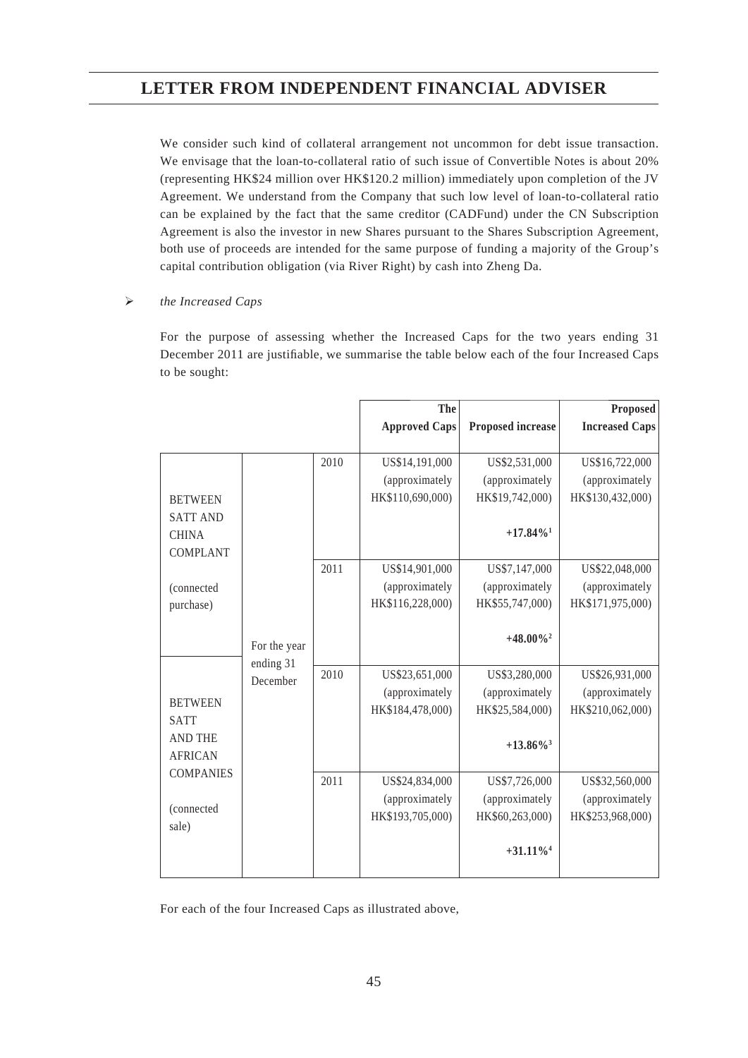We consider such kind of collateral arrangement not uncommon for debt issue transaction. We envisage that the loan-to-collateral ratio of such issue of Convertible Notes is about 20% (representing HK$24 million over HK$120.2 million) immediately upon completion of the JV Agreement. We understand from the Company that such low level of loan-to-collateral ratio can be explained by the fact that the same creditor (CADFund) under the CN Subscription Agreement is also the investor in new Shares pursuant to the Shares Subscription Agreement, both use of proceeds are intended for the same purpose of funding a majority of the Group's capital contribution obligation (via River Right) by cash into Zheng Da.

➢ *the Increased Caps*

For the purpose of assessing whether the Increased Caps for the two years ending 31 December 2011 are justifiable, we summarise the table below each of the four Increased Caps to be sought:

| | | | **The Approved Caps** | **Proposed increase** | **Proposed Increased Caps** |
|---|---|---|---|---|---|
| BETWEEN SATT AND CHINA COMPLANT (connected purchase) | For the year ending 31 December | 2010 | US$14,191,000 (approximately HK$110,690,000) | US$2,531,000 (approximately HK$19,742,000) **+17.84%**[1] | US$16,722,000 (approximately HK$130,432,000) |
| | | 2011 | US$14,901,000 (approximately HK$116,228,000) | US$7,147,000 (approximately HK$55,747,000) **+48.00%**[2] | US$22,048,000 (approximately HK$171,975,000) |
| BETWEEN SATT AND THE AFRICAN COMPANIES (connected sale) | | 2010 | US$23,651,000 (approximately HK$184,478,000) | US$3,280,000 (approximately HK$25,584,000) **+13.86%**[3] | US$26,931,000 (approximately HK$210,062,000) |
| | | 2011 | US$24,834,000 (approximately HK$193,705,000) | US$7,726,000 (approximately HK$60,263,000) **+31.11%**[4] | US$32,560,000 (approximately HK$253,968,000) |

For each of the four Increased Caps as illustrated above,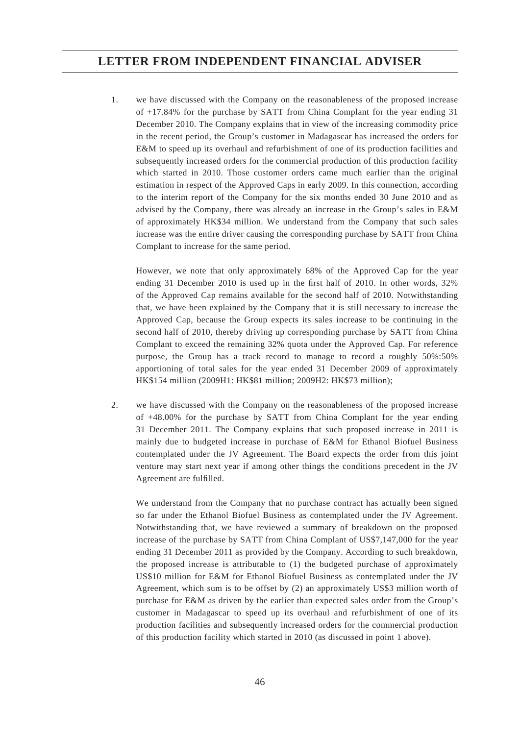1. we have discussed with the Company on the reasonableness of the proposed increase of +17.84% for the purchase by SATT from China Complant for the year ending 31 December 2010. The Company explains that in view of the increasing commodity price in the recent period, the Group's customer in Madagascar has increased the orders for E&M to speed up its overhaul and refurbishment of one of its production facilities and subsequently increased orders for the commercial production of this production facility which started in 2010. Those customer orders came much earlier than the original estimation in respect of the Approved Caps in early 2009. In this connection, according to the interim report of the Company for the six months ended 30 June 2010 and as advised by the Company, there was already an increase in the Group's sales in E&M of approximately HK$34 million. We understand from the Company that such sales increase was the entire driver causing the corresponding purchase by SATT from China Complant to increase for the same period.

   However, we note that only approximately 68% of the Approved Cap for the year ending 31 December 2010 is used up in the first half of 2010. In other words, 32% of the Approved Cap remains available for the second half of 2010. Notwithstanding that, we have been explained by the Company that it is still necessary to increase the Approved Cap, because the Group expects its sales increase to be continuing in the second half of 2010, thereby driving up corresponding purchase by SATT from China Complant to exceed the remaining 32% quota under the Approved Cap. For reference purpose, the Group has a track record to manage to record a roughly 50%:50% apportioning of total sales for the year ended 31 December 2009 of approximately HK$154 million (2009H1: HK$81 million; 2009H2: HK$73 million);

2. we have discussed with the Company on the reasonableness of the proposed increase of +48.00% for the purchase by SATT from China Complant for the year ending 31 December 2011. The Company explains that such proposed increase in 2011 is mainly due to budgeted increase in purchase of E&M for Ethanol Biofuel Business contemplated under the JV Agreement. The Board expects the order from this joint venture may start next year if among other things the conditions precedent in the JV Agreement are fulfilled.

   We understand from the Company that no purchase contract has actually been signed so far under the Ethanol Biofuel Business as contemplated under the JV Agreement. Notwithstanding that, we have reviewed a summary of breakdown on the proposed increase of the purchase by SATT from China Complant of US$7,147,000 for the year ending 31 December 2011 as provided by the Company. According to such breakdown, the proposed increase is attributable to (1) the budgeted purchase of approximately US$10 million for E&M for Ethanol Biofuel Business as contemplated under the JV Agreement, which sum is to be offset by (2) an approximately US$3 million worth of purchase for E&M as driven by the earlier than expected sales order from the Group's customer in Madagascar to speed up its overhaul and refurbishment of one of its production facilities and subsequently increased orders for the commercial production of this production facility which started in 2010 (as discussed in point 1 above).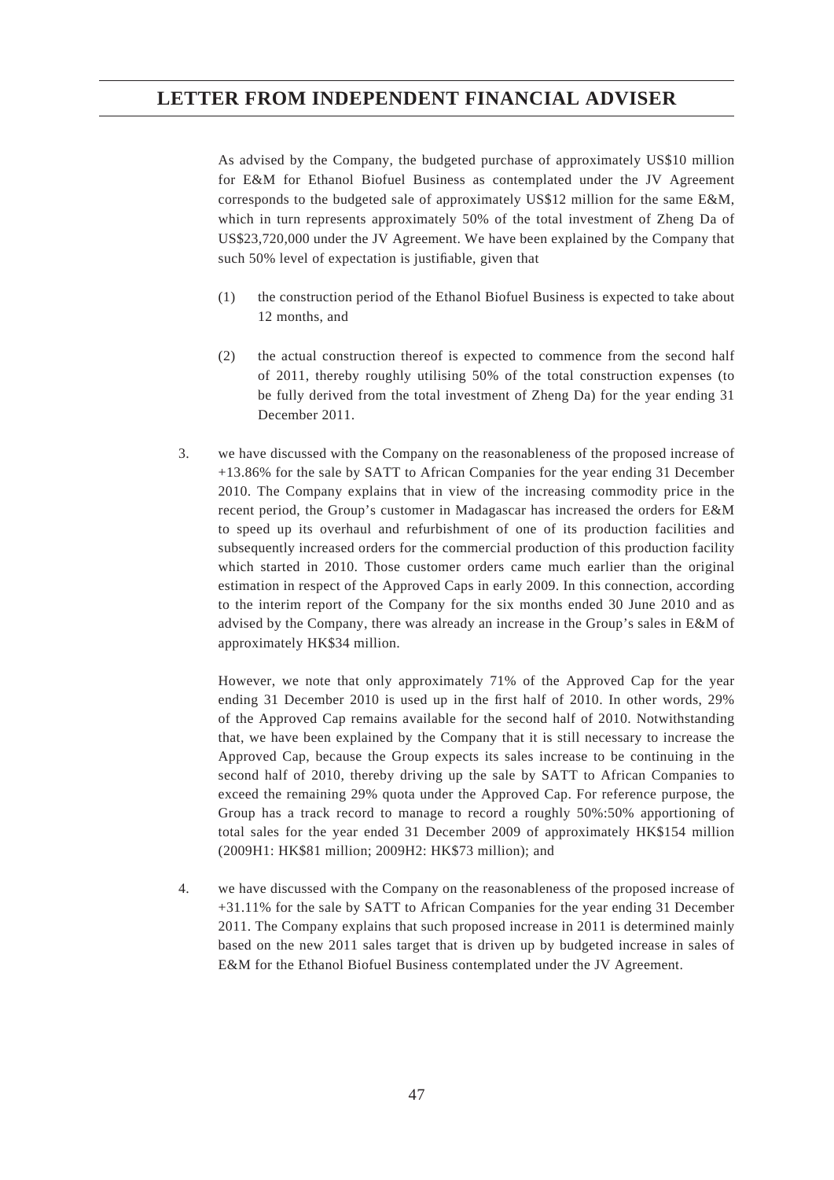As advised by the Company, the budgeted purchase of approximately US$10 million for E&M for Ethanol Biofuel Business as contemplated under the JV Agreement corresponds to the budgeted sale of approximately US$12 million for the same E&M, which in turn represents approximately 50% of the total investment of Zheng Da of US$23,720,000 under the JV Agreement. We have been explained by the Company that such 50% level of expectation is justifiable, given that

(1) the construction period of the Ethanol Biofuel Business is expected to take about 12 months, and

(2) the actual construction thereof is expected to commence from the second half of 2011, thereby roughly utilising 50% of the total construction expenses (to be fully derived from the total investment of Zheng Da) for the year ending 31 December 2011.

3. we have discussed with the Company on the reasonableness of the proposed increase of +13.86% for the sale by SATT to African Companies for the year ending 31 December 2010. The Company explains that in view of the increasing commodity price in the recent period, the Group's customer in Madagascar has increased the orders for E&M to speed up its overhaul and refurbishment of one of its production facilities and subsequently increased orders for the commercial production of this production facility which started in 2010. Those customer orders came much earlier than the original estimation in respect of the Approved Caps in early 2009. In this connection, according to the interim report of the Company for the six months ended 30 June 2010 and as advised by the Company, there was already an increase in the Group's sales in E&M of approximately HK$34 million.

   However, we note that only approximately 71% of the Approved Cap for the year ending 31 December 2010 is used up in the first half of 2010. In other words, 29% of the Approved Cap remains available for the second half of 2010. Notwithstanding that, we have been explained by the Company that it is still necessary to increase the Approved Cap, because the Group expects its sales increase to be continuing in the second half of 2010, thereby driving up the sale by SATT to African Companies to exceed the remaining 29% quota under the Approved Cap. For reference purpose, the Group has a track record to manage to record a roughly 50%:50% apportioning of total sales for the year ended 31 December 2009 of approximately HK$154 million (2009H1: HK$81 million; 2009H2: HK$73 million); and

4. we have discussed with the Company on the reasonableness of the proposed increase of +31.11% for the sale by SATT to African Companies for the year ending 31 December 2011. The Company explains that such proposed increase in 2011 is determined mainly based on the new 2011 sales target that is driven up by budgeted increase in sales of E&M for the Ethanol Biofuel Business contemplated under the JV Agreement.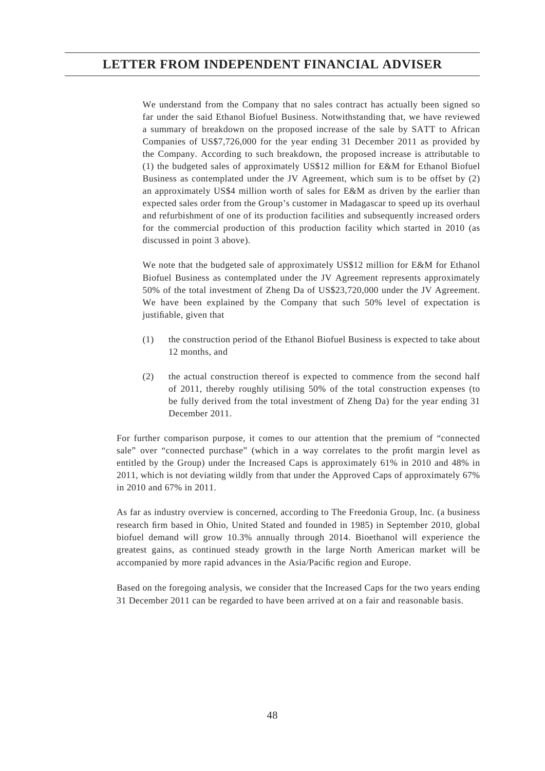We understand from the Company that no sales contract has actually been signed so far under the said Ethanol Biofuel Business. Notwithstanding that, we have reviewed a summary of breakdown on the proposed increase of the sale by SATT to African Companies of US$7,726,000 for the year ending 31 December 2011 as provided by the Company. According to such breakdown, the proposed increase is attributable to (1) the budgeted sales of approximately US$12 million for E&M for Ethanol Biofuel Business as contemplated under the JV Agreement, which sum is to be offset by (2) an approximately US$4 million worth of sales for E&M as driven by the earlier than expected sales order from the Group's customer in Madagascar to speed up its overhaul and refurbishment of one of its production facilities and subsequently increased orders for the commercial production of this production facility which started in 2010 (as discussed in point 3 above).

We note that the budgeted sale of approximately US$12 million for E&M for Ethanol Biofuel Business as contemplated under the JV Agreement represents approximately 50% of the total investment of Zheng Da of US$23,720,000 under the JV Agreement. We have been explained by the Company that such 50% level of expectation is justifiable, given that

(1) the construction period of the Ethanol Biofuel Business is expected to take about 12 months, and

(2) the actual construction thereof is expected to commence from the second half of 2011, thereby roughly utilising 50% of the total construction expenses (to be fully derived from the total investment of Zheng Da) for the year ending 31 December 2011.

For further comparison purpose, it comes to our attention that the premium of "connected sale" over "connected purchase" (which in a way correlates to the profit margin level as entitled by the Group) under the Increased Caps is approximately 61% in 2010 and 48% in 2011, which is not deviating wildly from that under the Approved Caps of approximately 67% in 2010 and 67% in 2011.

As far as industry overview is concerned, according to The Freedonia Group, Inc. (a business research firm based in Ohio, United Stated and founded in 1985) in September 2010, global biofuel demand will grow 10.3% annually through 2014. Bioethanol will experience the greatest gains, as continued steady growth in the large North American market will be accompanied by more rapid advances in the Asia/Pacific region and Europe.

Based on the foregoing analysis, we consider that the Increased Caps for the two years ending 31 December 2011 can be regarded to have been arrived at on a fair and reasonable basis.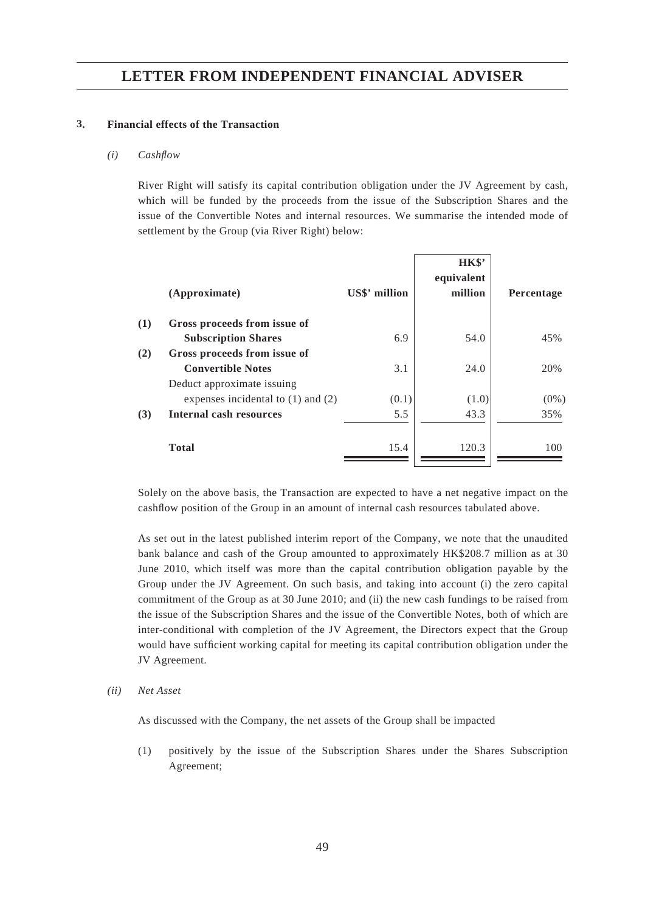### 3. Financial effects of the Transaction

*(i) Cashflow*

River Right will satisfy its capital contribution obligation under the JV Agreement by cash, which will be funded by the proceeds from the issue of the Subscription Shares and the issue of the Convertible Notes and internal resources. We summarise the intended mode of settlement by the Group (via River Right) below:

| | (Approximate) | US$' million | HK$' equivalent million | Percentage |
|---|---|---|---|---|
| (1) | Gross proceeds from issue of Subscription Shares | 6.9 | 54.0 | 45% |
| (2) | Gross proceeds from issue of Convertible Notes | 3.1 | 24.0 | 20% |
| | Deduct approximate issuing expenses incidental to (1) and (2) | (0.1) | (1.0) | (0%) |
| (3) | Internal cash resources | 5.5 | 43.3 | 35% |
| | **Total** | 15.4 | 120.3 | 100 |

Solely on the above basis, the Transaction are expected to have a net negative impact on the cashflow position of the Group in an amount of internal cash resources tabulated above.

As set out in the latest published interim report of the Company, we note that the unaudited bank balance and cash of the Group amounted to approximately HK$208.7 million as at 30 June 2010, which itself was more than the capital contribution obligation payable by the Group under the JV Agreement. On such basis, and taking into account (i) the zero capital commitment of the Group as at 30 June 2010; and (ii) the new cash fundings to be raised from the issue of the Subscription Shares and the issue of the Convertible Notes, both of which are inter-conditional with completion of the JV Agreement, the Directors expect that the Group would have sufficient working capital for meeting its capital contribution obligation under the JV Agreement.

*(ii) Net Asset*

As discussed with the Company, the net assets of the Group shall be impacted

(1) positively by the issue of the Subscription Shares under the Shares Subscription Agreement;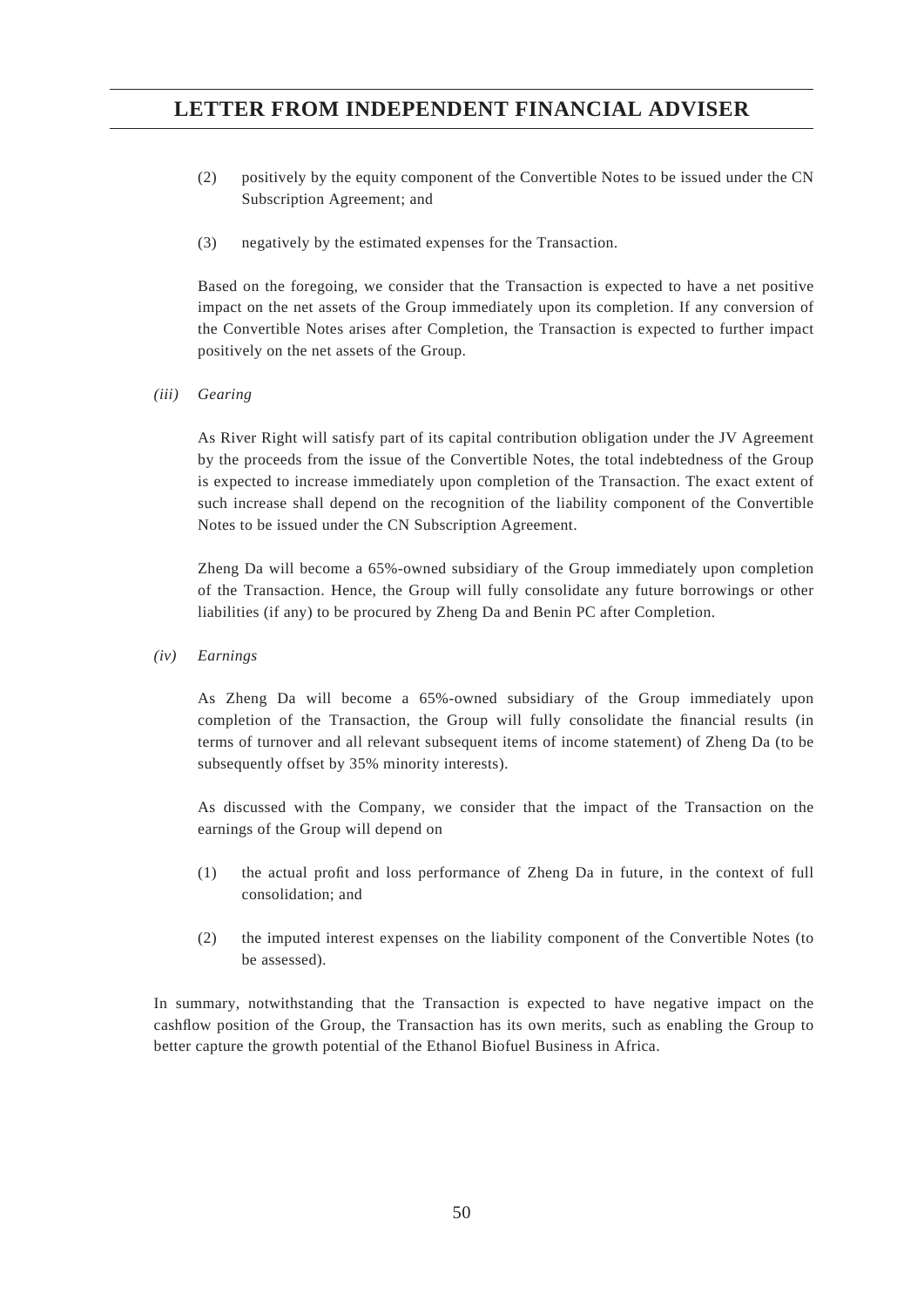(2) positively by the equity component of the Convertible Notes to be issued under the CN Subscription Agreement; and

(3) negatively by the estimated expenses for the Transaction.

Based on the foregoing, we consider that the Transaction is expected to have a net positive impact on the net assets of the Group immediately upon its completion. If any conversion of the Convertible Notes arises after Completion, the Transaction is expected to further impact positively on the net assets of the Group.

*(iii) Gearing*

As River Right will satisfy part of its capital contribution obligation under the JV Agreement by the proceeds from the issue of the Convertible Notes, the total indebtedness of the Group is expected to increase immediately upon completion of the Transaction. The exact extent of such increase shall depend on the recognition of the liability component of the Convertible Notes to be issued under the CN Subscription Agreement.

Zheng Da will become a 65%-owned subsidiary of the Group immediately upon completion of the Transaction. Hence, the Group will fully consolidate any future borrowings or other liabilities (if any) to be procured by Zheng Da and Benin PC after Completion.

*(iv) Earnings*

As Zheng Da will become a 65%-owned subsidiary of the Group immediately upon completion of the Transaction, the Group will fully consolidate the financial results (in terms of turnover and all relevant subsequent items of income statement) of Zheng Da (to be subsequently offset by 35% minority interests).

As discussed with the Company, we consider that the impact of the Transaction on the earnings of the Group will depend on

(1) the actual profit and loss performance of Zheng Da in future, in the context of full consolidation; and

(2) the imputed interest expenses on the liability component of the Convertible Notes (to be assessed).

In summary, notwithstanding that the Transaction is expected to have negative impact on the cashflow position of the Group, the Transaction has its own merits, such as enabling the Group to better capture the growth potential of the Ethanol Biofuel Business in Africa.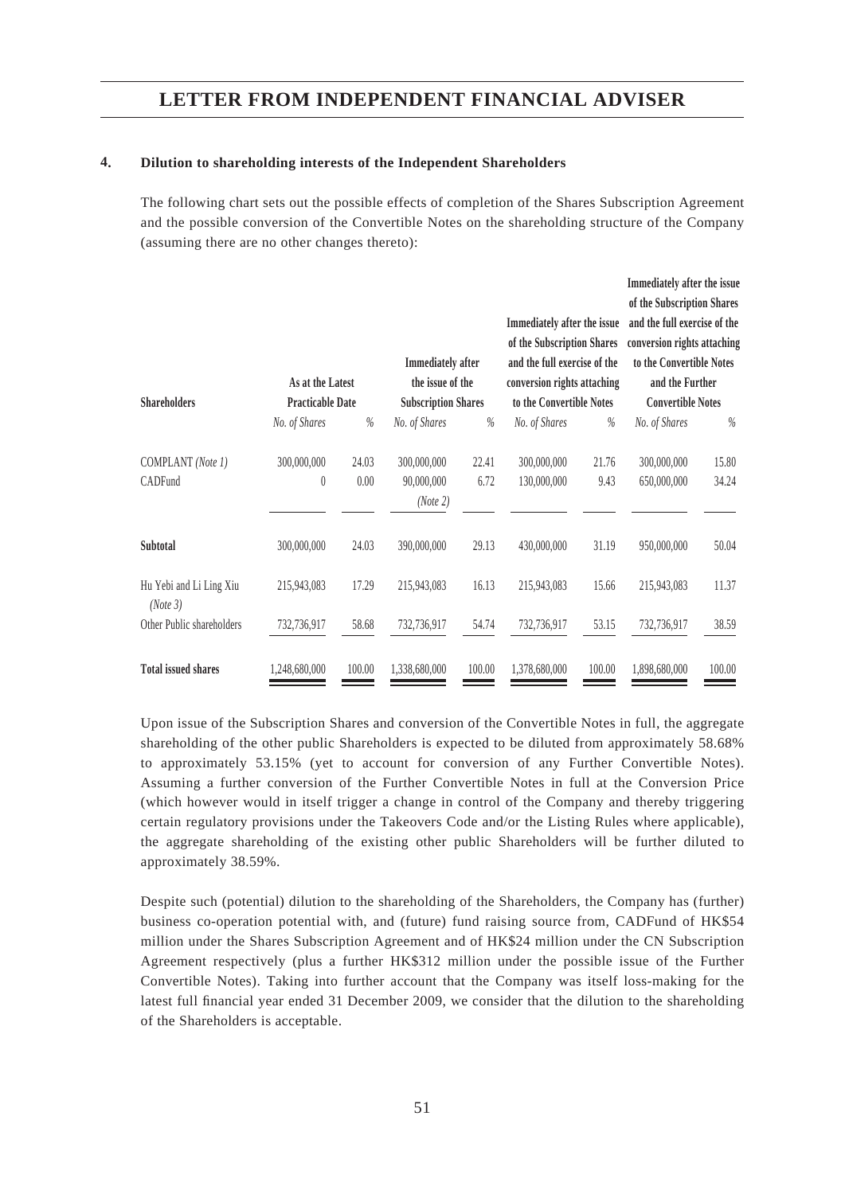#### 4. Dilution to shareholding interests of the Independent Shareholders

The following chart sets out the possible effects of completion of the Shares Subscription Agreement and the possible conversion of the Convertible Notes on the shareholding structure of the Company (assuming there are no other changes thereto):

| Shareholders | As at the Latest Practicable Date | | Immediately after the issue of the Subscription Shares | | Immediately after the issue of the Subscription Shares and the full exercise of the conversion rights attaching to the Convertible Notes | | Immediately after the issue of the Subscription Shares and the full exercise of the conversion rights attaching to the Convertible Notes and the Further Convertible Notes | |
|---|---|---|---|---|---|---|---|---|
| | *No. of Shares* | *%* | *No. of Shares* | *%* | *No. of Shares* | *%* | *No. of Shares* | *%* |
| COMPLANT *(Note 1)* | 300,000,000 | 24.03 | 300,000,000 | 22.41 | 300,000,000 | 21.76 | 300,000,000 | 15.80 |
| CADFund | 0 | 0.00 | 90,000,000 *(Note 2)* | 6.72 | 130,000,000 | 9.43 | 650,000,000 | 34.24 |
| **Subtotal** | 300,000,000 | 24.03 | 390,000,000 | 29.13 | 430,000,000 | 31.19 | 950,000,000 | 50.04 |
| Hu Yebi and Li Ling Xiu *(Note 3)* | 215,943,083 | 17.29 | 215,943,083 | 16.13 | 215,943,083 | 15.66 | 215,943,083 | 11.37 |
| Other Public shareholders | 732,736,917 | 58.68 | 732,736,917 | 54.74 | 732,736,917 | 53.15 | 732,736,917 | 38.59 |
| **Total issued shares** | 1,248,680,000 | 100.00 | 1,338,680,000 | 100.00 | 1,378,680,000 | 100.00 | 1,898,680,000 | 100.00 |

Upon issue of the Subscription Shares and conversion of the Convertible Notes in full, the aggregate shareholding of the other public Shareholders is expected to be diluted from approximately 58.68% to approximately 53.15% (yet to account for conversion of any Further Convertible Notes). Assuming a further conversion of the Further Convertible Notes in full at the Conversion Price (which however would in itself trigger a change in control of the Company and thereby triggering certain regulatory provisions under the Takeovers Code and/or the Listing Rules where applicable), the aggregate shareholding of the existing other public Shareholders will be further diluted to approximately 38.59%.

Despite such (potential) dilution to the shareholding of the Shareholders, the Company has (further) business co-operation potential with, and (future) fund raising source from, CADFund of HK$54 million under the Shares Subscription Agreement and of HK$24 million under the CN Subscription Agreement respectively (plus a further HK$312 million under the possible issue of the Further Convertible Notes). Taking into further account that the Company was itself loss-making for the latest full financial year ended 31 December 2009, we consider that the dilution to the shareholding of the Shareholders is acceptable.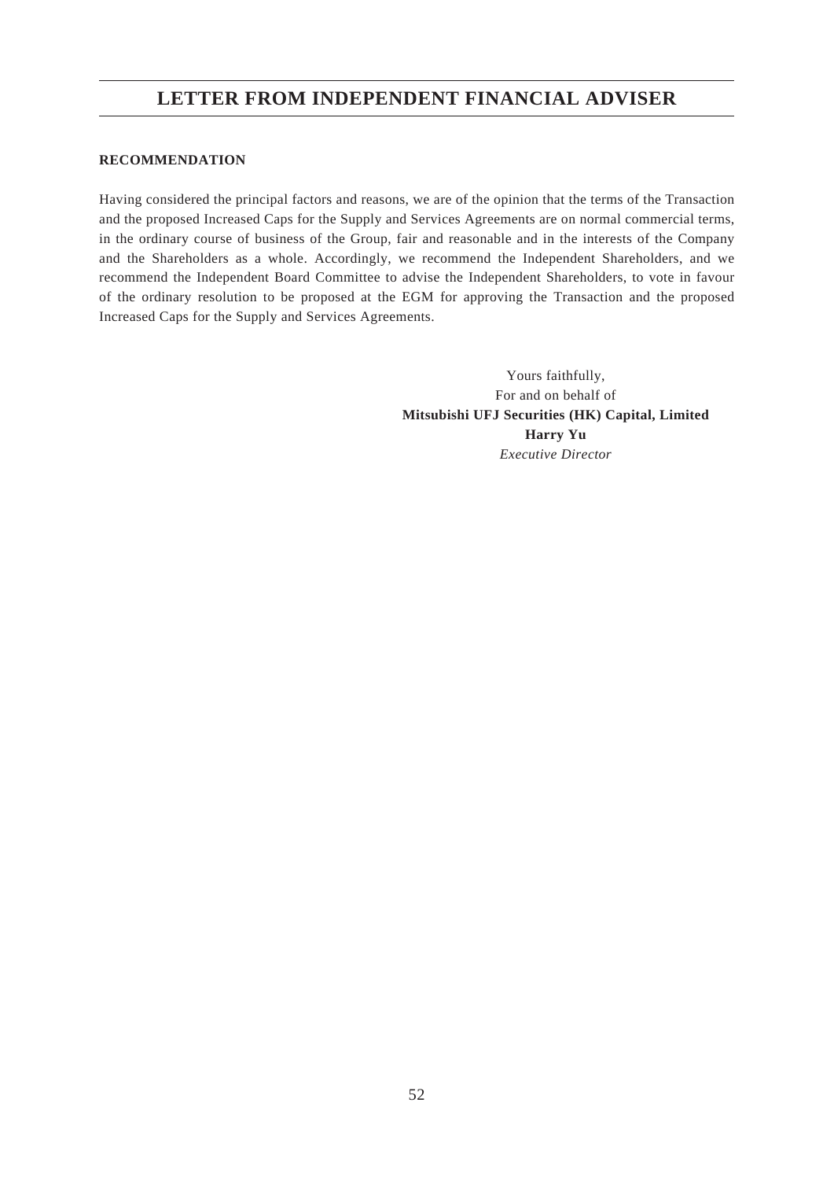# LETTER FROM INDEPENDENT FINANCIAL ADVISER

**RECOMMENDATION**

Having considered the principal factors and reasons, we are of the opinion that the terms of the Transaction and the proposed Increased Caps for the Supply and Services Agreements are on normal commercial terms, in the ordinary course of business of the Group, fair and reasonable and in the interests of the Company and the Shareholders as a whole. Accordingly, we recommend the Independent Shareholders, and we recommend the Independent Board Committee to advise the Independent Shareholders, to vote in favour of the ordinary resolution to be proposed at the EGM for approving the Transaction and the proposed Increased Caps for the Supply and Services Agreements.

Yours faithfully,
For and on behalf of
**Mitsubishi UFJ Securities (HK) Capital, Limited**
**Harry Yu**
*Executive Director*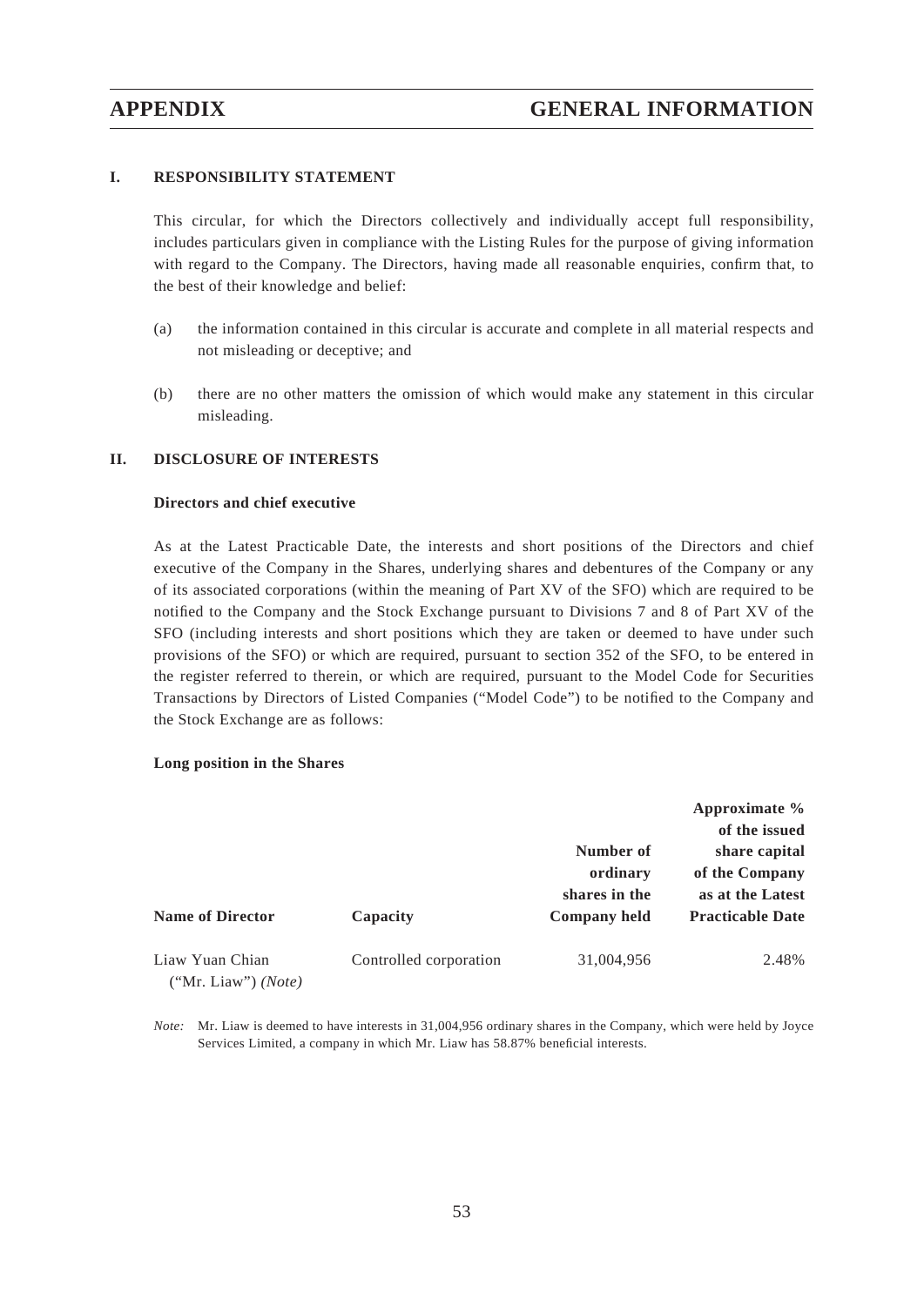# APPENDIX GENERAL INFORMATION

## I. RESPONSIBILITY STATEMENT

This circular, for which the Directors collectively and individually accept full responsibility, includes particulars given in compliance with the Listing Rules for the purpose of giving information with regard to the Company. The Directors, having made all reasonable enquiries, confirm that, to the best of their knowledge and belief:

(a) the information contained in this circular is accurate and complete in all material respects and not misleading or deceptive; and

(b) there are no other matters the omission of which would make any statement in this circular misleading.

## II. DISCLOSURE OF INTERESTS

### Directors and chief executive

As at the Latest Practicable Date, the interests and short positions of the Directors and chief executive of the Company in the Shares, underlying shares and debentures of the Company or any of its associated corporations (within the meaning of Part XV of the SFO) which are required to be notified to the Company and the Stock Exchange pursuant to Divisions 7 and 8 of Part XV of the SFO (including interests and short positions which they are taken or deemed to have under such provisions of the SFO) or which are required, pursuant to section 352 of the SFO, to be entered in the register referred to therein, or which are required, pursuant to the Model Code for Securities Transactions by Directors of Listed Companies ("Model Code") to be notified to the Company and the Stock Exchange are as follows:

**Long position in the Shares**

| Name of Director | Capacity | Number of ordinary shares in the Company held | Approximate % of the issued share capital of the Company as at the Latest Practicable Date |
|---|---|---|---|
| Liaw Yuan Chian ("Mr. Liaw") *(Note)* | Controlled corporation | 31,004,956 | 2.48% |

*Note:* Mr. Liaw is deemed to have interests in 31,004,956 ordinary shares in the Company, which were held by Joyce Services Limited, a company in which Mr. Liaw has 58.87% beneficial interests.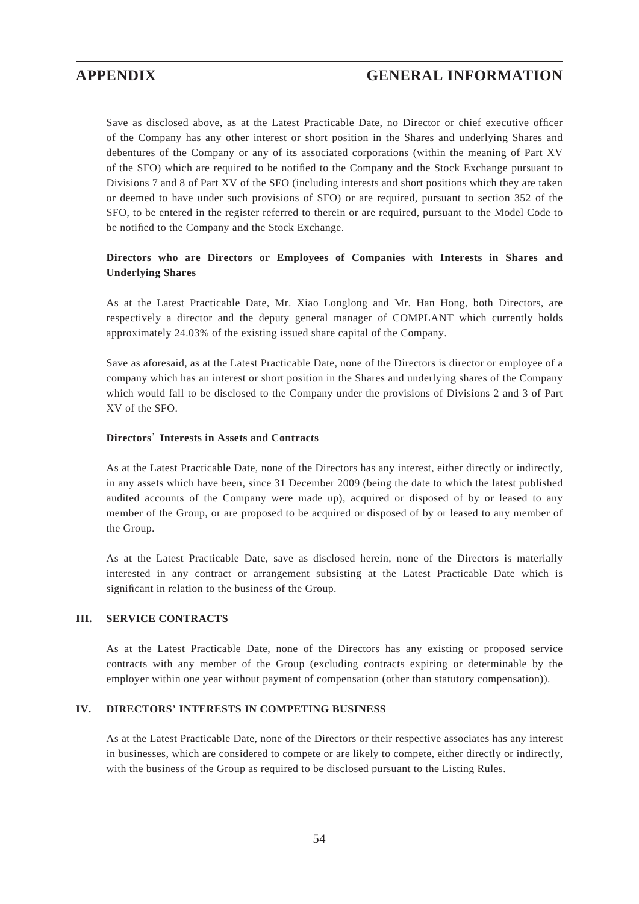Save as disclosed above, as at the Latest Practicable Date, no Director or chief executive officer of the Company has any other interest or short position in the Shares and underlying Shares and debentures of the Company or any of its associated corporations (within the meaning of Part XV of the SFO) which are required to be notified to the Company and the Stock Exchange pursuant to Divisions 7 and 8 of Part XV of the SFO (including interests and short positions which they are taken or deemed to have under such provisions of SFO) or are required, pursuant to section 352 of the SFO, to be entered in the register referred to therein or are required, pursuant to the Model Code to be notified to the Company and the Stock Exchange.

### Directors who are Directors or Employees of Companies with Interests in Shares and Underlying Shares

As at the Latest Practicable Date, Mr. Xiao Longlong and Mr. Han Hong, both Directors, are respectively a director and the deputy general manager of COMPLANT which currently holds approximately 24.03% of the existing issued share capital of the Company.

Save as aforesaid, as at the Latest Practicable Date, none of the Directors is director or employee of a company which has an interest or short position in the Shares and underlying shares of the Company which would fall to be disclosed to the Company under the provisions of Divisions 2 and 3 of Part XV of the SFO.

### Directors' Interests in Assets and Contracts

As at the Latest Practicable Date, none of the Directors has any interest, either directly or indirectly, in any assets which have been, since 31 December 2009 (being the date to which the latest published audited accounts of the Company were made up), acquired or disposed of by or leased to any member of the Group, or are proposed to be acquired or disposed of by or leased to any member of the Group.

As at the Latest Practicable Date, save as disclosed herein, none of the Directors is materially interested in any contract or arrangement subsisting at the Latest Practicable Date which is significant in relation to the business of the Group.

## III. SERVICE CONTRACTS

As at the Latest Practicable Date, none of the Directors has any existing or proposed service contracts with any member of the Group (excluding contracts expiring or determinable by the employer within one year without payment of compensation (other than statutory compensation)).

## IV. DIRECTORS' INTERESTS IN COMPETING BUSINESS

As at the Latest Practicable Date, none of the Directors or their respective associates has any interest in businesses, which are considered to compete or are likely to compete, either directly or indirectly, with the business of the Group as required to be disclosed pursuant to the Listing Rules.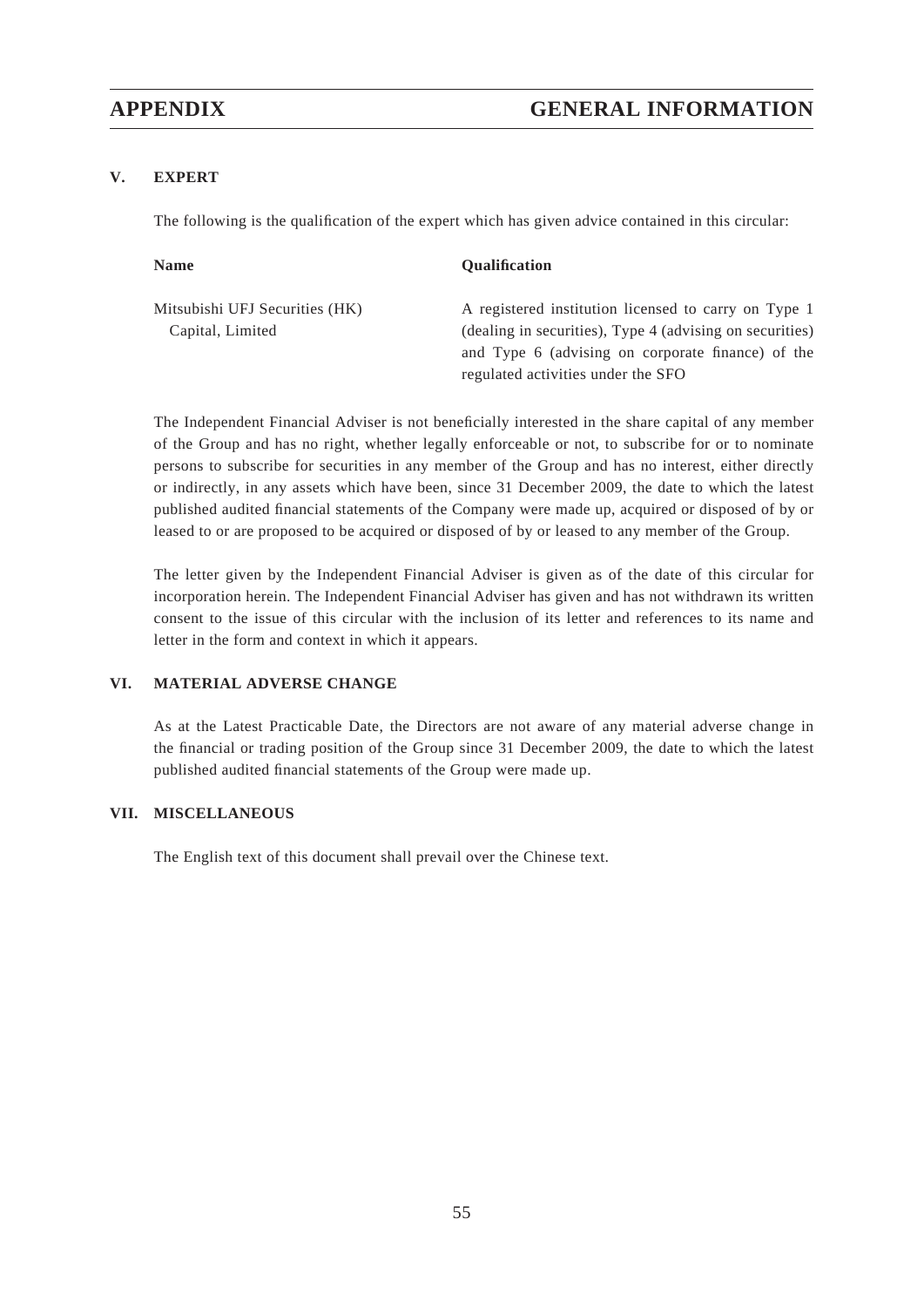## V. EXPERT

The following is the qualification of the expert which has given advice contained in this circular:

| Name | Qualification |
|---|---|
| Mitsubishi UFJ Securities (HK) Capital, Limited | A registered institution licensed to carry on Type 1 (dealing in securities), Type 4 (advising on securities) and Type 6 (advising on corporate finance) of the regulated activities under the SFO |

The Independent Financial Adviser is not beneficially interested in the share capital of any member of the Group and has no right, whether legally enforceable or not, to subscribe for or to nominate persons to subscribe for securities in any member of the Group and has no interest, either directly or indirectly, in any assets which have been, since 31 December 2009, the date to which the latest published audited financial statements of the Company were made up, acquired or disposed of by or leased to or are proposed to be acquired or disposed of by or leased to any member of the Group.

The letter given by the Independent Financial Adviser is given as of the date of this circular for incorporation herein. The Independent Financial Adviser has given and has not withdrawn its written consent to the issue of this circular with the inclusion of its letter and references to its name and letter in the form and context in which it appears.

## VI. MATERIAL ADVERSE CHANGE

As at the Latest Practicable Date, the Directors are not aware of any material adverse change in the financial or trading position of the Group since 31 December 2009, the date to which the latest published audited financial statements of the Group were made up.

## VII. MISCELLANEOUS

The English text of this document shall prevail over the Chinese text.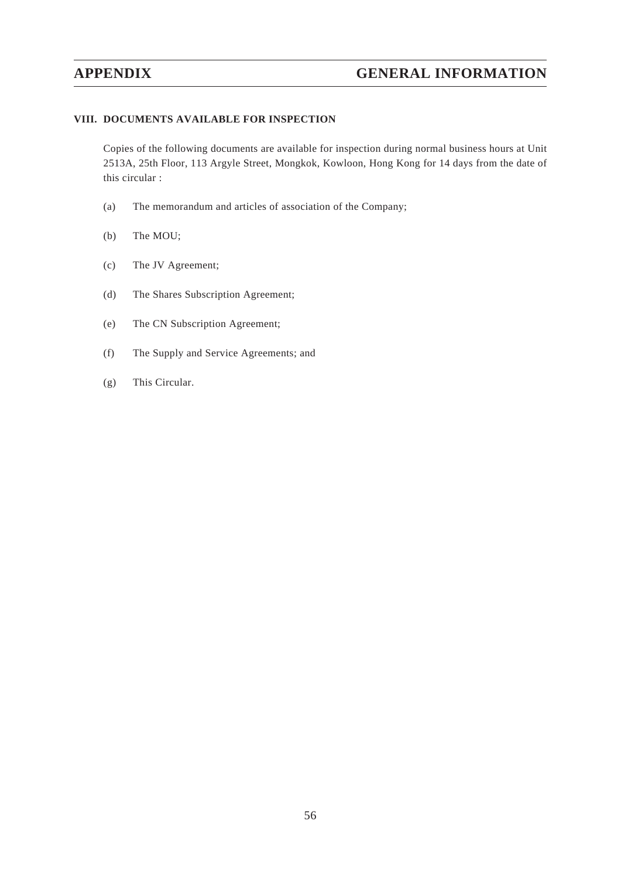### VIII. DOCUMENTS AVAILABLE FOR INSPECTION

Copies of the following documents are available for inspection during normal business hours at Unit 2513A, 25th Floor, 113 Argyle Street, Mongkok, Kowloon, Hong Kong for 14 days from the date of this circular :

(a) The memorandum and articles of association of the Company;

(b) The MOU;

(c) The JV Agreement;

(d) The Shares Subscription Agreement;

(e) The CN Subscription Agreement;

(f) The Supply and Service Agreements; and

(g) This Circular.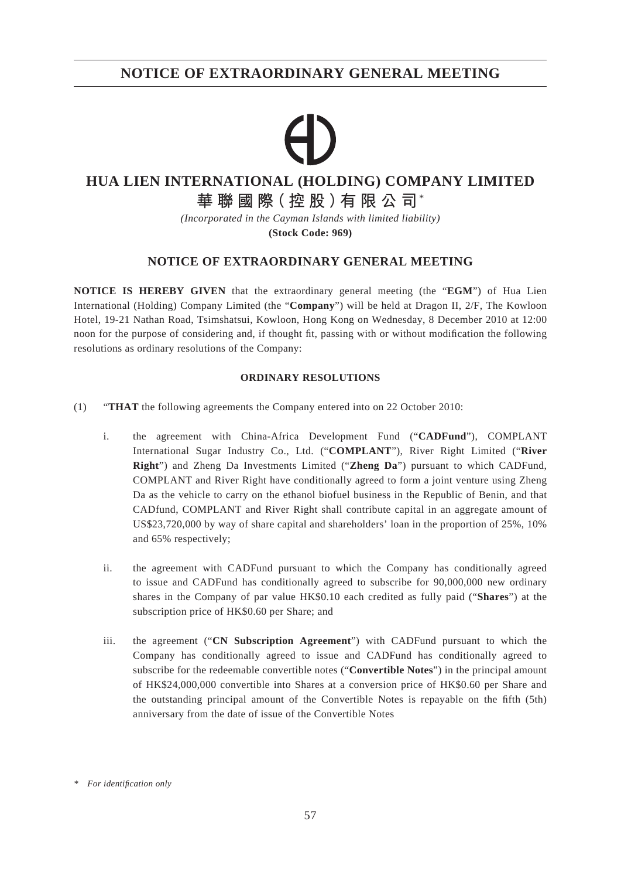# NOTICE OF EXTRAORDINARY GENERAL MEETING

## HUA LIEN INTERNATIONAL (HOLDING) COMPANY LIMITED
## 華聯國際（控股）有限公司*

*(Incorporated in the Cayman Islands with limited liability)*

**(Stock Code: 969)**

### NOTICE OF EXTRAORDINARY GENERAL MEETING

**NOTICE IS HEREBY GIVEN** that the extraordinary general meeting (the "**EGM**") of Hua Lien International (Holding) Company Limited (the "**Company**") will be held at Dragon II, 2/F, The Kowloon Hotel, 19-21 Nathan Road, Tsimshatsui, Kowloon, Hong Kong on Wednesday, 8 December 2010 at 12:00 noon for the purpose of considering and, if thought fit, passing with or without modification the following resolutions as ordinary resolutions of the Company:

**ORDINARY RESOLUTIONS**

(1) "**THAT** the following agreements the Company entered into on 22 October 2010:

i. the agreement with China-Africa Development Fund ("**CADFund**"), COMPLANT International Sugar Industry Co., Ltd. ("**COMPLANT**"), River Right Limited ("**River Right**") and Zheng Da Investments Limited ("**Zheng Da**") pursuant to which CADFund, COMPLANT and River Right have conditionally agreed to form a joint venture using Zheng Da as the vehicle to carry on the ethanol biofuel business in the Republic of Benin, and that CADfund, COMPLANT and River Right shall contribute capital in an aggregate amount of US$23,720,000 by way of share capital and shareholders' loan in the proportion of 25%, 10% and 65% respectively;

ii. the agreement with CADFund pursuant to which the Company has conditionally agreed to issue and CADFund has conditionally agreed to subscribe for 90,000,000 new ordinary shares in the Company of par value HK$0.10 each credited as fully paid ("**Shares**") at the subscription price of HK$0.60 per Share; and

iii. the agreement ("**CN Subscription Agreement**") with CADFund pursuant to which the Company has conditionally agreed to issue and CADFund has conditionally agreed to subscribe for the redeemable convertible notes ("**Convertible Notes**") in the principal amount of HK$24,000,000 convertible into Shares at a conversion price of HK$0.60 per Share and the outstanding principal amount of the Convertible Notes is repayable on the fifth (5th) anniversary from the date of issue of the Convertible Notes

\* *For identification only*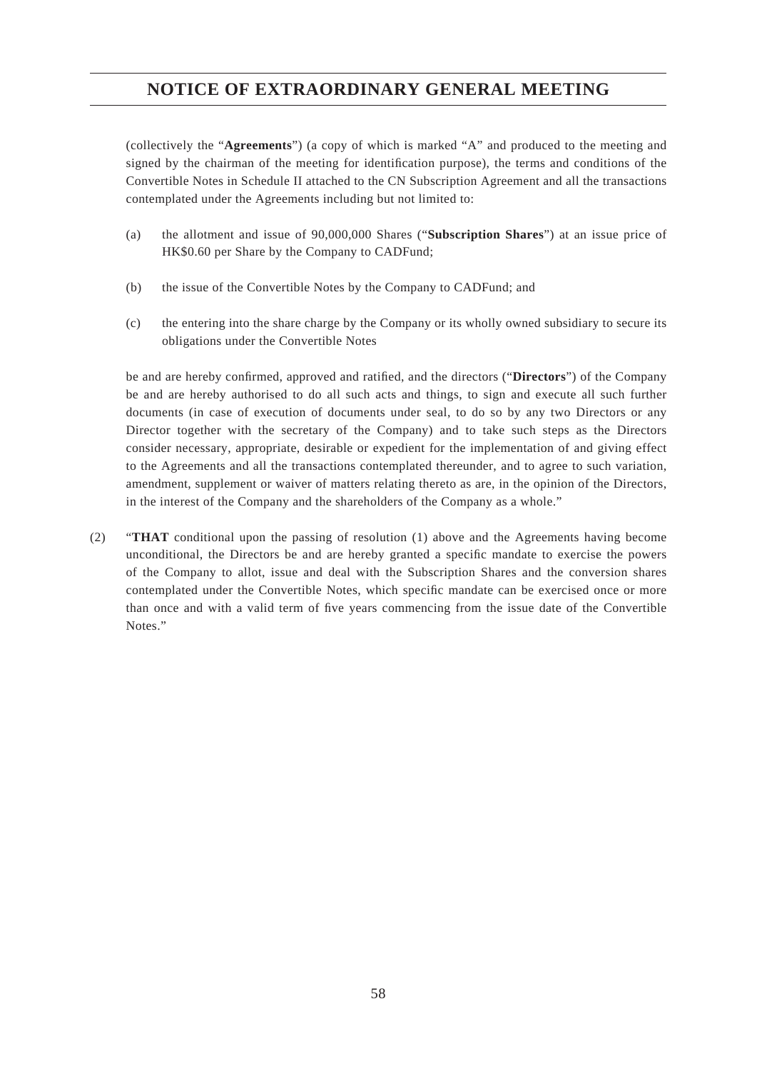(collectively the "**Agreements**") (a copy of which is marked "A" and produced to the meeting and signed by the chairman of the meeting for identification purpose), the terms and conditions of the Convertible Notes in Schedule II attached to the CN Subscription Agreement and all the transactions contemplated under the Agreements including but not limited to:

(a) the allotment and issue of 90,000,000 Shares ("**Subscription Shares**") at an issue price of HK$0.60 per Share by the Company to CADFund;

(b) the issue of the Convertible Notes by the Company to CADFund; and

(c) the entering into the share charge by the Company or its wholly owned subsidiary to secure its obligations under the Convertible Notes

be and are hereby confirmed, approved and ratified, and the directors ("**Directors**") of the Company be and are hereby authorised to do all such acts and things, to sign and execute all such further documents (in case of execution of documents under seal, to do so by any two Directors or any Director together with the secretary of the Company) and to take such steps as the Directors consider necessary, appropriate, desirable or expedient for the implementation of and giving effect to the Agreements and all the transactions contemplated thereunder, and to agree to such variation, amendment, supplement or waiver of matters relating thereto as are, in the opinion of the Directors, in the interest of the Company and the shareholders of the Company as a whole."

(2) "**THAT** conditional upon the passing of resolution (1) above and the Agreements having become unconditional, the Directors be and are hereby granted a specific mandate to exercise the powers of the Company to allot, issue and deal with the Subscription Shares and the conversion shares contemplated under the Convertible Notes, which specific mandate can be exercised once or more than once and with a valid term of five years commencing from the issue date of the Convertible Notes."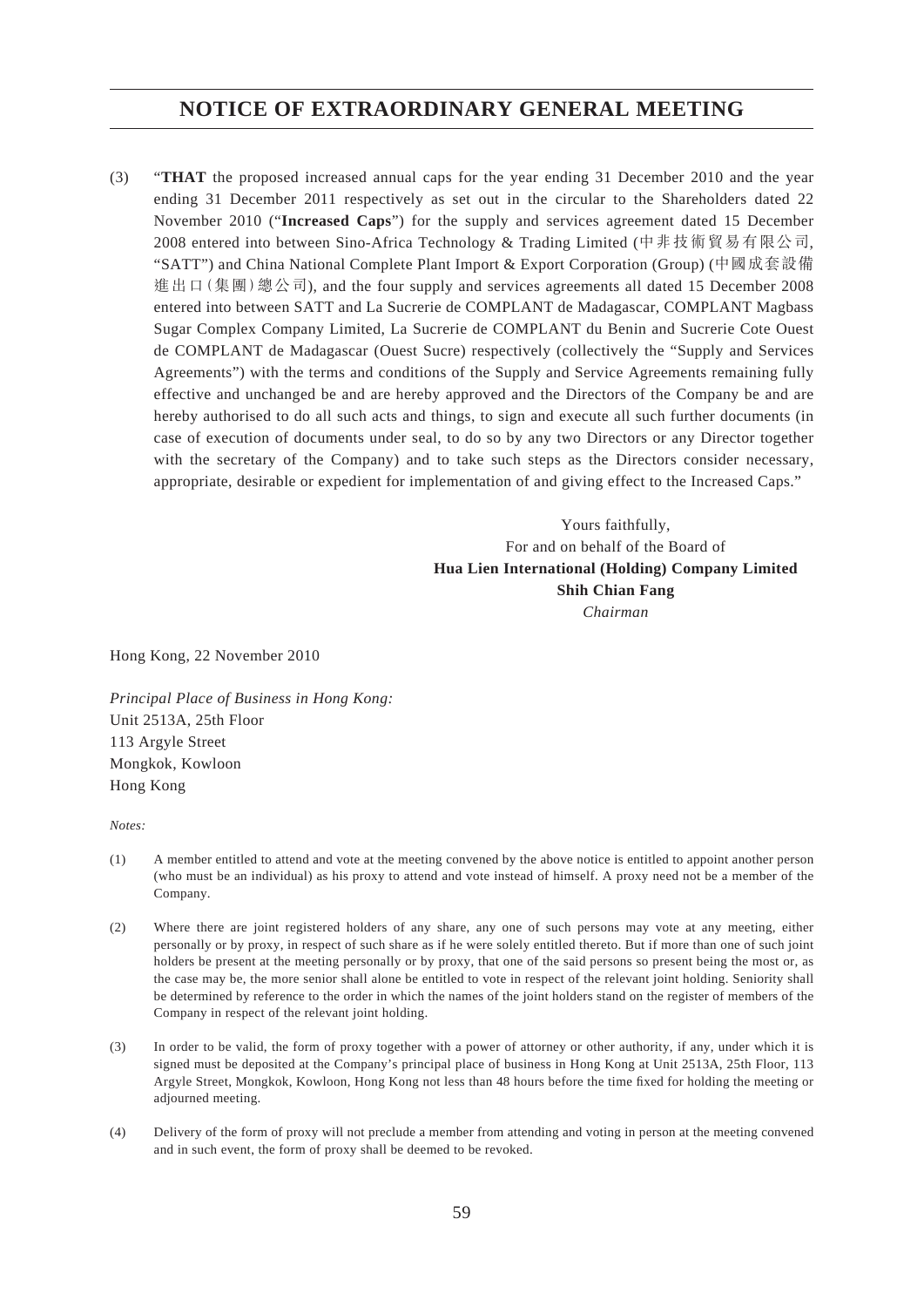# NOTICE OF EXTRAORDINARY GENERAL MEETING

(3) "**THAT** the proposed increased annual caps for the year ending 31 December 2010 and the year ending 31 December 2011 respectively as set out in the circular to the Shareholders dated 22 November 2010 ("**Increased Caps**") for the supply and services agreement dated 15 December 2008 entered into between Sino-Africa Technology & Trading Limited (中非技術貿易有限公司, "SATT") and China National Complete Plant Import & Export Corporation (Group) (中國成套設備進出口(集團)總公司), and the four supply and services agreements all dated 15 December 2008 entered into between SATT and La Sucrerie de COMPLANT de Madagascar, COMPLANT Magbass Sugar Complex Company Limited, La Sucrerie de COMPLANT du Benin and Sucrerie Cote Ouest de COMPLANT de Madagascar (Ouest Sucre) respectively (collectively the "Supply and Services Agreements") with the terms and conditions of the Supply and Service Agreements remaining fully effective and unchanged be and are hereby approved and the Directors of the Company be and are hereby authorised to do all such acts and things, to sign and execute all such further documents (in case of execution of documents under seal, to do so by any two Directors or any Director together with the secretary of the Company) and to take such steps as the Directors consider necessary, appropriate, desirable or expedient for implementation of and giving effect to the Increased Caps."

Yours faithfully,
For and on behalf of the Board of
**Hua Lien International (Holding) Company Limited**
**Shih Chian Fang**
*Chairman*

Hong Kong, 22 November 2010

*Principal Place of Business in Hong Kong:*
Unit 2513A, 25th Floor
113 Argyle Street
Mongkok, Kowloon
Hong Kong

*Notes:*

(1) A member entitled to attend and vote at the meeting convened by the above notice is entitled to appoint another person (who must be an individual) as his proxy to attend and vote instead of himself. A proxy need not be a member of the Company.

(2) Where there are joint registered holders of any share, any one of such persons may vote at any meeting, either personally or by proxy, in respect of such share as if he were solely entitled thereto. But if more than one of such joint holders be present at the meeting personally or by proxy, that one of the said persons so present being the most or, as the case may be, the more senior shall alone be entitled to vote in respect of the relevant joint holding. Seniority shall be determined by reference to the order in which the names of the joint holders stand on the register of members of the Company in respect of the relevant joint holding.

(3) In order to be valid, the form of proxy together with a power of attorney or other authority, if any, under which it is signed must be deposited at the Company's principal place of business in Hong Kong at Unit 2513A, 25th Floor, 113 Argyle Street, Mongkok, Kowloon, Hong Kong not less than 48 hours before the time fixed for holding the meeting or adjourned meeting.

(4) Delivery of the form of proxy will not preclude a member from attending and voting in person at the meeting convened and in such event, the form of proxy shall be deemed to be revoked.